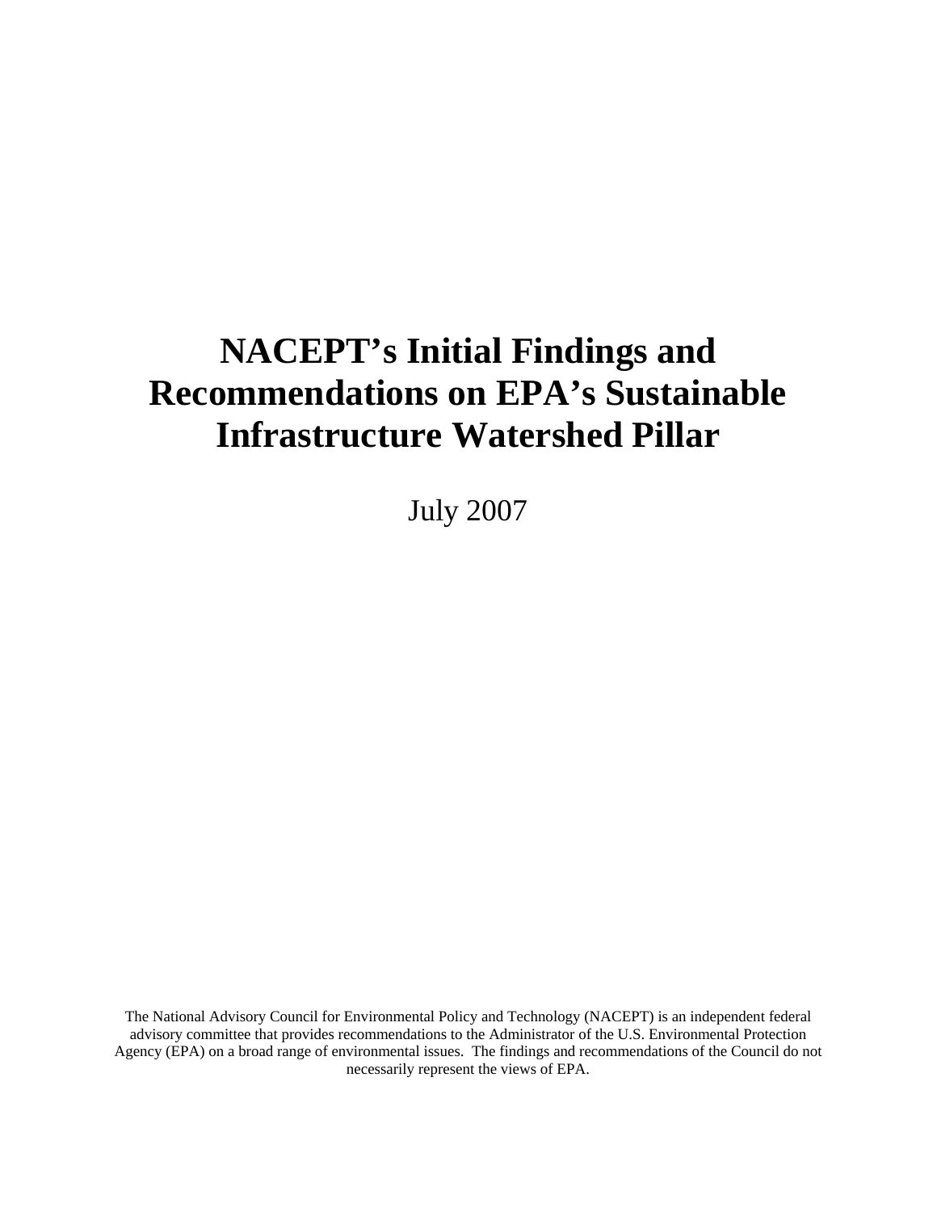# NACEPT's Initial Findings and Recommendations on EPA's Sustainable Infrastructure Watershed Pillar

July 2007

The National Advisory Council for Environmental Policy and Technology (NACEPT) is an independent federal advisory committee that provides recommendations to the Administrator of the U.S. Environmental Protection Agency (EPA) on a broad range of environmental issues. The findings and recommendations of the Council do not necessarily represent the views of EPA.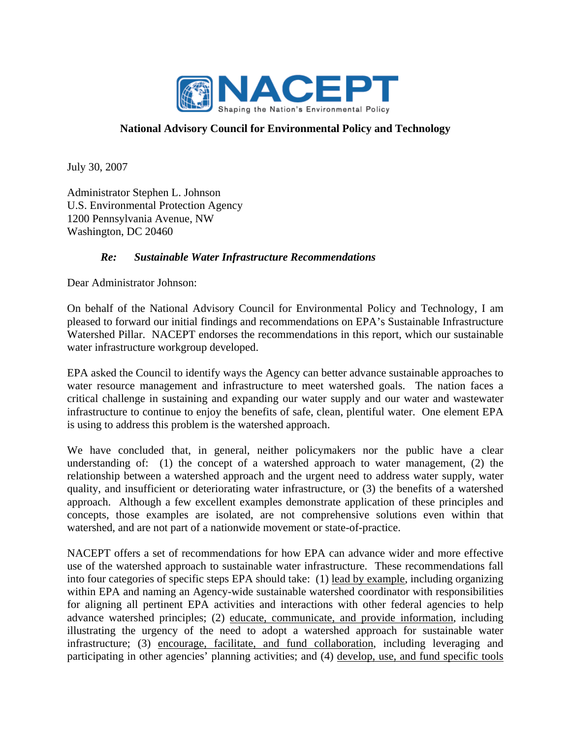NACEPT
Shaping the Nation's Environmental Policy

**National Advisory Council for Environmental Policy and Technology**

July 30, 2007

Administrator Stephen L. Johnson
U.S. Environmental Protection Agency
1200 Pennsylvania Avenue, NW
Washington, DC 20460

***Re: Sustainable Water Infrastructure Recommendations***

Dear Administrator Johnson:

On behalf of the National Advisory Council for Environmental Policy and Technology, I am pleased to forward our initial findings and recommendations on EPA's Sustainable Infrastructure Watershed Pillar. NACEPT endorses the recommendations in this report, which our sustainable water infrastructure workgroup developed.

EPA asked the Council to identify ways the Agency can better advance sustainable approaches to water resource management and infrastructure to meet watershed goals. The nation faces a critical challenge in sustaining and expanding our water supply and our water and wastewater infrastructure to continue to enjoy the benefits of safe, clean, plentiful water. One element EPA is using to address this problem is the watershed approach.

We have concluded that, in general, neither policymakers nor the public have a clear understanding of: (1) the concept of a watershed approach to water management, (2) the relationship between a watershed approach and the urgent need to address water supply, water quality, and insufficient or deteriorating water infrastructure, or (3) the benefits of a watershed approach. Although a few excellent examples demonstrate application of these principles and concepts, those examples are isolated, are not comprehensive solutions even within that watershed, and are not part of a nationwide movement or state-of-practice.

NACEPT offers a set of recommendations for how EPA can advance wider and more effective use of the watershed approach to sustainable water infrastructure. These recommendations fall into four categories of specific steps EPA should take: (1) lead by example, including organizing within EPA and naming an Agency-wide sustainable watershed coordinator with responsibilities for aligning all pertinent EPA activities and interactions with other federal agencies to help advance watershed principles; (2) educate, communicate, and provide information, including illustrating the urgency of the need to adopt a watershed approach for sustainable water infrastructure; (3) encourage, facilitate, and fund collaboration, including leveraging and participating in other agencies' planning activities; and (4) develop, use, and fund specific tools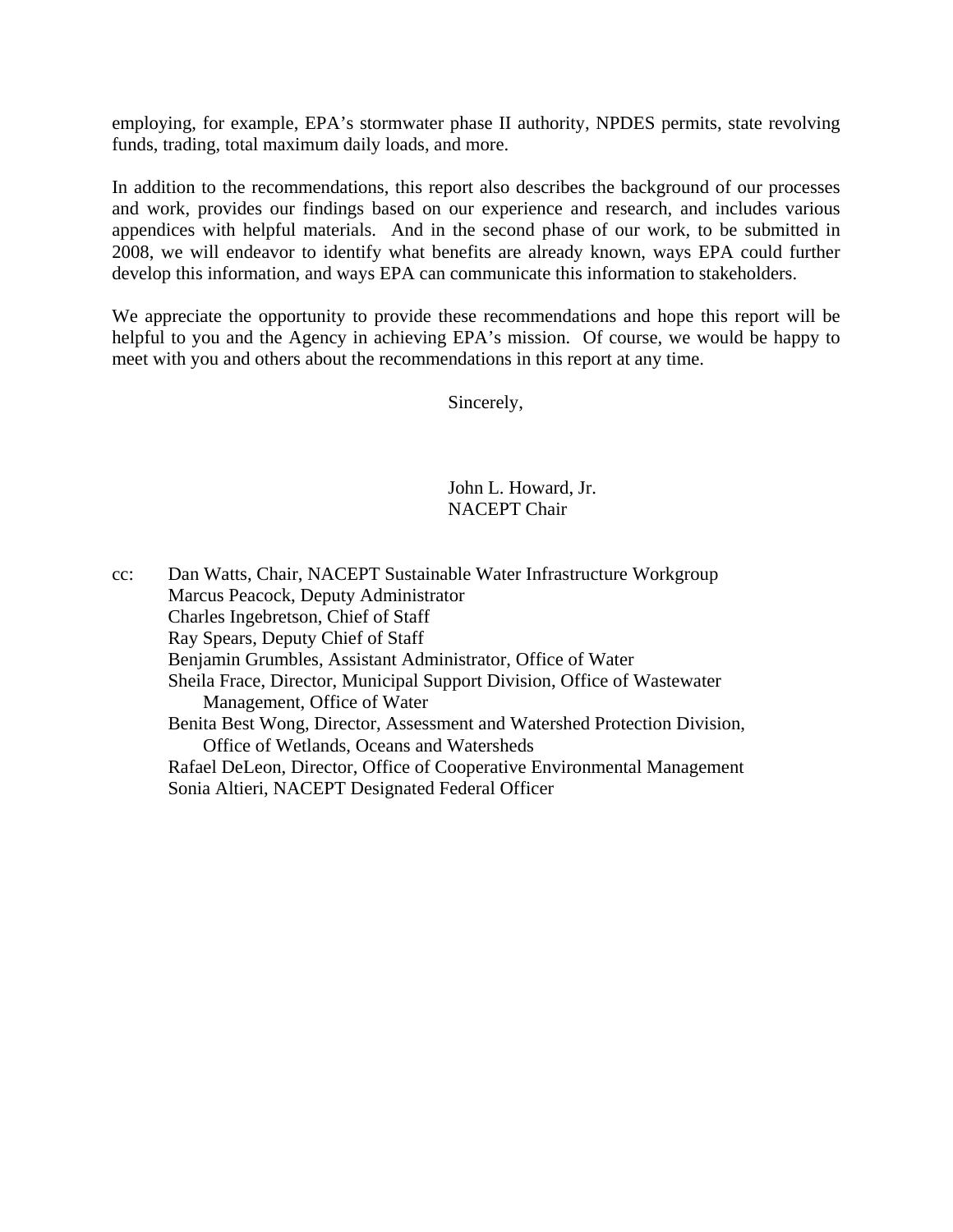employing, for example, EPA's stormwater phase II authority, NPDES permits, state revolving funds, trading, total maximum daily loads, and more.

In addition to the recommendations, this report also describes the background of our processes and work, provides our findings based on our experience and research, and includes various appendices with helpful materials. And in the second phase of our work, to be submitted in 2008, we will endeavor to identify what benefits are already known, ways EPA could further develop this information, and ways EPA can communicate this information to stakeholders.

We appreciate the opportunity to provide these recommendations and hope this report will be helpful to you and the Agency in achieving EPA's mission. Of course, we would be happy to meet with you and others about the recommendations in this report at any time.

Sincerely,

John L. Howard, Jr.
NACEPT Chair

cc: Dan Watts, Chair, NACEPT Sustainable Water Infrastructure Workgroup
Marcus Peacock, Deputy Administrator
Charles Ingebretson, Chief of Staff
Ray Spears, Deputy Chief of Staff
Benjamin Grumbles, Assistant Administrator, Office of Water
Sheila Frace, Director, Municipal Support Division, Office of Wastewater Management, Office of Water
Benita Best Wong, Director, Assessment and Watershed Protection Division, Office of Wetlands, Oceans and Watersheds
Rafael DeLeon, Director, Office of Cooperative Environmental Management
Sonia Altieri, NACEPT Designated Federal Officer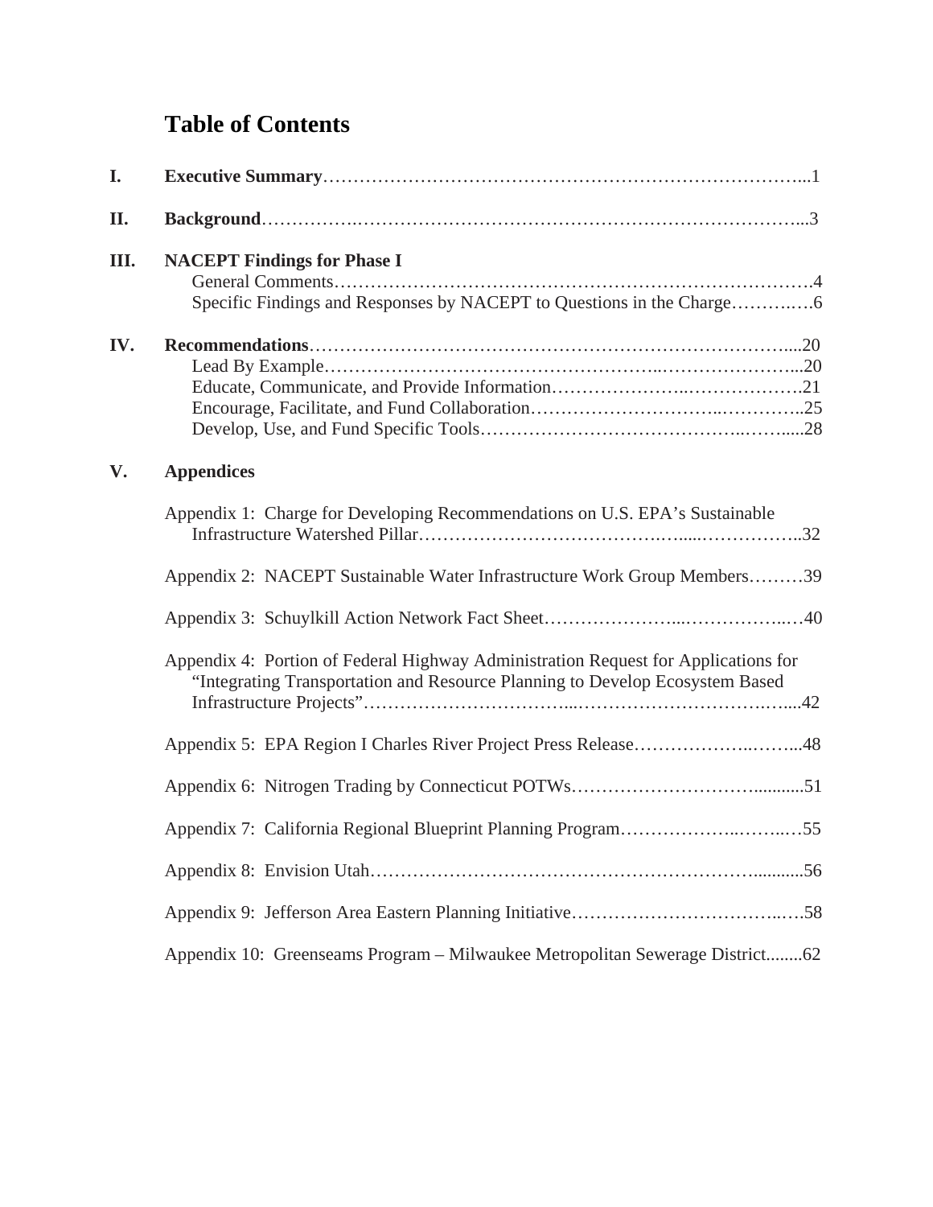# Table of Contents

**I. Executive Summary**……………………………………………………………………...1

**II. Background**……………………………………………………………………………...3

**III. NACEPT Findings for Phase I**

- General Comments…………………………………………………………………….4
- Specific Findings and Responses by NACEPT to Questions in the Charge……….….6

**IV. Recommendations**……………………………………………………………………....20

- Lead By Example……………………………………………………………………...20
- Educate, Communicate, and Provide Information……………………………………..21
- Encourage, Facilitate, and Fund Collaboration………………………………………..25
- Develop, Use, and Fund Specific Tools………………………………………………....28

**V. Appendices**

Appendix 1: Charge for Developing Recommendations on U.S. EPA's Sustainable Infrastructure Watershed Pillar……………………………………………………..32

Appendix 2: NACEPT Sustainable Water Infrastructure Work Group Members………39

Appendix 3: Schuylkill Action Network Fact Sheet………………………………..…40

Appendix 4: Portion of Federal Highway Administration Request for Applications for "Integrating Transportation and Resource Planning to Develop Ecosystem Based Infrastructure Projects"…………………………………………………………....42

Appendix 5: EPA Region I Charles River Project Press Release………………………...48

Appendix 6: Nitrogen Trading by Connecticut POTWs………………………….........51

Appendix 7: California Regional Blueprint Planning Program…………………………55

Appendix 8: Envision Utah……………………………………………………….........56

Appendix 9: Jefferson Area Eastern Planning Initiative……………………………..….58

Appendix 10: Greenseams Program – Milwaukee Metropolitan Sewerage District........62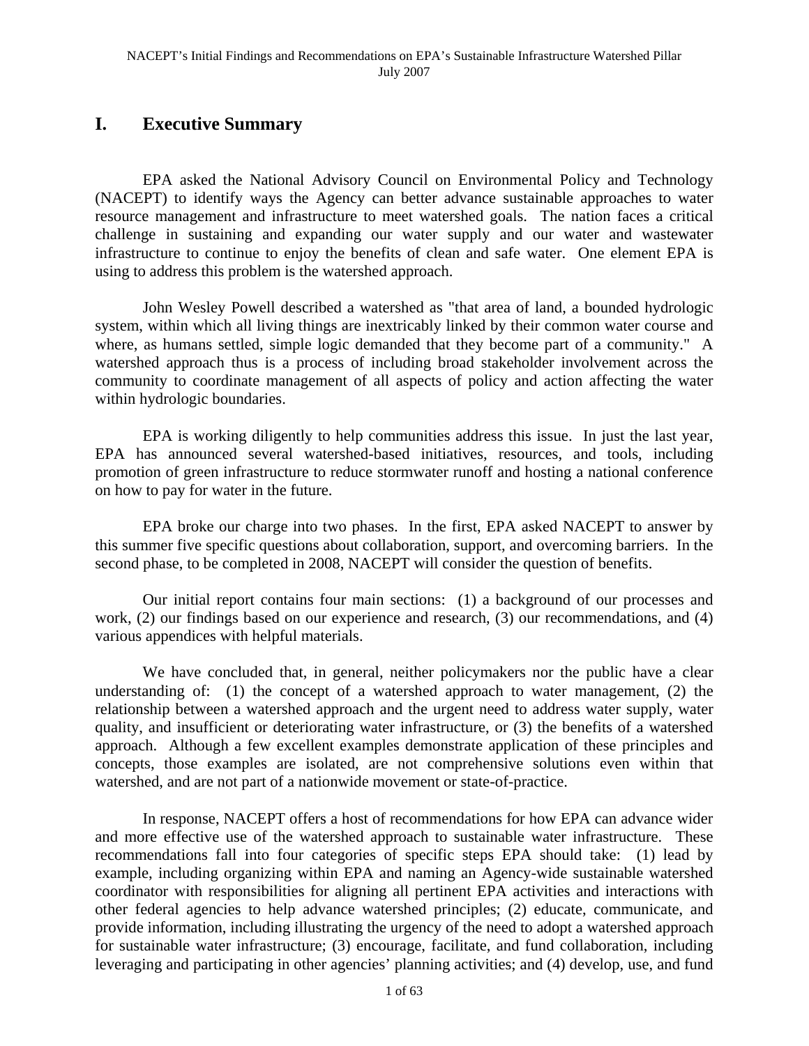## I. Executive Summary

EPA asked the National Advisory Council on Environmental Policy and Technology (NACEPT) to identify ways the Agency can better advance sustainable approaches to water resource management and infrastructure to meet watershed goals. The nation faces a critical challenge in sustaining and expanding our water supply and our water and wastewater infrastructure to continue to enjoy the benefits of clean and safe water. One element EPA is using to address this problem is the watershed approach.

John Wesley Powell described a watershed as "that area of land, a bounded hydrologic system, within which all living things are inextricably linked by their common water course and where, as humans settled, simple logic demanded that they become part of a community." A watershed approach thus is a process of including broad stakeholder involvement across the community to coordinate management of all aspects of policy and action affecting the water within hydrologic boundaries.

EPA is working diligently to help communities address this issue. In just the last year, EPA has announced several watershed-based initiatives, resources, and tools, including promotion of green infrastructure to reduce stormwater runoff and hosting a national conference on how to pay for water in the future.

EPA broke our charge into two phases. In the first, EPA asked NACEPT to answer by this summer five specific questions about collaboration, support, and overcoming barriers. In the second phase, to be completed in 2008, NACEPT will consider the question of benefits.

Our initial report contains four main sections: (1) a background of our processes and work, (2) our findings based on our experience and research, (3) our recommendations, and (4) various appendices with helpful materials.

We have concluded that, in general, neither policymakers nor the public have a clear understanding of: (1) the concept of a watershed approach to water management, (2) the relationship between a watershed approach and the urgent need to address water supply, water quality, and insufficient or deteriorating water infrastructure, or (3) the benefits of a watershed approach. Although a few excellent examples demonstrate application of these principles and concepts, those examples are isolated, are not comprehensive solutions even within that watershed, and are not part of a nationwide movement or state-of-practice.

In response, NACEPT offers a host of recommendations for how EPA can advance wider and more effective use of the watershed approach to sustainable water infrastructure. These recommendations fall into four categories of specific steps EPA should take: (1) lead by example, including organizing within EPA and naming an Agency-wide sustainable watershed coordinator with responsibilities for aligning all pertinent EPA activities and interactions with other federal agencies to help advance watershed principles; (2) educate, communicate, and provide information, including illustrating the urgency of the need to adopt a watershed approach for sustainable water infrastructure; (3) encourage, facilitate, and fund collaboration, including leveraging and participating in other agencies' planning activities; and (4) develop, use, and fund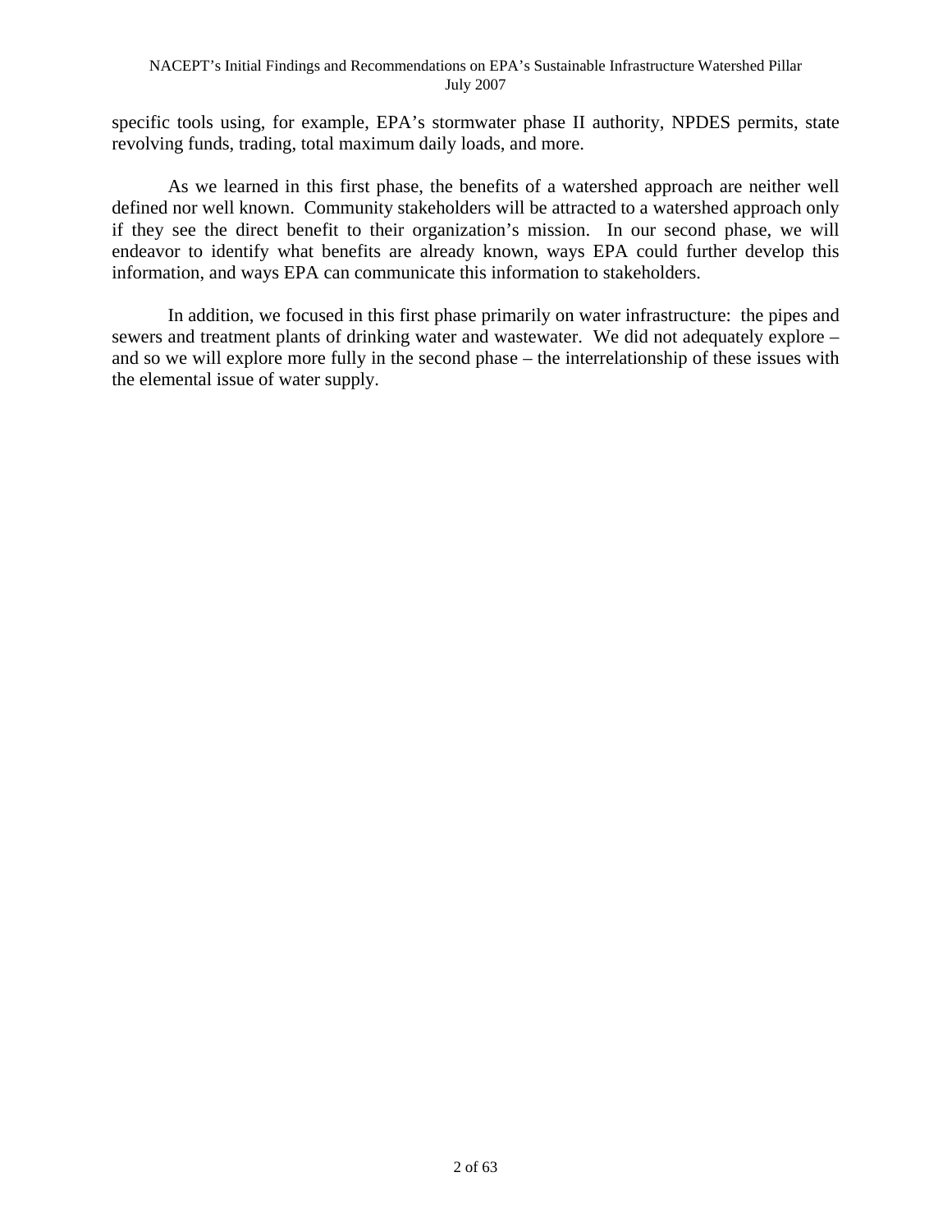specific tools using, for example, EPA's stormwater phase II authority, NPDES permits, state revolving funds, trading, total maximum daily loads, and more.

As we learned in this first phase, the benefits of a watershed approach are neither well defined nor well known. Community stakeholders will be attracted to a watershed approach only if they see the direct benefit to their organization's mission. In our second phase, we will endeavor to identify what benefits are already known, ways EPA could further develop this information, and ways EPA can communicate this information to stakeholders.

In addition, we focused in this first phase primarily on water infrastructure: the pipes and sewers and treatment plants of drinking water and wastewater. We did not adequately explore – and so we will explore more fully in the second phase – the interrelationship of these issues with the elemental issue of water supply.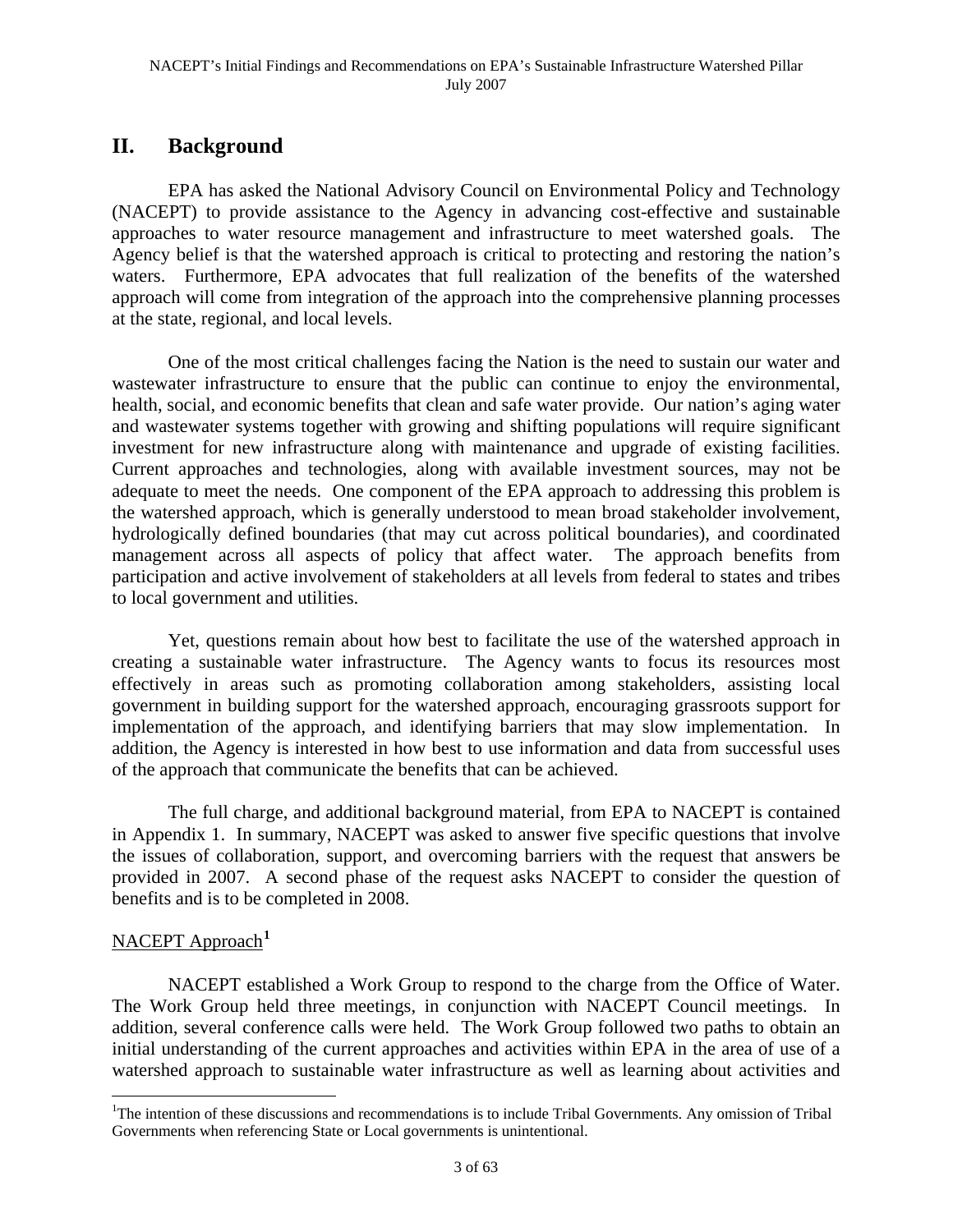## II. Background

EPA has asked the National Advisory Council on Environmental Policy and Technology (NACEPT) to provide assistance to the Agency in advancing cost-effective and sustainable approaches to water resource management and infrastructure to meet watershed goals. The Agency belief is that the watershed approach is critical to protecting and restoring the nation's waters. Furthermore, EPA advocates that full realization of the benefits of the watershed approach will come from integration of the approach into the comprehensive planning processes at the state, regional, and local levels.

One of the most critical challenges facing the Nation is the need to sustain our water and wastewater infrastructure to ensure that the public can continue to enjoy the environmental, health, social, and economic benefits that clean and safe water provide. Our nation's aging water and wastewater systems together with growing and shifting populations will require significant investment for new infrastructure along with maintenance and upgrade of existing facilities. Current approaches and technologies, along with available investment sources, may not be adequate to meet the needs. One component of the EPA approach to addressing this problem is the watershed approach, which is generally understood to mean broad stakeholder involvement, hydrologically defined boundaries (that may cut across political boundaries), and coordinated management across all aspects of policy that affect water. The approach benefits from participation and active involvement of stakeholders at all levels from federal to states and tribes to local government and utilities.

Yet, questions remain about how best to facilitate the use of the watershed approach in creating a sustainable water infrastructure. The Agency wants to focus its resources most effectively in areas such as promoting collaboration among stakeholders, assisting local government in building support for the watershed approach, encouraging grassroots support for implementation of the approach, and identifying barriers that may slow implementation. In addition, the Agency is interested in how best to use information and data from successful uses of the approach that communicate the benefits that can be achieved.

The full charge, and additional background material, from EPA to NACEPT is contained in Appendix 1. In summary, NACEPT was asked to answer five specific questions that involve the issues of collaboration, support, and overcoming barriers with the request that answers be provided in 2007. A second phase of the request asks NACEPT to consider the question of benefits and is to be completed in 2008.

NACEPT Approach[1]

NACEPT established a Work Group to respond to the charge from the Office of Water. The Work Group held three meetings, in conjunction with NACEPT Council meetings. In addition, several conference calls were held. The Work Group followed two paths to obtain an initial understanding of the current approaches and activities within EPA in the area of use of a watershed approach to sustainable water infrastructure as well as learning about activities and

[1]The intention of these discussions and recommendations is to include Tribal Governments. Any omission of Tribal Governments when referencing State or Local governments is unintentional.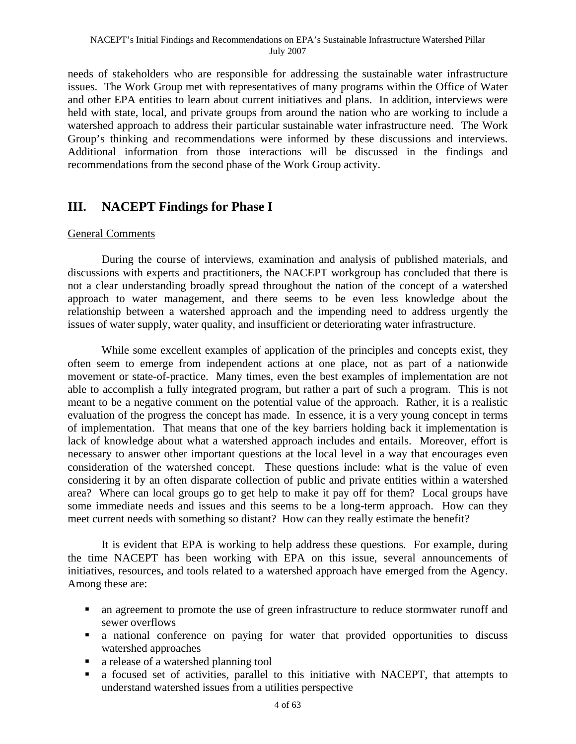needs of stakeholders who are responsible for addressing the sustainable water infrastructure issues. The Work Group met with representatives of many programs within the Office of Water and other EPA entities to learn about current initiatives and plans. In addition, interviews were held with state, local, and private groups from around the nation who are working to include a watershed approach to address their particular sustainable water infrastructure need. The Work Group's thinking and recommendations were informed by these discussions and interviews. Additional information from those interactions will be discussed in the findings and recommendations from the second phase of the Work Group activity.

## III. NACEPT Findings for Phase I

General Comments

During the course of interviews, examination and analysis of published materials, and discussions with experts and practitioners, the NACEPT workgroup has concluded that there is not a clear understanding broadly spread throughout the nation of the concept of a watershed approach to water management, and there seems to be even less knowledge about the relationship between a watershed approach and the impending need to address urgently the issues of water supply, water quality, and insufficient or deteriorating water infrastructure.

While some excellent examples of application of the principles and concepts exist, they often seem to emerge from independent actions at one place, not as part of a nationwide movement or state-of-practice. Many times, even the best examples of implementation are not able to accomplish a fully integrated program, but rather a part of such a program. This is not meant to be a negative comment on the potential value of the approach. Rather, it is a realistic evaluation of the progress the concept has made. In essence, it is a very young concept in terms of implementation. That means that one of the key barriers holding back it implementation is lack of knowledge about what a watershed approach includes and entails. Moreover, effort is necessary to answer other important questions at the local level in a way that encourages even consideration of the watershed concept. These questions include: what is the value of even considering it by an often disparate collection of public and private entities within a watershed area? Where can local groups go to get help to make it pay off for them? Local groups have some immediate needs and issues and this seems to be a long-term approach. How can they meet current needs with something so distant? How can they really estimate the benefit?

It is evident that EPA is working to help address these questions. For example, during the time NACEPT has been working with EPA on this issue, several announcements of initiatives, resources, and tools related to a watershed approach have emerged from the Agency. Among these are:

- an agreement to promote the use of green infrastructure to reduce stormwater runoff and sewer overflows
- a national conference on paying for water that provided opportunities to discuss watershed approaches
- a release of a watershed planning tool
- a focused set of activities, parallel to this initiative with NACEPT, that attempts to understand watershed issues from a utilities perspective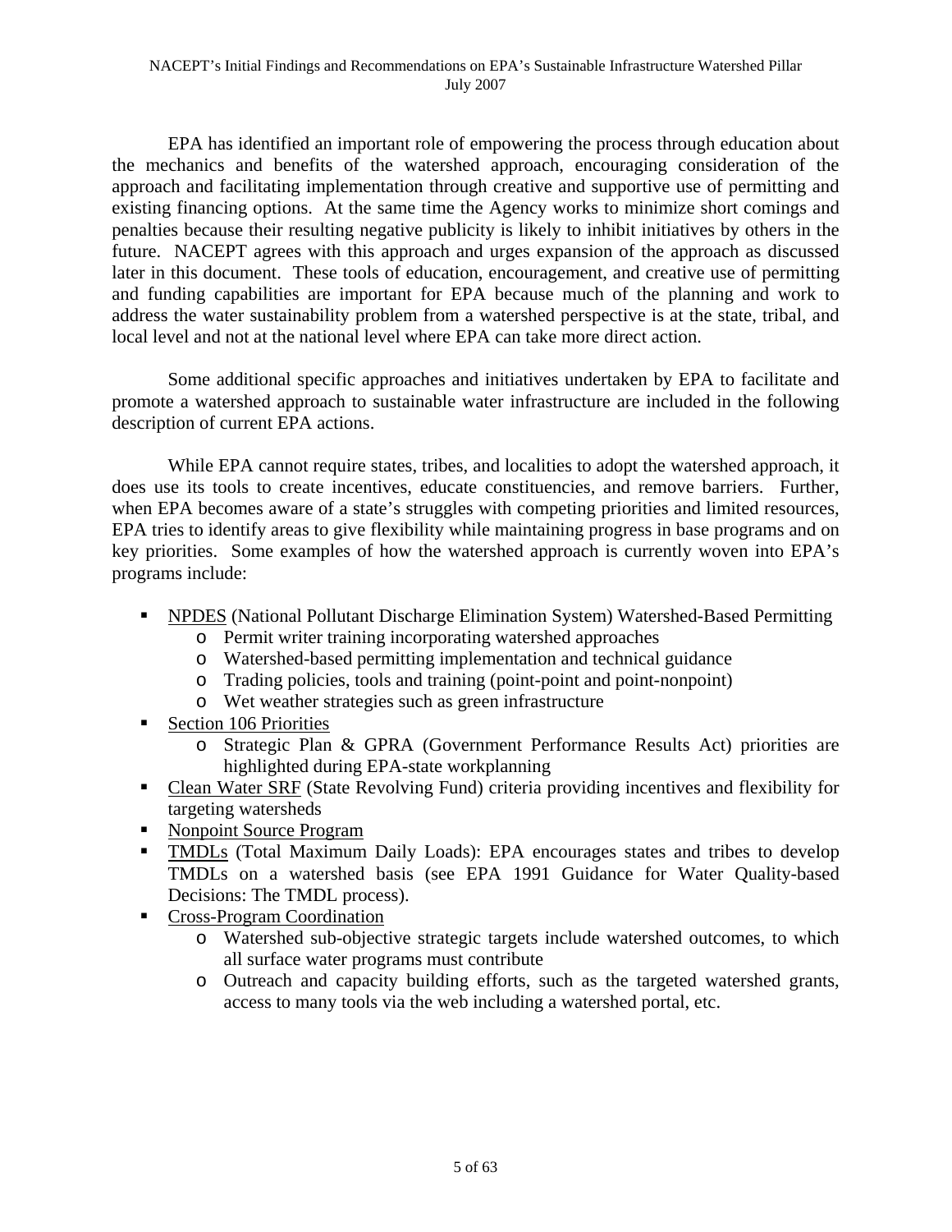EPA has identified an important role of empowering the process through education about the mechanics and benefits of the watershed approach, encouraging consideration of the approach and facilitating implementation through creative and supportive use of permitting and existing financing options. At the same time the Agency works to minimize short comings and penalties because their resulting negative publicity is likely to inhibit initiatives by others in the future. NACEPT agrees with this approach and urges expansion of the approach as discussed later in this document. These tools of education, encouragement, and creative use of permitting and funding capabilities are important for EPA because much of the planning and work to address the water sustainability problem from a watershed perspective is at the state, tribal, and local level and not at the national level where EPA can take more direct action.

Some additional specific approaches and initiatives undertaken by EPA to facilitate and promote a watershed approach to sustainable water infrastructure are included in the following description of current EPA actions.

While EPA cannot require states, tribes, and localities to adopt the watershed approach, it does use its tools to create incentives, educate constituencies, and remove barriers. Further, when EPA becomes aware of a state's struggles with competing priorities and limited resources, EPA tries to identify areas to give flexibility while maintaining progress in base programs and on key priorities. Some examples of how the watershed approach is currently woven into EPA's programs include:

- <u>NPDES</u> (National Pollutant Discharge Elimination System) Watershed-Based Permitting
  - Permit writer training incorporating watershed approaches
  - Watershed-based permitting implementation and technical guidance
  - Trading policies, tools and training (point-point and point-nonpoint)
  - Wet weather strategies such as green infrastructure
- <u>Section 106 Priorities</u>
  - Strategic Plan & GPRA (Government Performance Results Act) priorities are highlighted during EPA-state workplanning
- <u>Clean Water SRF</u> (State Revolving Fund) criteria providing incentives and flexibility for targeting watersheds
- <u>Nonpoint Source Program</u>
- <u>TMDLs</u> (Total Maximum Daily Loads): EPA encourages states and tribes to develop TMDLs on a watershed basis (see EPA 1991 Guidance for Water Quality-based Decisions: The TMDL process).
- <u>Cross-Program Coordination</u>
  - Watershed sub-objective strategic targets include watershed outcomes, to which all surface water programs must contribute
  - Outreach and capacity building efforts, such as the targeted watershed grants, access to many tools via the web including a watershed portal, etc.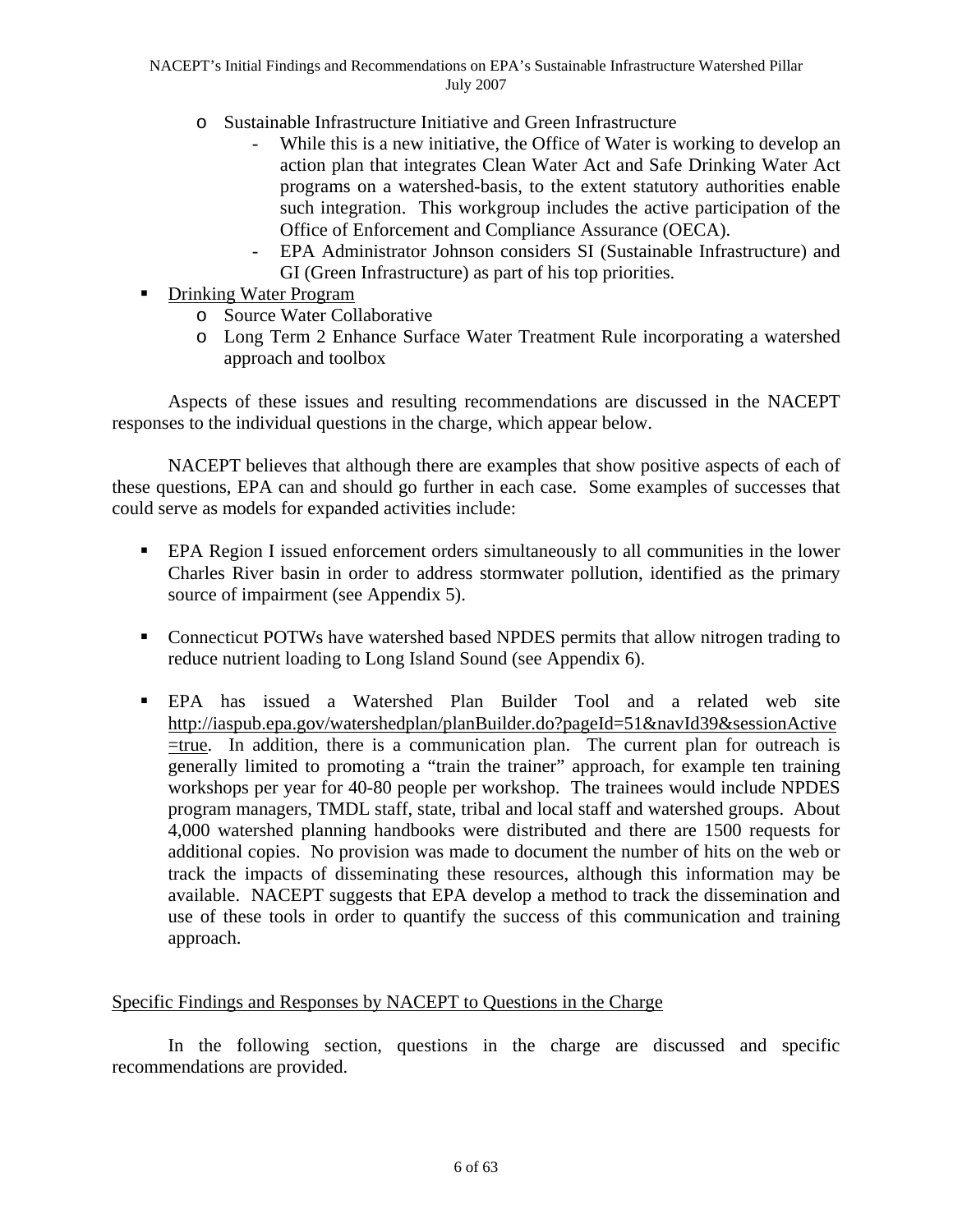- Sustainable Infrastructure Initiative and Green Infrastructure
  - While this is a new initiative, the Office of Water is working to develop an action plan that integrates Clean Water Act and Safe Drinking Water Act programs on a watershed-basis, to the extent statutory authorities enable such integration. This workgroup includes the active participation of the Office of Enforcement and Compliance Assurance (OECA).
  - EPA Administrator Johnson considers SI (Sustainable Infrastructure) and GI (Green Infrastructure) as part of his top priorities.

- Drinking Water Program
  - Source Water Collaborative
  - Long Term 2 Enhance Surface Water Treatment Rule incorporating a watershed approach and toolbox

Aspects of these issues and resulting recommendations are discussed in the NACEPT responses to the individual questions in the charge, which appear below.

NACEPT believes that although there are examples that show positive aspects of each of these questions, EPA can and should go further in each case. Some examples of successes that could serve as models for expanded activities include:

- EPA Region I issued enforcement orders simultaneously to all communities in the lower Charles River basin in order to address stormwater pollution, identified as the primary source of impairment (see Appendix 5).

- Connecticut POTWs have watershed based NPDES permits that allow nitrogen trading to reduce nutrient loading to Long Island Sound (see Appendix 6).

- EPA has issued a Watershed Plan Builder Tool and a related web site http://iaspub.epa.gov/watershedplan/planBuilder.do?pageId=51&navId39&sessionActive=true. In addition, there is a communication plan. The current plan for outreach is generally limited to promoting a "train the trainer" approach, for example ten training workshops per year for 40-80 people per workshop. The trainees would include NPDES program managers, TMDL staff, state, tribal and local staff and watershed groups. About 4,000 watershed planning handbooks were distributed and there are 1500 requests for additional copies. No provision was made to document the number of hits on the web or track the impacts of disseminating these resources, although this information may be available. NACEPT suggests that EPA develop a method to track the dissemination and use of these tools in order to quantify the success of this communication and training approach.

## Specific Findings and Responses by NACEPT to Questions in the Charge

In the following section, questions in the charge are discussed and specific recommendations are provided.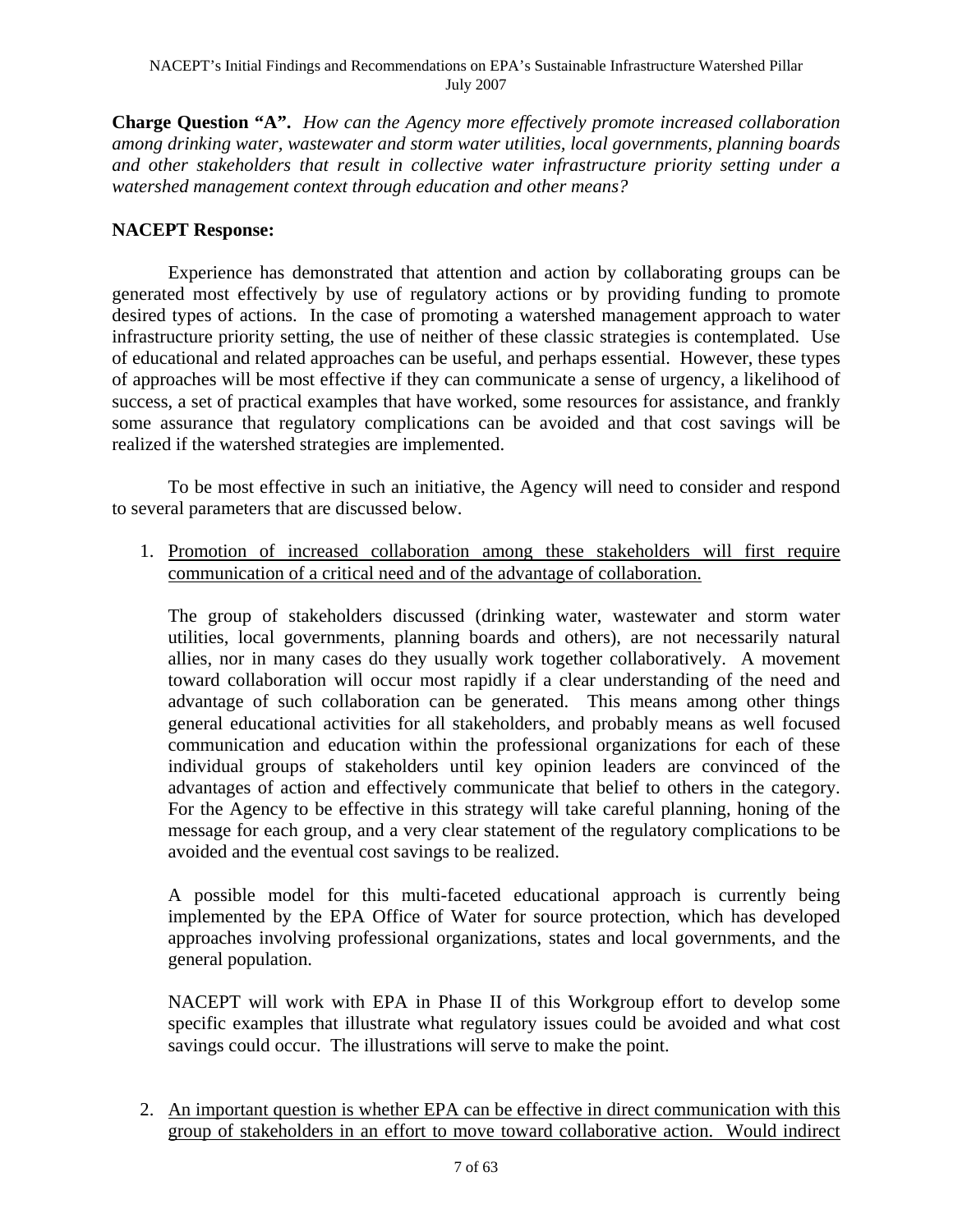**Charge Question "A".** *How can the Agency more effectively promote increased collaboration among drinking water, wastewater and storm water utilities, local governments, planning boards and other stakeholders that result in collective water infrastructure priority setting under a watershed management context through education and other means?*

**NACEPT Response:**

Experience has demonstrated that attention and action by collaborating groups can be generated most effectively by use of regulatory actions or by providing funding to promote desired types of actions. In the case of promoting a watershed management approach to water infrastructure priority setting, the use of neither of these classic strategies is contemplated. Use of educational and related approaches can be useful, and perhaps essential. However, these types of approaches will be most effective if they can communicate a sense of urgency, a likelihood of success, a set of practical examples that have worked, some resources for assistance, and frankly some assurance that regulatory complications can be avoided and that cost savings will be realized if the watershed strategies are implemented.

To be most effective in such an initiative, the Agency will need to consider and respond to several parameters that are discussed below.

1. Promotion of increased collaboration among these stakeholders will first require communication of a critical need and of the advantage of collaboration.

   The group of stakeholders discussed (drinking water, wastewater and storm water utilities, local governments, planning boards and others), are not necessarily natural allies, nor in many cases do they usually work together collaboratively. A movement toward collaboration will occur most rapidly if a clear understanding of the need and advantage of such collaboration can be generated. This means among other things general educational activities for all stakeholders, and probably means as well focused communication and education within the professional organizations for each of these individual groups of stakeholders until key opinion leaders are convinced of the advantages of action and effectively communicate that belief to others in the category. For the Agency to be effective in this strategy will take careful planning, honing of the message for each group, and a very clear statement of the regulatory complications to be avoided and the eventual cost savings to be realized.

   A possible model for this multi-faceted educational approach is currently being implemented by the EPA Office of Water for source protection, which has developed approaches involving professional organizations, states and local governments, and the general population.

   NACEPT will work with EPA in Phase II of this Workgroup effort to develop some specific examples that illustrate what regulatory issues could be avoided and what cost savings could occur. The illustrations will serve to make the point.

2. An important question is whether EPA can be effective in direct communication with this group of stakeholders in an effort to move toward collaborative action. Would indirect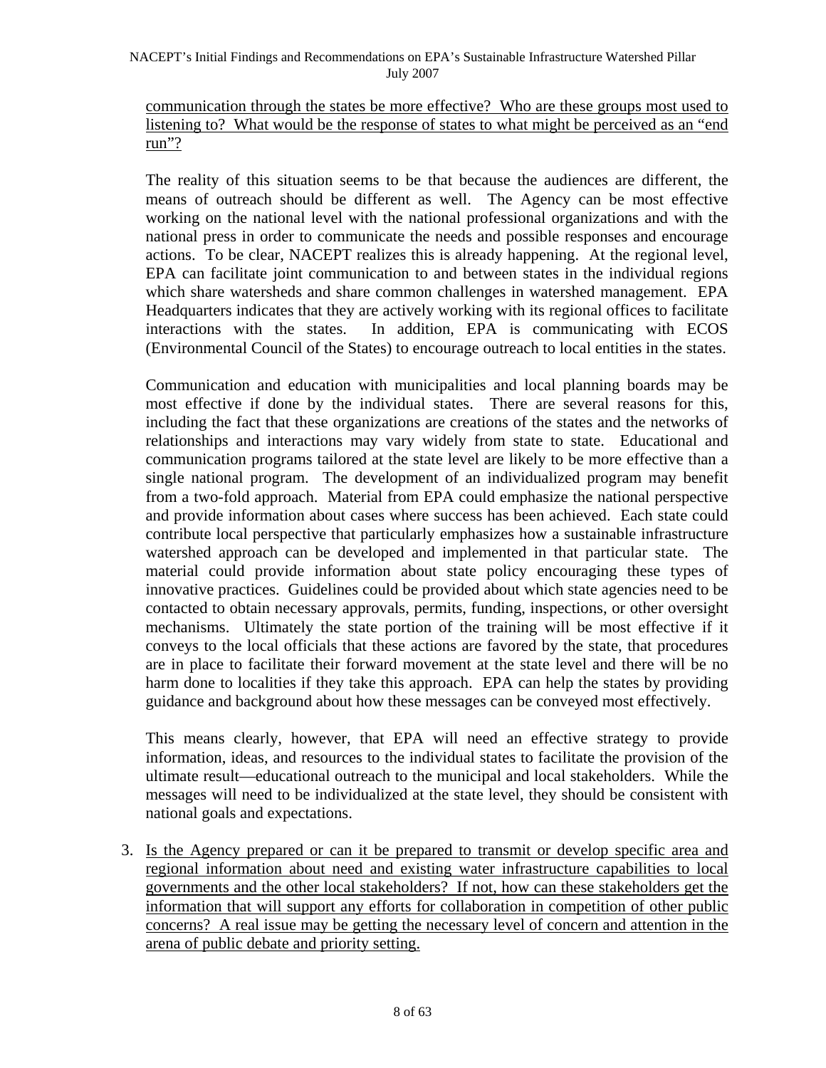communication through the states be more effective? Who are these groups most used to listening to? What would be the response of states to what might be perceived as an "end run"?

The reality of this situation seems to be that because the audiences are different, the means of outreach should be different as well. The Agency can be most effective working on the national level with the national professional organizations and with the national press in order to communicate the needs and possible responses and encourage actions. To be clear, NACEPT realizes this is already happening. At the regional level, EPA can facilitate joint communication to and between states in the individual regions which share watersheds and share common challenges in watershed management. EPA Headquarters indicates that they are actively working with its regional offices to facilitate interactions with the states. In addition, EPA is communicating with ECOS (Environmental Council of the States) to encourage outreach to local entities in the states.

Communication and education with municipalities and local planning boards may be most effective if done by the individual states. There are several reasons for this, including the fact that these organizations are creations of the states and the networks of relationships and interactions may vary widely from state to state. Educational and communication programs tailored at the state level are likely to be more effective than a single national program. The development of an individualized program may benefit from a two-fold approach. Material from EPA could emphasize the national perspective and provide information about cases where success has been achieved. Each state could contribute local perspective that particularly emphasizes how a sustainable infrastructure watershed approach can be developed and implemented in that particular state. The material could provide information about state policy encouraging these types of innovative practices. Guidelines could be provided about which state agencies need to be contacted to obtain necessary approvals, permits, funding, inspections, or other oversight mechanisms. Ultimately the state portion of the training will be most effective if it conveys to the local officials that these actions are favored by the state, that procedures are in place to facilitate their forward movement at the state level and there will be no harm done to localities if they take this approach. EPA can help the states by providing guidance and background about how these messages can be conveyed most effectively.

This means clearly, however, that EPA will need an effective strategy to provide information, ideas, and resources to the individual states to facilitate the provision of the ultimate result—educational outreach to the municipal and local stakeholders. While the messages will need to be individualized at the state level, they should be consistent with national goals and expectations.

3. Is the Agency prepared or can it be prepared to transmit or develop specific area and regional information about need and existing water infrastructure capabilities to local governments and the other local stakeholders? If not, how can these stakeholders get the information that will support any efforts for collaboration in competition of other public concerns? A real issue may be getting the necessary level of concern and attention in the arena of public debate and priority setting.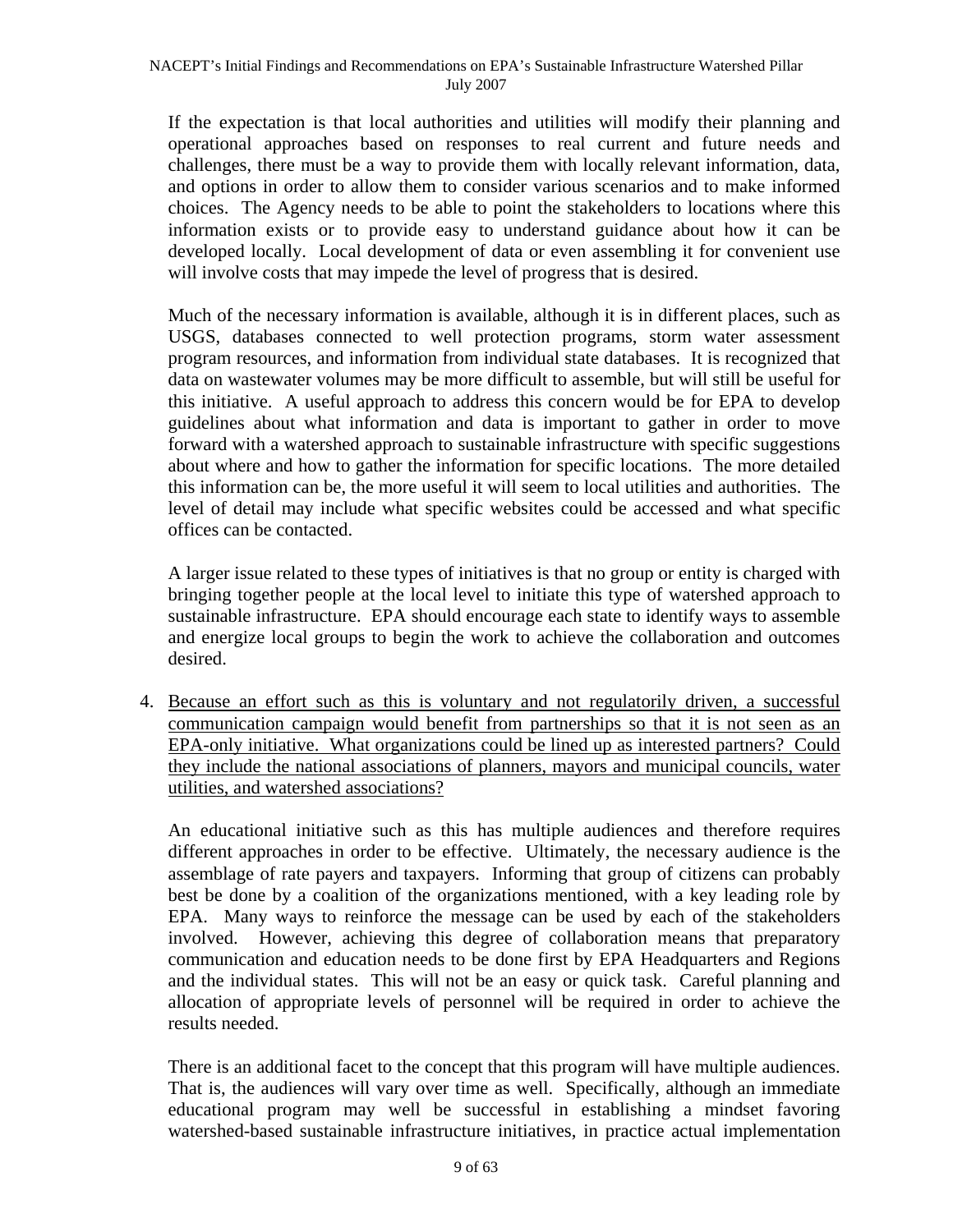If the expectation is that local authorities and utilities will modify their planning and operational approaches based on responses to real current and future needs and challenges, there must be a way to provide them with locally relevant information, data, and options in order to allow them to consider various scenarios and to make informed choices. The Agency needs to be able to point the stakeholders to locations where this information exists or to provide easy to understand guidance about how it can be developed locally. Local development of data or even assembling it for convenient use will involve costs that may impede the level of progress that is desired.

Much of the necessary information is available, although it is in different places, such as USGS, databases connected to well protection programs, storm water assessment program resources, and information from individual state databases. It is recognized that data on wastewater volumes may be more difficult to assemble, but will still be useful for this initiative. A useful approach to address this concern would be for EPA to develop guidelines about what information and data is important to gather in order to move forward with a watershed approach to sustainable infrastructure with specific suggestions about where and how to gather the information for specific locations. The more detailed this information can be, the more useful it will seem to local utilities and authorities. The level of detail may include what specific websites could be accessed and what specific offices can be contacted.

A larger issue related to these types of initiatives is that no group or entity is charged with bringing together people at the local level to initiate this type of watershed approach to sustainable infrastructure. EPA should encourage each state to identify ways to assemble and energize local groups to begin the work to achieve the collaboration and outcomes desired.

4. <u>Because an effort such as this is voluntary and not regulatorily driven, a successful communication campaign would benefit from partnerships so that it is not seen as an EPA-only initiative. What organizations could be lined up as interested partners? Could they include the national associations of planners, mayors and municipal councils, water utilities, and watershed associations?</u>

   An educational initiative such as this has multiple audiences and therefore requires different approaches in order to be effective. Ultimately, the necessary audience is the assemblage of rate payers and taxpayers. Informing that group of citizens can probably best be done by a coalition of the organizations mentioned, with a key leading role by EPA. Many ways to reinforce the message can be used by each of the stakeholders involved. However, achieving this degree of collaboration means that preparatory communication and education needs to be done first by EPA Headquarters and Regions and the individual states. This will not be an easy or quick task. Careful planning and allocation of appropriate levels of personnel will be required in order to achieve the results needed.

   There is an additional facet to the concept that this program will have multiple audiences. That is, the audiences will vary over time as well. Specifically, although an immediate educational program may well be successful in establishing a mindset favoring watershed-based sustainable infrastructure initiatives, in practice actual implementation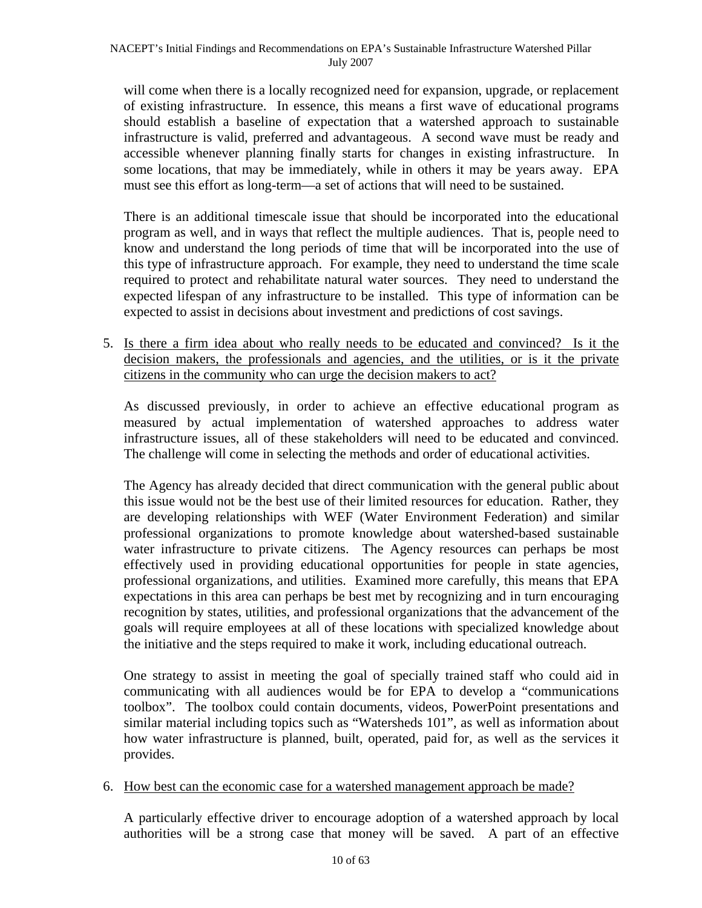will come when there is a locally recognized need for expansion, upgrade, or replacement of existing infrastructure. In essence, this means a first wave of educational programs should establish a baseline of expectation that a watershed approach to sustainable infrastructure is valid, preferred and advantageous. A second wave must be ready and accessible whenever planning finally starts for changes in existing infrastructure. In some locations, that may be immediately, while in others it may be years away. EPA must see this effort as long-term—a set of actions that will need to be sustained.

There is an additional timescale issue that should be incorporated into the educational program as well, and in ways that reflect the multiple audiences. That is, people need to know and understand the long periods of time that will be incorporated into the use of this type of infrastructure approach. For example, they need to understand the time scale required to protect and rehabilitate natural water sources. They need to understand the expected lifespan of any infrastructure to be installed. This type of information can be expected to assist in decisions about investment and predictions of cost savings.

5. Is there a firm idea about who really needs to be educated and convinced? Is it the decision makers, the professionals and agencies, and the utilities, or is it the private citizens in the community who can urge the decision makers to act?

   As discussed previously, in order to achieve an effective educational program as measured by actual implementation of watershed approaches to address water infrastructure issues, all of these stakeholders will need to be educated and convinced. The challenge will come in selecting the methods and order of educational activities.

   The Agency has already decided that direct communication with the general public about this issue would not be the best use of their limited resources for education. Rather, they are developing relationships with WEF (Water Environment Federation) and similar professional organizations to promote knowledge about watershed-based sustainable water infrastructure to private citizens. The Agency resources can perhaps be most effectively used in providing educational opportunities for people in state agencies, professional organizations, and utilities. Examined more carefully, this means that EPA expectations in this area can perhaps be best met by recognizing and in turn encouraging recognition by states, utilities, and professional organizations that the advancement of the goals will require employees at all of these locations with specialized knowledge about the initiative and the steps required to make it work, including educational outreach.

   One strategy to assist in meeting the goal of specially trained staff who could aid in communicating with all audiences would be for EPA to develop a "communications toolbox". The toolbox could contain documents, videos, PowerPoint presentations and similar material including topics such as "Watersheds 101", as well as information about how water infrastructure is planned, built, operated, paid for, as well as the services it provides.

6. How best can the economic case for a watershed management approach be made?

   A particularly effective driver to encourage adoption of a watershed approach by local authorities will be a strong case that money will be saved. A part of an effective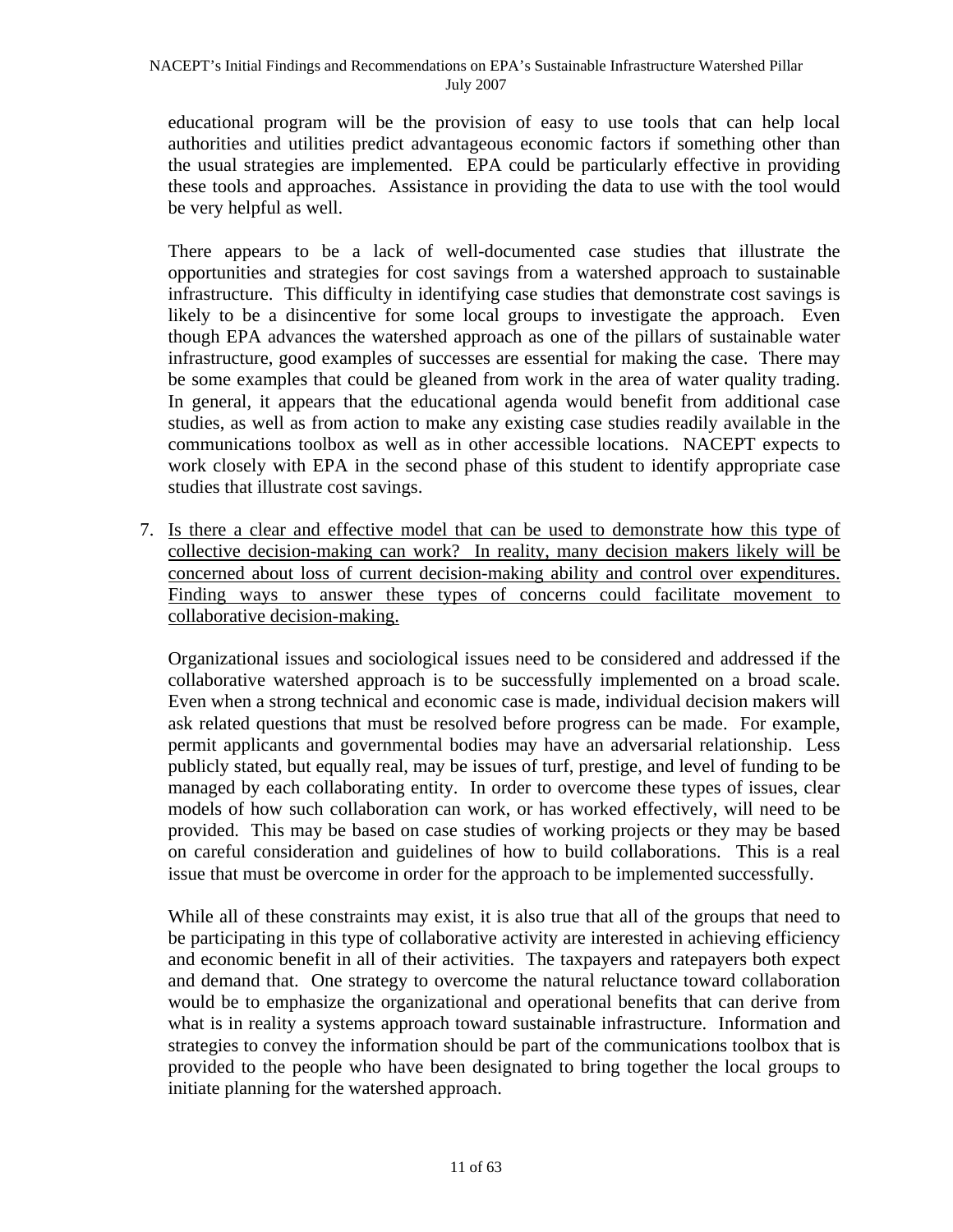educational program will be the provision of easy to use tools that can help local authorities and utilities predict advantageous economic factors if something other than the usual strategies are implemented. EPA could be particularly effective in providing these tools and approaches. Assistance in providing the data to use with the tool would be very helpful as well.

There appears to be a lack of well-documented case studies that illustrate the opportunities and strategies for cost savings from a watershed approach to sustainable infrastructure. This difficulty in identifying case studies that demonstrate cost savings is likely to be a disincentive for some local groups to investigate the approach. Even though EPA advances the watershed approach as one of the pillars of sustainable water infrastructure, good examples of successes are essential for making the case. There may be some examples that could be gleaned from work in the area of water quality trading. In general, it appears that the educational agenda would benefit from additional case studies, as well as from action to make any existing case studies readily available in the communications toolbox as well as in other accessible locations. NACEPT expects to work closely with EPA in the second phase of this student to identify appropriate case studies that illustrate cost savings.

7. <u>Is there a clear and effective model that can be used to demonstrate how this type of collective decision-making can work? In reality, many decision makers likely will be concerned about loss of current decision-making ability and control over expenditures. Finding ways to answer these types of concerns could facilitate movement to collaborative decision-making.</u>

   Organizational issues and sociological issues need to be considered and addressed if the collaborative watershed approach is to be successfully implemented on a broad scale. Even when a strong technical and economic case is made, individual decision makers will ask related questions that must be resolved before progress can be made. For example, permit applicants and governmental bodies may have an adversarial relationship. Less publicly stated, but equally real, may be issues of turf, prestige, and level of funding to be managed by each collaborating entity. In order to overcome these types of issues, clear models of how such collaboration can work, or has worked effectively, will need to be provided. This may be based on case studies of working projects or they may be based on careful consideration and guidelines of how to build collaborations. This is a real issue that must be overcome in order for the approach to be implemented successfully.

   While all of these constraints may exist, it is also true that all of the groups that need to be participating in this type of collaborative activity are interested in achieving efficiency and economic benefit in all of their activities. The taxpayers and ratepayers both expect and demand that. One strategy to overcome the natural reluctance toward collaboration would be to emphasize the organizational and operational benefits that can derive from what is in reality a systems approach toward sustainable infrastructure. Information and strategies to convey the information should be part of the communications toolbox that is provided to the people who have been designated to bring together the local groups to initiate planning for the watershed approach.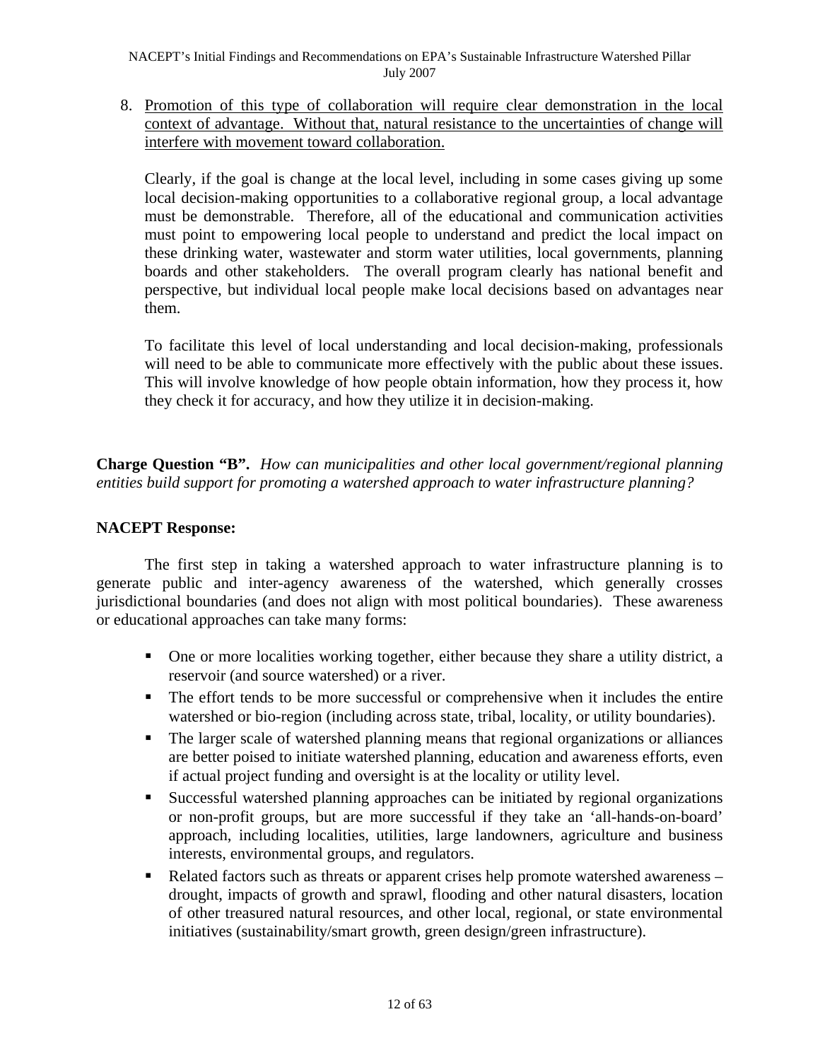8. <u>Promotion of this type of collaboration will require clear demonstration in the local context of advantage. Without that, natural resistance to the uncertainties of change will interfere with movement toward collaboration.</u>

   Clearly, if the goal is change at the local level, including in some cases giving up some local decision-making opportunities to a collaborative regional group, a local advantage must be demonstrable. Therefore, all of the educational and communication activities must point to empowering local people to understand and predict the local impact on these drinking water, wastewater and storm water utilities, local governments, planning boards and other stakeholders. The overall program clearly has national benefit and perspective, but individual local people make local decisions based on advantages near them.

   To facilitate this level of local understanding and local decision-making, professionals will need to be able to communicate more effectively with the public about these issues. This will involve knowledge of how people obtain information, how they process it, how they check it for accuracy, and how they utilize it in decision-making.

**Charge Question "B".** *How can municipalities and other local government/regional planning entities build support for promoting a watershed approach to water infrastructure planning?*

**NACEPT Response:**

The first step in taking a watershed approach to water infrastructure planning is to generate public and inter-agency awareness of the watershed, which generally crosses jurisdictional boundaries (and does not align with most political boundaries). These awareness or educational approaches can take many forms:

- One or more localities working together, either because they share a utility district, a reservoir (and source watershed) or a river.
- The effort tends to be more successful or comprehensive when it includes the entire watershed or bio-region (including across state, tribal, locality, or utility boundaries).
- The larger scale of watershed planning means that regional organizations or alliances are better poised to initiate watershed planning, education and awareness efforts, even if actual project funding and oversight is at the locality or utility level.
- Successful watershed planning approaches can be initiated by regional organizations or non-profit groups, but are more successful if they take an 'all-hands-on-board' approach, including localities, utilities, large landowners, agriculture and business interests, environmental groups, and regulators.
- Related factors such as threats or apparent crises help promote watershed awareness – drought, impacts of growth and sprawl, flooding and other natural disasters, location of other treasured natural resources, and other local, regional, or state environmental initiatives (sustainability/smart growth, green design/green infrastructure).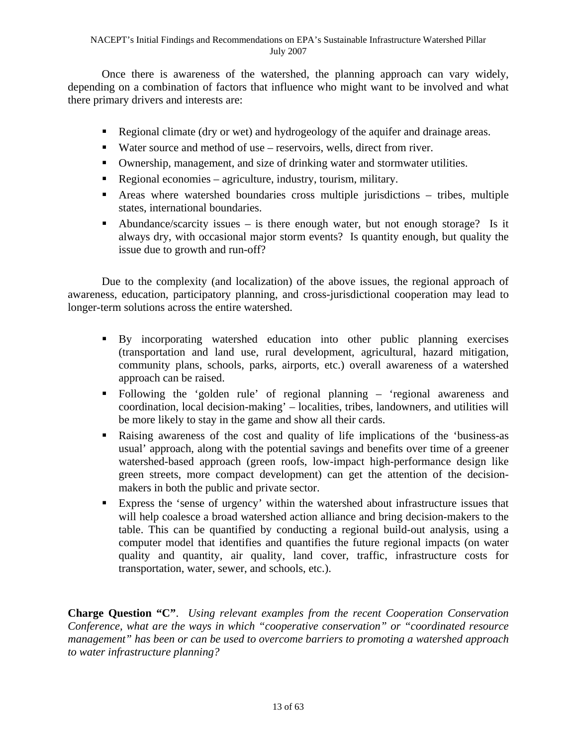Once there is awareness of the watershed, the planning approach can vary widely, depending on a combination of factors that influence who might want to be involved and what there primary drivers and interests are:

- Regional climate (dry or wet) and hydrogeology of the aquifer and drainage areas.
- Water source and method of use – reservoirs, wells, direct from river.
- Ownership, management, and size of drinking water and stormwater utilities.
- Regional economies – agriculture, industry, tourism, military.
- Areas where watershed boundaries cross multiple jurisdictions – tribes, multiple states, international boundaries.
- Abundance/scarcity issues – is there enough water, but not enough storage? Is it always dry, with occasional major storm events? Is quantity enough, but quality the issue due to growth and run-off?

Due to the complexity (and localization) of the above issues, the regional approach of awareness, education, participatory planning, and cross-jurisdictional cooperation may lead to longer-term solutions across the entire watershed.

- By incorporating watershed education into other public planning exercises (transportation and land use, rural development, agricultural, hazard mitigation, community plans, schools, parks, airports, etc.) overall awareness of a watershed approach can be raised.
- Following the 'golden rule' of regional planning – 'regional awareness and coordination, local decision-making' – localities, tribes, landowners, and utilities will be more likely to stay in the game and show all their cards.
- Raising awareness of the cost and quality of life implications of the 'business-as usual' approach, along with the potential savings and benefits over time of a greener watershed-based approach (green roofs, low-impact high-performance design like green streets, more compact development) can get the attention of the decision-makers in both the public and private sector.
- Express the 'sense of urgency' within the watershed about infrastructure issues that will help coalesce a broad watershed action alliance and bring decision-makers to the table. This can be quantified by conducting a regional build-out analysis, using a computer model that identifies and quantifies the future regional impacts (on water quality and quantity, air quality, land cover, traffic, infrastructure costs for transportation, water, sewer, and schools, etc.).

**Charge Question "C"**. *Using relevant examples from the recent Cooperation Conservation Conference, what are the ways in which "cooperative conservation" or "coordinated resource management" has been or can be used to overcome barriers to promoting a watershed approach to water infrastructure planning?*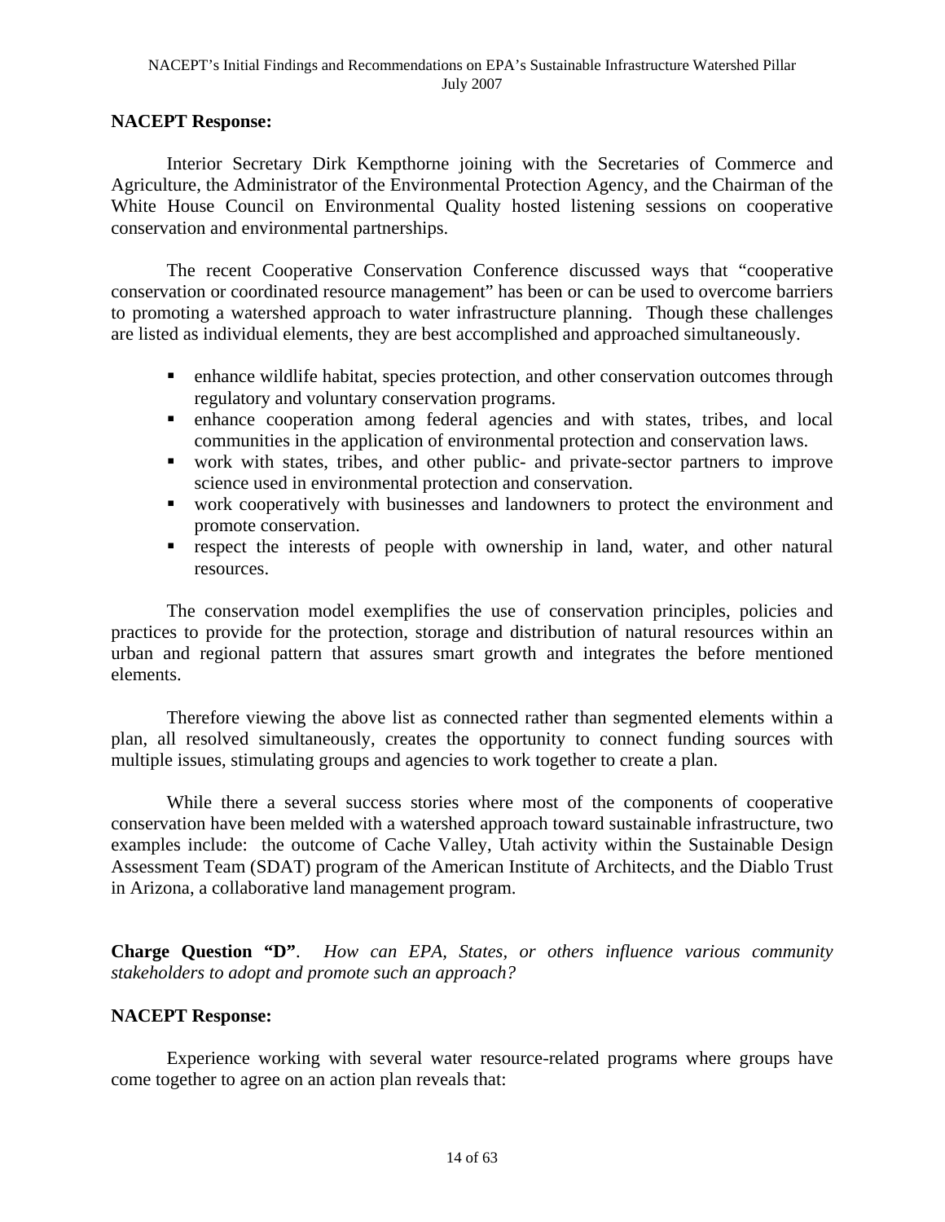**NACEPT Response:**

Interior Secretary Dirk Kempthorne joining with the Secretaries of Commerce and Agriculture, the Administrator of the Environmental Protection Agency, and the Chairman of the White House Council on Environmental Quality hosted listening sessions on cooperative conservation and environmental partnerships.

The recent Cooperative Conservation Conference discussed ways that "cooperative conservation or coordinated resource management" has been or can be used to overcome barriers to promoting a watershed approach to water infrastructure planning. Though these challenges are listed as individual elements, they are best accomplished and approached simultaneously.

- enhance wildlife habitat, species protection, and other conservation outcomes through regulatory and voluntary conservation programs.
- enhance cooperation among federal agencies and with states, tribes, and local communities in the application of environmental protection and conservation laws.
- work with states, tribes, and other public- and private-sector partners to improve science used in environmental protection and conservation.
- work cooperatively with businesses and landowners to protect the environment and promote conservation.
- respect the interests of people with ownership in land, water, and other natural resources.

The conservation model exemplifies the use of conservation principles, policies and practices to provide for the protection, storage and distribution of natural resources within an urban and regional pattern that assures smart growth and integrates the before mentioned elements.

Therefore viewing the above list as connected rather than segmented elements within a plan, all resolved simultaneously, creates the opportunity to connect funding sources with multiple issues, stimulating groups and agencies to work together to create a plan.

While there a several success stories where most of the components of cooperative conservation have been melded with a watershed approach toward sustainable infrastructure, two examples include: the outcome of Cache Valley, Utah activity within the Sustainable Design Assessment Team (SDAT) program of the American Institute of Architects, and the Diablo Trust in Arizona, a collaborative land management program.

**Charge Question "D"**. *How can EPA, States, or others influence various community stakeholders to adopt and promote such an approach?*

**NACEPT Response:**

Experience working with several water resource-related programs where groups have come together to agree on an action plan reveals that: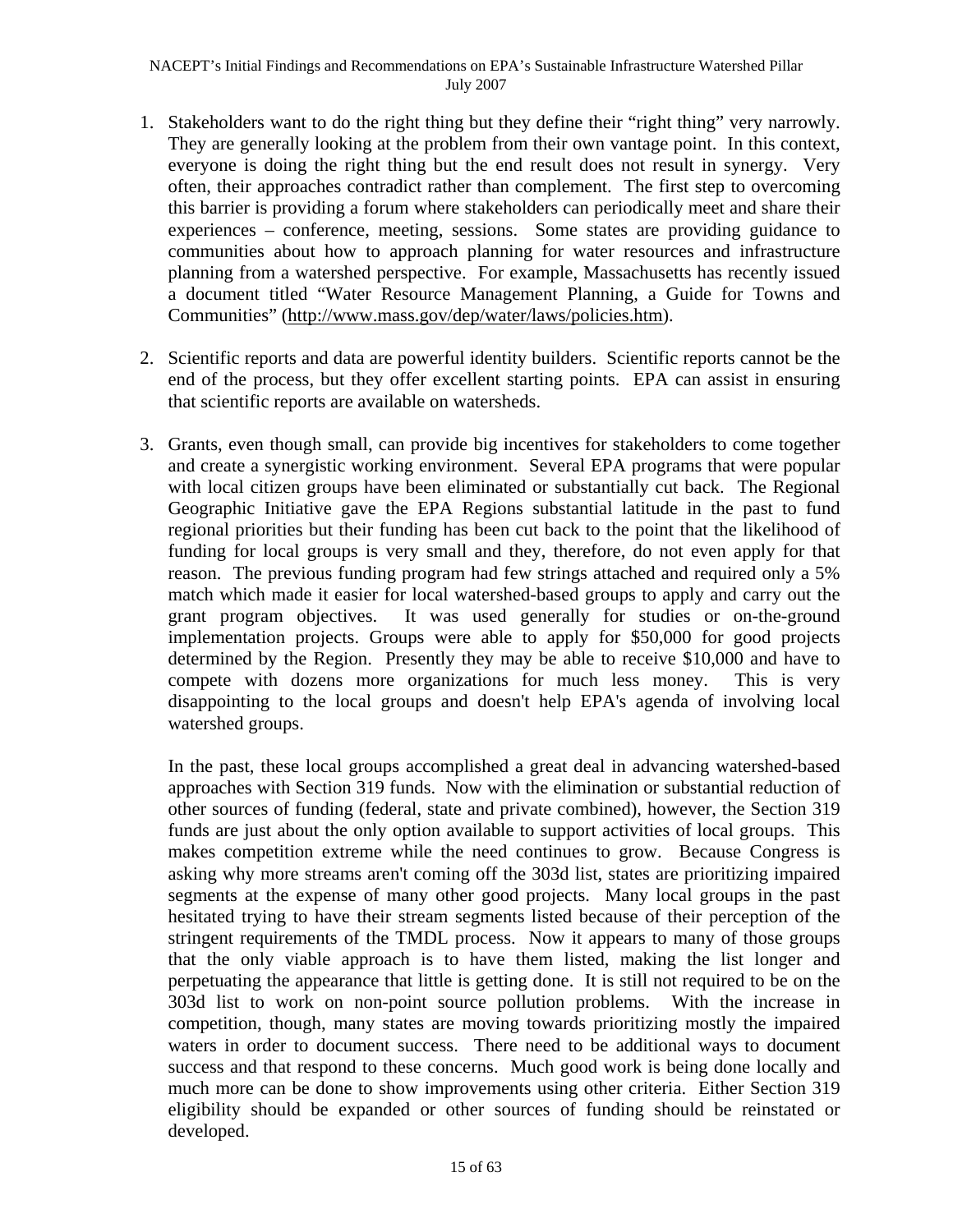1. Stakeholders want to do the right thing but they define their "right thing" very narrowly. They are generally looking at the problem from their own vantage point. In this context, everyone is doing the right thing but the end result does not result in synergy. Very often, their approaches contradict rather than complement. The first step to overcoming this barrier is providing a forum where stakeholders can periodically meet and share their experiences – conference, meeting, sessions. Some states are providing guidance to communities about how to approach planning for water resources and infrastructure planning from a watershed perspective. For example, Massachusetts has recently issued a document titled "Water Resource Management Planning, a Guide for Towns and Communities" (http://www.mass.gov/dep/water/laws/policies.htm).

2. Scientific reports and data are powerful identity builders. Scientific reports cannot be the end of the process, but they offer excellent starting points. EPA can assist in ensuring that scientific reports are available on watersheds.

3. Grants, even though small, can provide big incentives for stakeholders to come together and create a synergistic working environment. Several EPA programs that were popular with local citizen groups have been eliminated or substantially cut back. The Regional Geographic Initiative gave the EPA Regions substantial latitude in the past to fund regional priorities but their funding has been cut back to the point that the likelihood of funding for local groups is very small and they, therefore, do not even apply for that reason. The previous funding program had few strings attached and required only a 5% match which made it easier for local watershed-based groups to apply and carry out the grant program objectives. It was used generally for studies or on-the-ground implementation projects. Groups were able to apply for $50,000 for good projects determined by the Region. Presently they may be able to receive $10,000 and have to compete with dozens more organizations for much less money. This is very disappointing to the local groups and doesn't help EPA's agenda of involving local watershed groups.

   In the past, these local groups accomplished a great deal in advancing watershed-based approaches with Section 319 funds. Now with the elimination or substantial reduction of other sources of funding (federal, state and private combined), however, the Section 319 funds are just about the only option available to support activities of local groups. This makes competition extreme while the need continues to grow. Because Congress is asking why more streams aren't coming off the 303d list, states are prioritizing impaired segments at the expense of many other good projects. Many local groups in the past hesitated trying to have their stream segments listed because of their perception of the stringent requirements of the TMDL process. Now it appears to many of those groups that the only viable approach is to have them listed, making the list longer and perpetuating the appearance that little is getting done. It is still not required to be on the 303d list to work on non-point source pollution problems. With the increase in competition, though, many states are moving towards prioritizing mostly the impaired waters in order to document success. There need to be additional ways to document success and that respond to these concerns. Much good work is being done locally and much more can be done to show improvements using other criteria. Either Section 319 eligibility should be expanded or other sources of funding should be reinstated or developed.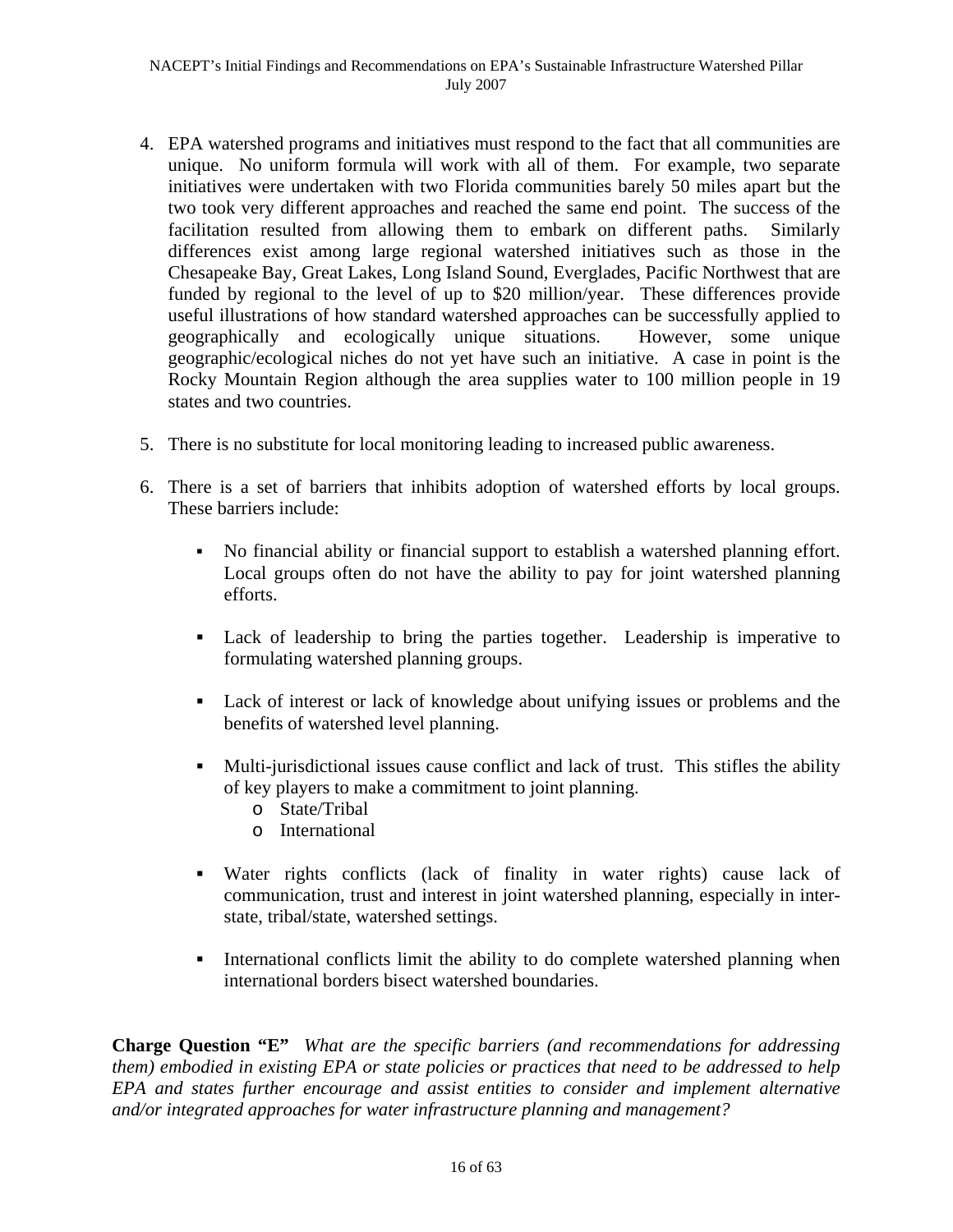4. EPA watershed programs and initiatives must respond to the fact that all communities are unique. No uniform formula will work with all of them. For example, two separate initiatives were undertaken with two Florida communities barely 50 miles apart but the two took very different approaches and reached the same end point. The success of the facilitation resulted from allowing them to embark on different paths. Similarly differences exist among large regional watershed initiatives such as those in the Chesapeake Bay, Great Lakes, Long Island Sound, Everglades, Pacific Northwest that are funded by regional to the level of up to $20 million/year. These differences provide useful illustrations of how standard watershed approaches can be successfully applied to geographically and ecologically unique situations. However, some unique geographic/ecological niches do not yet have such an initiative. A case in point is the Rocky Mountain Region although the area supplies water to 100 million people in 19 states and two countries.

5. There is no substitute for local monitoring leading to increased public awareness.

6. There is a set of barriers that inhibits adoption of watershed efforts by local groups. These barriers include:

   - No financial ability or financial support to establish a watershed planning effort. Local groups often do not have the ability to pay for joint watershed planning efforts.

   - Lack of leadership to bring the parties together. Leadership is imperative to formulating watershed planning groups.

   - Lack of interest or lack of knowledge about unifying issues or problems and the benefits of watershed level planning.

   - Multi-jurisdictional issues cause conflict and lack of trust. This stifles the ability of key players to make a commitment to joint planning.
     - State/Tribal
     - International

   - Water rights conflicts (lack of finality in water rights) cause lack of communication, trust and interest in joint watershed planning, especially in inter-state, tribal/state, watershed settings.

   - International conflicts limit the ability to do complete watershed planning when international borders bisect watershed boundaries.

**Charge Question "E"** *What are the specific barriers (and recommendations for addressing them) embodied in existing EPA or state policies or practices that need to be addressed to help EPA and states further encourage and assist entities to consider and implement alternative and/or integrated approaches for water infrastructure planning and management?*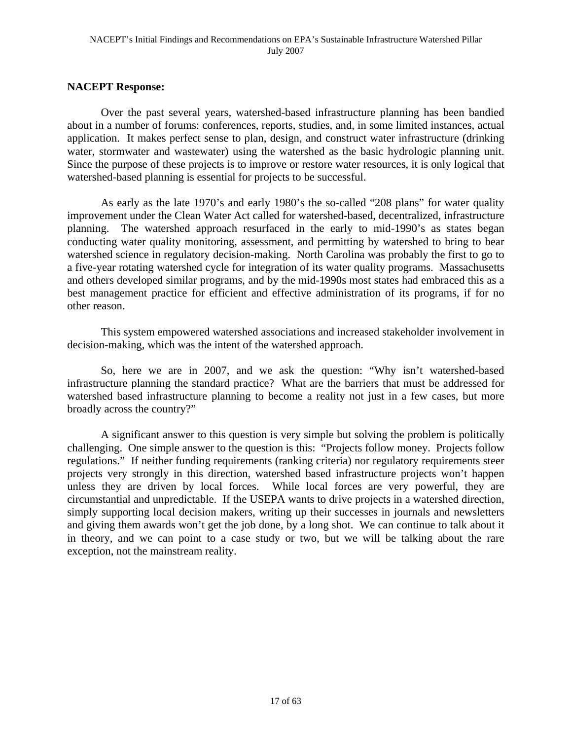**NACEPT Response:**

Over the past several years, watershed-based infrastructure planning has been bandied about in a number of forums: conferences, reports, studies, and, in some limited instances, actual application. It makes perfect sense to plan, design, and construct water infrastructure (drinking water, stormwater and wastewater) using the watershed as the basic hydrologic planning unit. Since the purpose of these projects is to improve or restore water resources, it is only logical that watershed-based planning is essential for projects to be successful.

As early as the late 1970's and early 1980's the so-called "208 plans" for water quality improvement under the Clean Water Act called for watershed-based, decentralized, infrastructure planning. The watershed approach resurfaced in the early to mid-1990's as states began conducting water quality monitoring, assessment, and permitting by watershed to bring to bear watershed science in regulatory decision-making. North Carolina was probably the first to go to a five-year rotating watershed cycle for integration of its water quality programs. Massachusetts and others developed similar programs, and by the mid-1990s most states had embraced this as a best management practice for efficient and effective administration of its programs, if for no other reason.

This system empowered watershed associations and increased stakeholder involvement in decision-making, which was the intent of the watershed approach.

So, here we are in 2007, and we ask the question: "Why isn't watershed-based infrastructure planning the standard practice? What are the barriers that must be addressed for watershed based infrastructure planning to become a reality not just in a few cases, but more broadly across the country?"

A significant answer to this question is very simple but solving the problem is politically challenging. One simple answer to the question is this: "Projects follow money. Projects follow regulations." If neither funding requirements (ranking criteria) nor regulatory requirements steer projects very strongly in this direction, watershed based infrastructure projects won't happen unless they are driven by local forces. While local forces are very powerful, they are circumstantial and unpredictable. If the USEPA wants to drive projects in a watershed direction, simply supporting local decision makers, writing up their successes in journals and newsletters and giving them awards won't get the job done, by a long shot. We can continue to talk about it in theory, and we can point to a case study or two, but we will be talking about the rare exception, not the mainstream reality.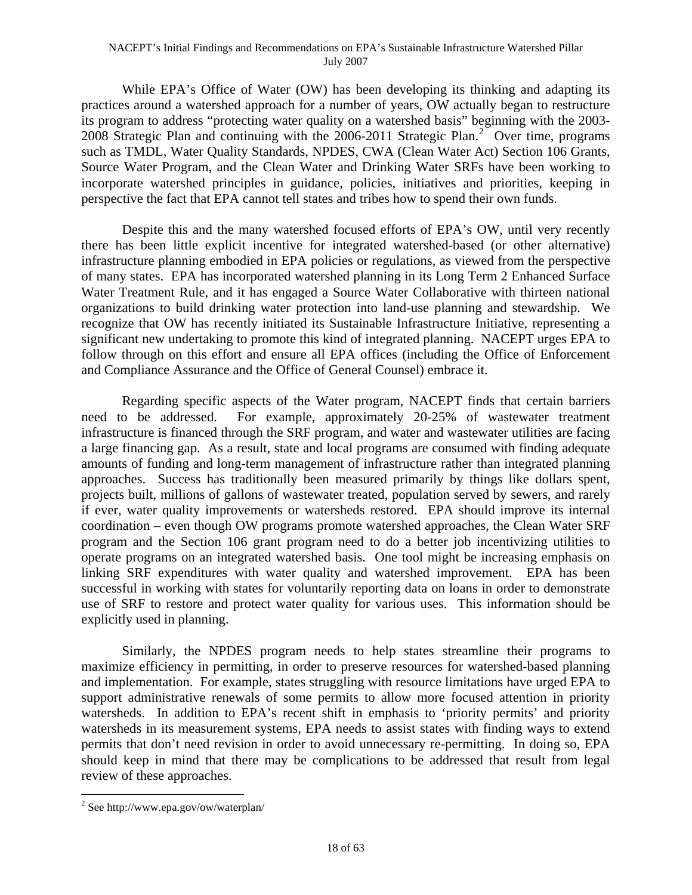While EPA's Office of Water (OW) has been developing its thinking and adapting its practices around a watershed approach for a number of years, OW actually began to restructure its program to address "protecting water quality on a watershed basis" beginning with the 2003-2008 Strategic Plan and continuing with the 2006-2011 Strategic Plan.[2] Over time, programs such as TMDL, Water Quality Standards, NPDES, CWA (Clean Water Act) Section 106 Grants, Source Water Program, and the Clean Water and Drinking Water SRFs have been working to incorporate watershed principles in guidance, policies, initiatives and priorities, keeping in perspective the fact that EPA cannot tell states and tribes how to spend their own funds.

Despite this and the many watershed focused efforts of EPA's OW, until very recently there has been little explicit incentive for integrated watershed-based (or other alternative) infrastructure planning embodied in EPA policies or regulations, as viewed from the perspective of many states. EPA has incorporated watershed planning in its Long Term 2 Enhanced Surface Water Treatment Rule, and it has engaged a Source Water Collaborative with thirteen national organizations to build drinking water protection into land-use planning and stewardship. We recognize that OW has recently initiated its Sustainable Infrastructure Initiative, representing a significant new undertaking to promote this kind of integrated planning. NACEPT urges EPA to follow through on this effort and ensure all EPA offices (including the Office of Enforcement and Compliance Assurance and the Office of General Counsel) embrace it.

Regarding specific aspects of the Water program, NACEPT finds that certain barriers need to be addressed. For example, approximately 20-25% of wastewater treatment infrastructure is financed through the SRF program, and water and wastewater utilities are facing a large financing gap. As a result, state and local programs are consumed with finding adequate amounts of funding and long-term management of infrastructure rather than integrated planning approaches. Success has traditionally been measured primarily by things like dollars spent, projects built, millions of gallons of wastewater treated, population served by sewers, and rarely if ever, water quality improvements or watersheds restored. EPA should improve its internal coordination – even though OW programs promote watershed approaches, the Clean Water SRF program and the Section 106 grant program need to do a better job incentivizing utilities to operate programs on an integrated watershed basis. One tool might be increasing emphasis on linking SRF expenditures with water quality and watershed improvement. EPA has been successful in working with states for voluntarily reporting data on loans in order to demonstrate use of SRF to restore and protect water quality for various uses. This information should be explicitly used in planning.

Similarly, the NPDES program needs to help states streamline their programs to maximize efficiency in permitting, in order to preserve resources for watershed-based planning and implementation. For example, states struggling with resource limitations have urged EPA to support administrative renewals of some permits to allow more focused attention in priority watersheds. In addition to EPA's recent shift in emphasis to 'priority permits' and priority watersheds in its measurement systems, EPA needs to assist states with finding ways to extend permits that don't need revision in order to avoid unnecessary re-permitting. In doing so, EPA should keep in mind that there may be complications to be addressed that result from legal review of these approaches.

[2] See http://www.epa.gov/ow/waterplan/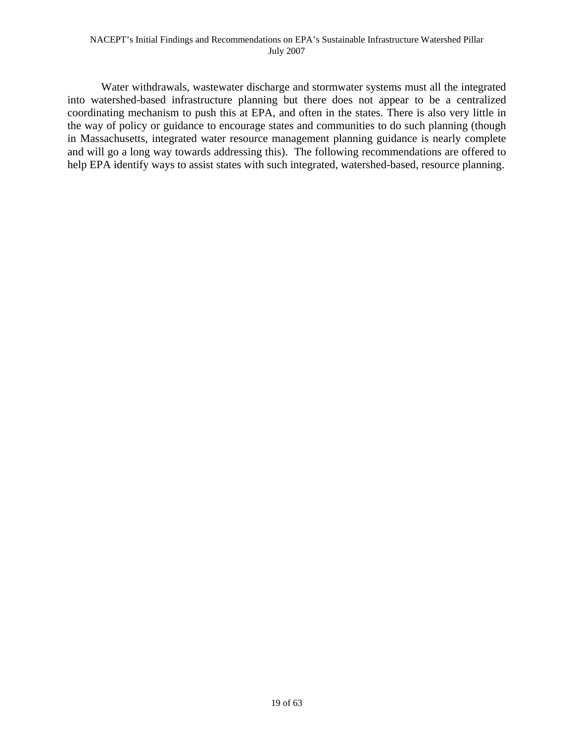Water withdrawals, wastewater discharge and stormwater systems must all the integrated into watershed-based infrastructure planning but there does not appear to be a centralized coordinating mechanism to push this at EPA, and often in the states. There is also very little in the way of policy or guidance to encourage states and communities to do such planning (though in Massachusetts, integrated water resource management planning guidance is nearly complete and will go a long way towards addressing this). The following recommendations are offered to help EPA identify ways to assist states with such integrated, watershed-based, resource planning.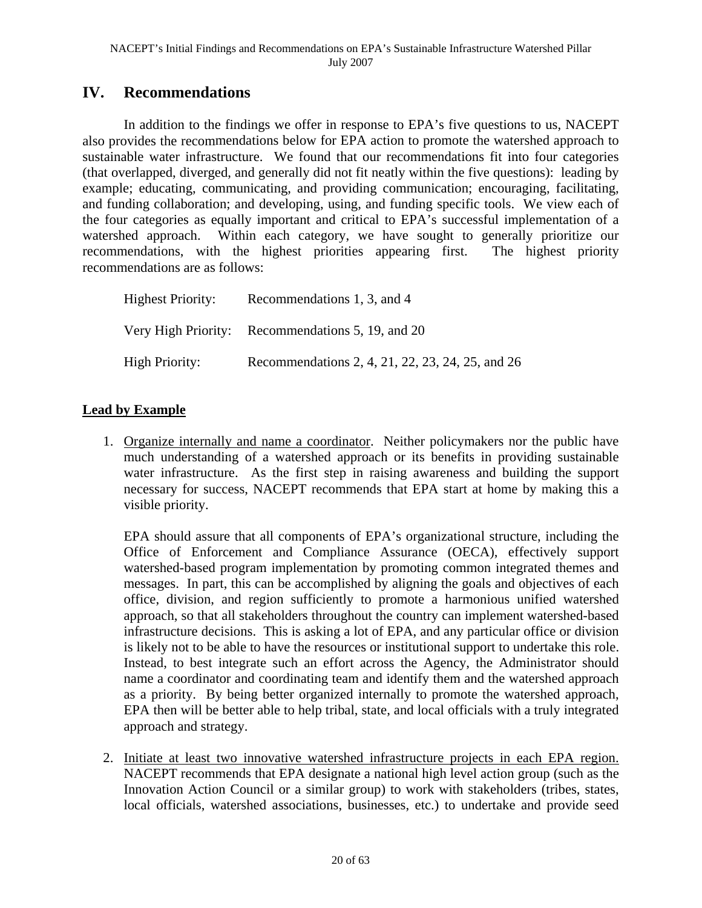## IV. Recommendations

In addition to the findings we offer in response to EPA's five questions to us, NACEPT also provides the recommendations below for EPA action to promote the watershed approach to sustainable water infrastructure. We found that our recommendations fit into four categories (that overlapped, diverged, and generally did not fit neatly within the five questions): leading by example; educating, communicating, and providing communication; encouraging, facilitating, and funding collaboration; and developing, using, and funding specific tools. We view each of the four categories as equally important and critical to EPA's successful implementation of a watershed approach. Within each category, we have sought to generally prioritize our recommendations, with the highest priorities appearing first. The highest priority recommendations are as follows:

| | |
|---|---|
| Highest Priority: | Recommendations 1, 3, and 4 |
| Very High Priority: | Recommendations 5, 19, and 20 |
| High Priority: | Recommendations 2, 4, 21, 22, 23, 24, 25, and 26 |

### Lead by Example

1. Organize internally and name a coordinator. Neither policymakers nor the public have much understanding of a watershed approach or its benefits in providing sustainable water infrastructure. As the first step in raising awareness and building the support necessary for success, NACEPT recommends that EPA start at home by making this a visible priority.

   EPA should assure that all components of EPA's organizational structure, including the Office of Enforcement and Compliance Assurance (OECA), effectively support watershed-based program implementation by promoting common integrated themes and messages. In part, this can be accomplished by aligning the goals and objectives of each office, division, and region sufficiently to promote a harmonious unified watershed approach, so that all stakeholders throughout the country can implement watershed-based infrastructure decisions. This is asking a lot of EPA, and any particular office or division is likely not to be able to have the resources or institutional support to undertake this role. Instead, to best integrate such an effort across the Agency, the Administrator should name a coordinator and coordinating team and identify them and the watershed approach as a priority. By being better organized internally to promote the watershed approach, EPA then will be better able to help tribal, state, and local officials with a truly integrated approach and strategy.

2. Initiate at least two innovative watershed infrastructure projects in each EPA region. NACEPT recommends that EPA designate a national high level action group (such as the Innovation Action Council or a similar group) to work with stakeholders (tribes, states, local officials, watershed associations, businesses, etc.) to undertake and provide seed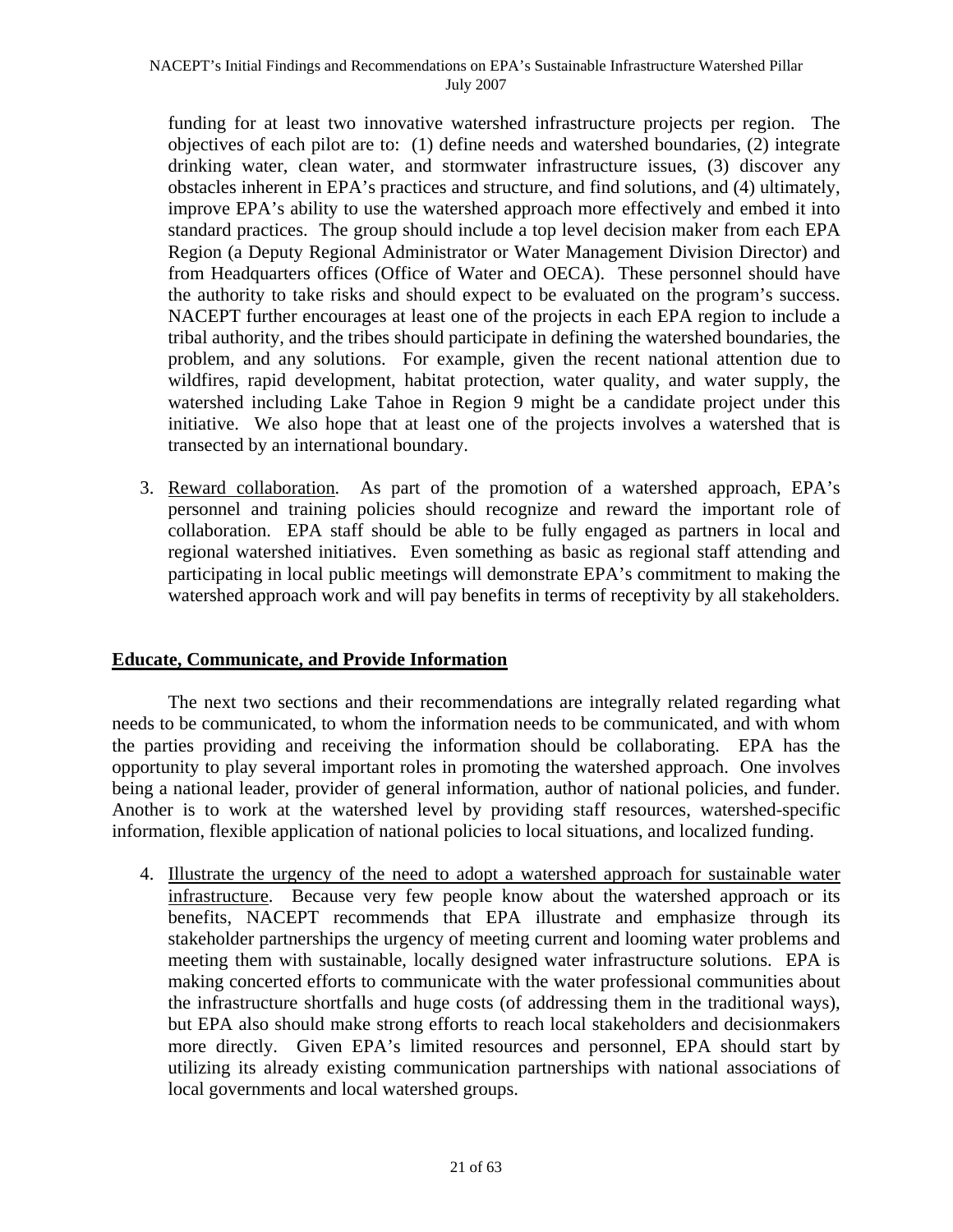funding for at least two innovative watershed infrastructure projects per region. The objectives of each pilot are to: (1) define needs and watershed boundaries, (2) integrate drinking water, clean water, and stormwater infrastructure issues, (3) discover any obstacles inherent in EPA's practices and structure, and find solutions, and (4) ultimately, improve EPA's ability to use the watershed approach more effectively and embed it into standard practices. The group should include a top level decision maker from each EPA Region (a Deputy Regional Administrator or Water Management Division Director) and from Headquarters offices (Office of Water and OECA). These personnel should have the authority to take risks and should expect to be evaluated on the program's success. NACEPT further encourages at least one of the projects in each EPA region to include a tribal authority, and the tribes should participate in defining the watershed boundaries, the problem, and any solutions. For example, given the recent national attention due to wildfires, rapid development, habitat protection, water quality, and water supply, the watershed including Lake Tahoe in Region 9 might be a candidate project under this initiative. We also hope that at least one of the projects involves a watershed that is transected by an international boundary.

3. <u>Reward collaboration</u>. As part of the promotion of a watershed approach, EPA's personnel and training policies should recognize and reward the important role of collaboration. EPA staff should be able to be fully engaged as partners in local and regional watershed initiatives. Even something as basic as regional staff attending and participating in local public meetings will demonstrate EPA's commitment to making the watershed approach work and will pay benefits in terms of receptivity by all stakeholders.

## Educate, Communicate, and Provide Information

The next two sections and their recommendations are integrally related regarding what needs to be communicated, to whom the information needs to be communicated, and with whom the parties providing and receiving the information should be collaborating. EPA has the opportunity to play several important roles in promoting the watershed approach. One involves being a national leader, provider of general information, author of national policies, and funder. Another is to work at the watershed level by providing staff resources, watershed-specific information, flexible application of national policies to local situations, and localized funding.

4. <u>Illustrate the urgency of the need to adopt a watershed approach for sustainable water infrastructure</u>. Because very few people know about the watershed approach or its benefits, NACEPT recommends that EPA illustrate and emphasize through its stakeholder partnerships the urgency of meeting current and looming water problems and meeting them with sustainable, locally designed water infrastructure solutions. EPA is making concerted efforts to communicate with the water professional communities about the infrastructure shortfalls and huge costs (of addressing them in the traditional ways), but EPA also should make strong efforts to reach local stakeholders and decisionmakers more directly. Given EPA's limited resources and personnel, EPA should start by utilizing its already existing communication partnerships with national associations of local governments and local watershed groups.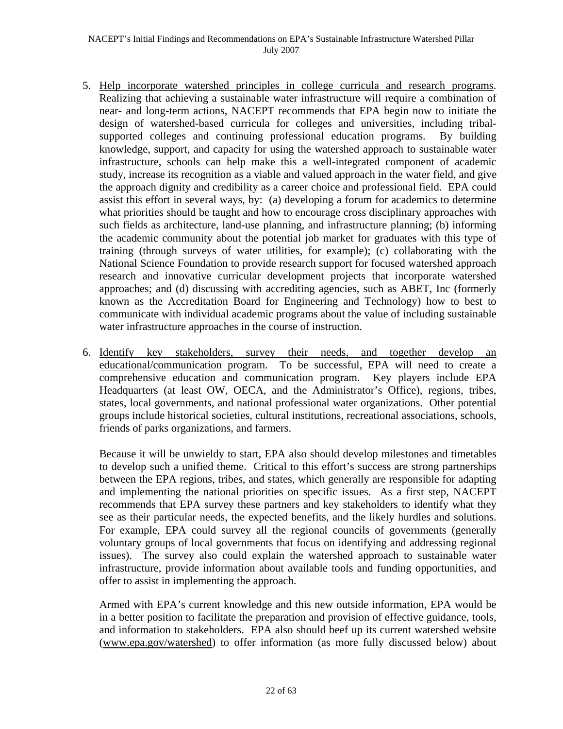5. <u>Help incorporate watershed principles in college curricula and research programs</u>. Realizing that achieving a sustainable water infrastructure will require a combination of near- and long-term actions, NACEPT recommends that EPA begin now to initiate the design of watershed-based curricula for colleges and universities, including tribal-supported colleges and continuing professional education programs. By building knowledge, support, and capacity for using the watershed approach to sustainable water infrastructure, schools can help make this a well-integrated component of academic study, increase its recognition as a viable and valued approach in the water field, and give the approach dignity and credibility as a career choice and professional field. EPA could assist this effort in several ways, by: (a) developing a forum for academics to determine what priorities should be taught and how to encourage cross disciplinary approaches with such fields as architecture, land-use planning, and infrastructure planning; (b) informing the academic community about the potential job market for graduates with this type of training (through surveys of water utilities, for example); (c) collaborating with the National Science Foundation to provide research support for focused watershed approach research and innovative curricular development projects that incorporate watershed approaches; and (d) discussing with accrediting agencies, such as ABET, Inc (formerly known as the Accreditation Board for Engineering and Technology) how to best to communicate with individual academic programs about the value of including sustainable water infrastructure approaches in the course of instruction.

6. <u>Identify key stakeholders, survey their needs, and together develop an educational/communication program</u>. To be successful, EPA will need to create a comprehensive education and communication program. Key players include EPA Headquarters (at least OW, OECA, and the Administrator's Office), regions, tribes, states, local governments, and national professional water organizations. Other potential groups include historical societies, cultural institutions, recreational associations, schools, friends of parks organizations, and farmers.

   Because it will be unwieldy to start, EPA also should develop milestones and timetables to develop such a unified theme. Critical to this effort's success are strong partnerships between the EPA regions, tribes, and states, which generally are responsible for adapting and implementing the national priorities on specific issues. As a first step, NACEPT recommends that EPA survey these partners and key stakeholders to identify what they see as their particular needs, the expected benefits, and the likely hurdles and solutions. For example, EPA could survey all the regional councils of governments (generally voluntary groups of local governments that focus on identifying and addressing regional issues). The survey also could explain the watershed approach to sustainable water infrastructure, provide information about available tools and funding opportunities, and offer to assist in implementing the approach.

   Armed with EPA's current knowledge and this new outside information, EPA would be in a better position to facilitate the preparation and provision of effective guidance, tools, and information to stakeholders. EPA also should beef up its current watershed website (<u>www.epa.gov/watershed</u>) to offer information (as more fully discussed below) about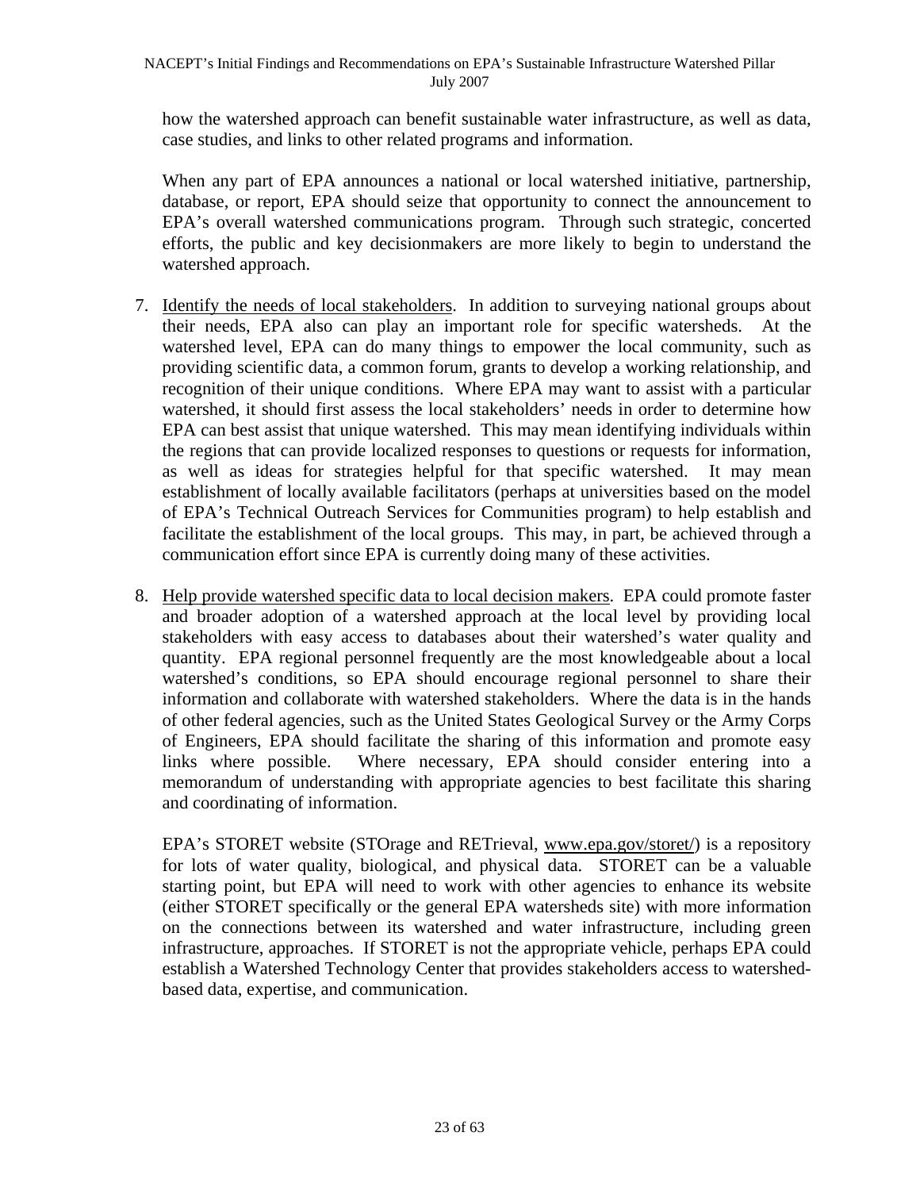how the watershed approach can benefit sustainable water infrastructure, as well as data, case studies, and links to other related programs and information.

When any part of EPA announces a national or local watershed initiative, partnership, database, or report, EPA should seize that opportunity to connect the announcement to EPA's overall watershed communications program. Through such strategic, concerted efforts, the public and key decisionmakers are more likely to begin to understand the watershed approach.

7. Identify the needs of local stakeholders. In addition to surveying national groups about their needs, EPA also can play an important role for specific watersheds. At the watershed level, EPA can do many things to empower the local community, such as providing scientific data, a common forum, grants to develop a working relationship, and recognition of their unique conditions. Where EPA may want to assist with a particular watershed, it should first assess the local stakeholders' needs in order to determine how EPA can best assist that unique watershed. This may mean identifying individuals within the regions that can provide localized responses to questions or requests for information, as well as ideas for strategies helpful for that specific watershed. It may mean establishment of locally available facilitators (perhaps at universities based on the model of EPA's Technical Outreach Services for Communities program) to help establish and facilitate the establishment of the local groups. This may, in part, be achieved through a communication effort since EPA is currently doing many of these activities.

8. Help provide watershed specific data to local decision makers. EPA could promote faster and broader adoption of a watershed approach at the local level by providing local stakeholders with easy access to databases about their watershed's water quality and quantity. EPA regional personnel frequently are the most knowledgeable about a local watershed's conditions, so EPA should encourage regional personnel to share their information and collaborate with watershed stakeholders. Where the data is in the hands of other federal agencies, such as the United States Geological Survey or the Army Corps of Engineers, EPA should facilitate the sharing of this information and promote easy links where possible. Where necessary, EPA should consider entering into a memorandum of understanding with appropriate agencies to best facilitate this sharing and coordinating of information.

   EPA's STORET website (STOrage and RETrieval, www.epa.gov/storet/) is a repository for lots of water quality, biological, and physical data. STORET can be a valuable starting point, but EPA will need to work with other agencies to enhance its website (either STORET specifically or the general EPA watersheds site) with more information on the connections between its watershed and water infrastructure, including green infrastructure, approaches. If STORET is not the appropriate vehicle, perhaps EPA could establish a Watershed Technology Center that provides stakeholders access to watershed-based data, expertise, and communication.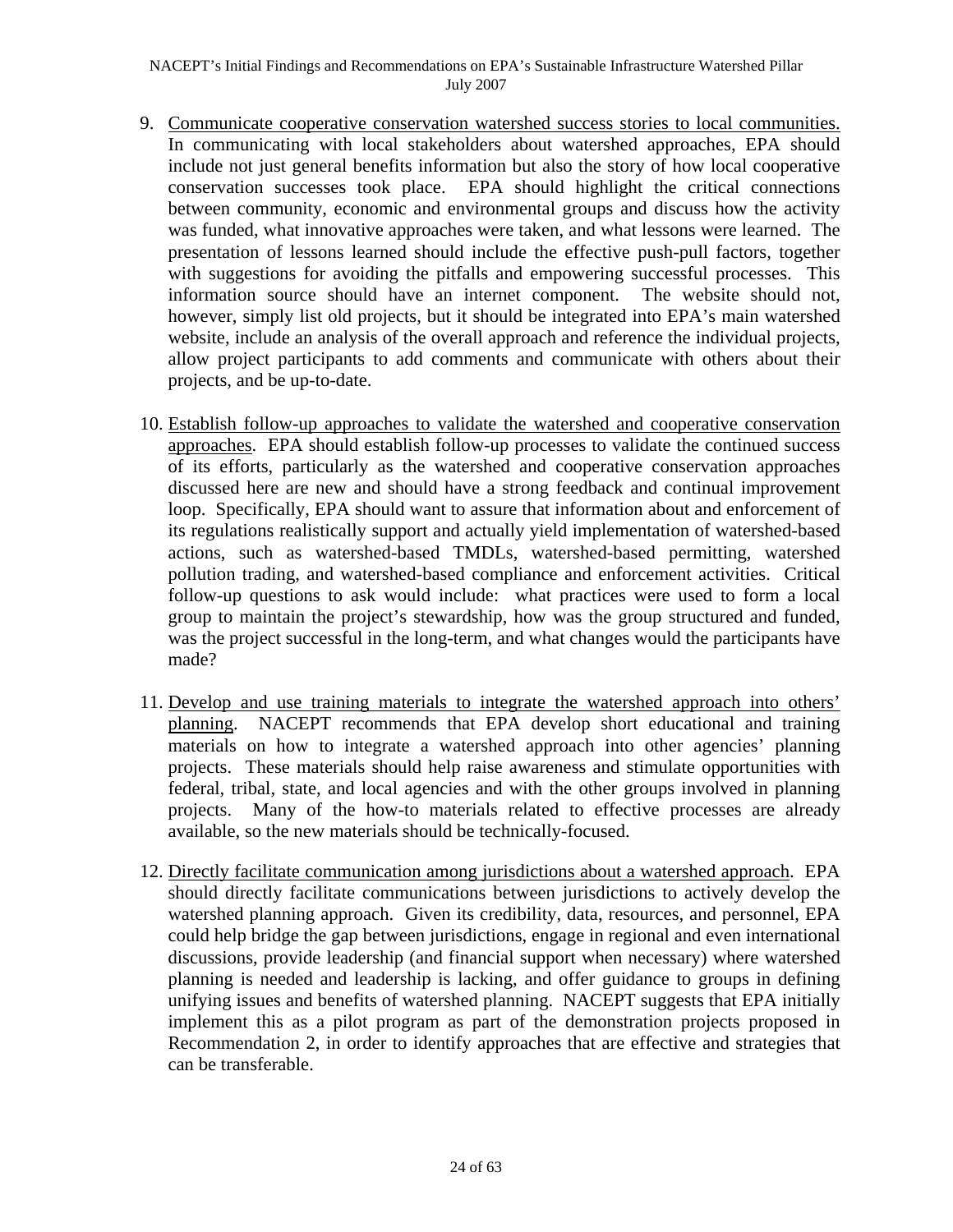9. Communicate cooperative conservation watershed success stories to local communities. In communicating with local stakeholders about watershed approaches, EPA should include not just general benefits information but also the story of how local cooperative conservation successes took place. EPA should highlight the critical connections between community, economic and environmental groups and discuss how the activity was funded, what innovative approaches were taken, and what lessons were learned. The presentation of lessons learned should include the effective push-pull factors, together with suggestions for avoiding the pitfalls and empowering successful processes. This information source should have an internet component. The website should not, however, simply list old projects, but it should be integrated into EPA's main watershed website, include an analysis of the overall approach and reference the individual projects, allow project participants to add comments and communicate with others about their projects, and be up-to-date.

10. Establish follow-up approaches to validate the watershed and cooperative conservation approaches. EPA should establish follow-up processes to validate the continued success of its efforts, particularly as the watershed and cooperative conservation approaches discussed here are new and should have a strong feedback and continual improvement loop. Specifically, EPA should want to assure that information about and enforcement of its regulations realistically support and actually yield implementation of watershed-based actions, such as watershed-based TMDLs, watershed-based permitting, watershed pollution trading, and watershed-based compliance and enforcement activities. Critical follow-up questions to ask would include: what practices were used to form a local group to maintain the project's stewardship, how was the group structured and funded, was the project successful in the long-term, and what changes would the participants have made?

11. Develop and use training materials to integrate the watershed approach into others' planning. NACEPT recommends that EPA develop short educational and training materials on how to integrate a watershed approach into other agencies' planning projects. These materials should help raise awareness and stimulate opportunities with federal, tribal, state, and local agencies and with the other groups involved in planning projects. Many of the how-to materials related to effective processes are already available, so the new materials should be technically-focused.

12. Directly facilitate communication among jurisdictions about a watershed approach. EPA should directly facilitate communications between jurisdictions to actively develop the watershed planning approach. Given its credibility, data, resources, and personnel, EPA could help bridge the gap between jurisdictions, engage in regional and even international discussions, provide leadership (and financial support when necessary) where watershed planning is needed and leadership is lacking, and offer guidance to groups in defining unifying issues and benefits of watershed planning. NACEPT suggests that EPA initially implement this as a pilot program as part of the demonstration projects proposed in Recommendation 2, in order to identify approaches that are effective and strategies that can be transferable.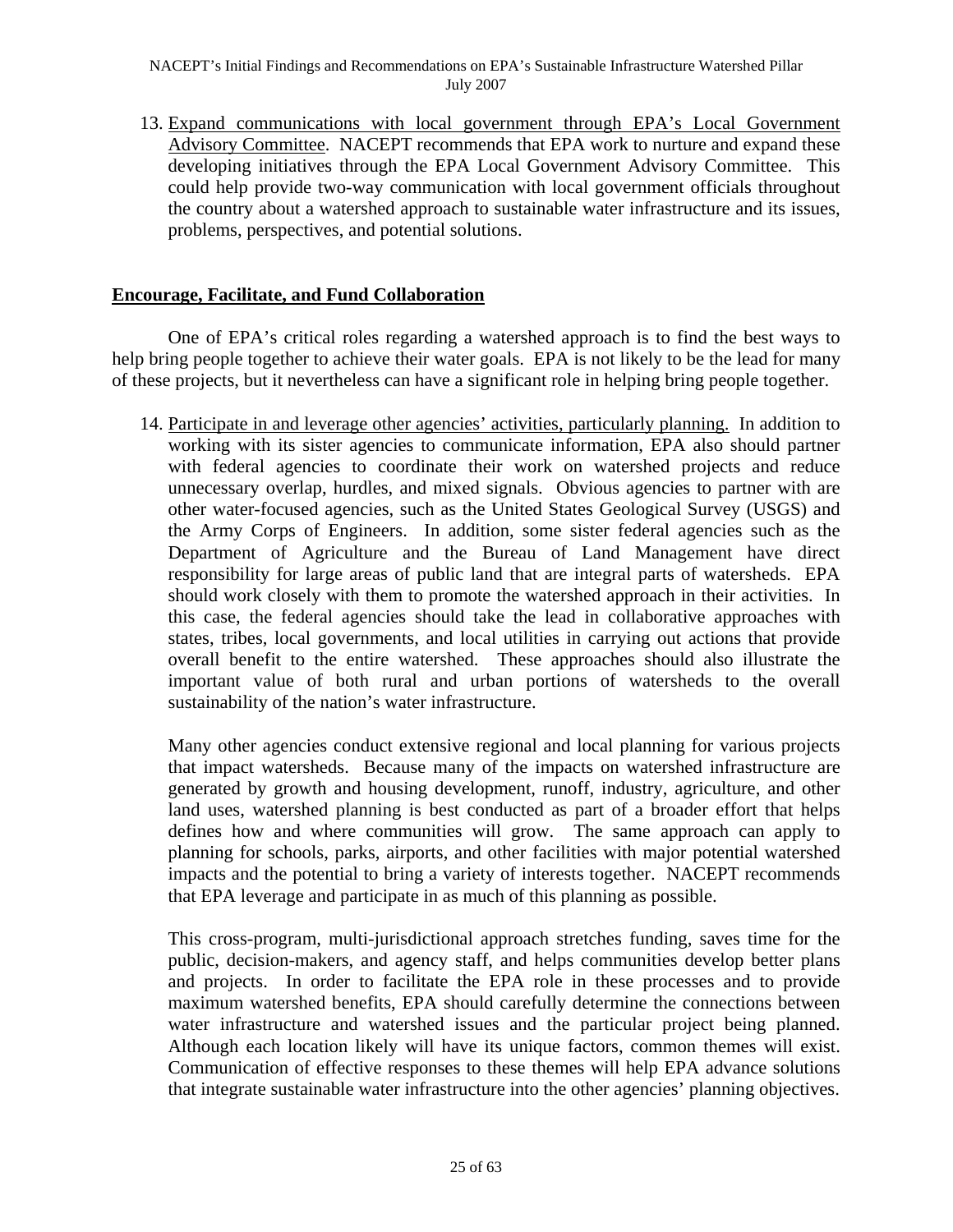13. Expand communications with local government through EPA's Local Government Advisory Committee. NACEPT recommends that EPA work to nurture and expand these developing initiatives through the EPA Local Government Advisory Committee. This could help provide two-way communication with local government officials throughout the country about a watershed approach to sustainable water infrastructure and its issues, problems, perspectives, and potential solutions.

## Encourage, Facilitate, and Fund Collaboration

One of EPA's critical roles regarding a watershed approach is to find the best ways to help bring people together to achieve their water goals. EPA is not likely to be the lead for many of these projects, but it nevertheless can have a significant role in helping bring people together.

14. Participate in and leverage other agencies' activities, particularly planning. In addition to working with its sister agencies to communicate information, EPA also should partner with federal agencies to coordinate their work on watershed projects and reduce unnecessary overlap, hurdles, and mixed signals. Obvious agencies to partner with are other water-focused agencies, such as the United States Geological Survey (USGS) and the Army Corps of Engineers. In addition, some sister federal agencies such as the Department of Agriculture and the Bureau of Land Management have direct responsibility for large areas of public land that are integral parts of watersheds. EPA should work closely with them to promote the watershed approach in their activities. In this case, the federal agencies should take the lead in collaborative approaches with states, tribes, local governments, and local utilities in carrying out actions that provide overall benefit to the entire watershed. These approaches should also illustrate the important value of both rural and urban portions of watersheds to the overall sustainability of the nation's water infrastructure.

    Many other agencies conduct extensive regional and local planning for various projects that impact watersheds. Because many of the impacts on watershed infrastructure are generated by growth and housing development, runoff, industry, agriculture, and other land uses, watershed planning is best conducted as part of a broader effort that helps defines how and where communities will grow. The same approach can apply to planning for schools, parks, airports, and other facilities with major potential watershed impacts and the potential to bring a variety of interests together. NACEPT recommends that EPA leverage and participate in as much of this planning as possible.

    This cross-program, multi-jurisdictional approach stretches funding, saves time for the public, decision-makers, and agency staff, and helps communities develop better plans and projects. In order to facilitate the EPA role in these processes and to provide maximum watershed benefits, EPA should carefully determine the connections between water infrastructure and watershed issues and the particular project being planned. Although each location likely will have its unique factors, common themes will exist. Communication of effective responses to these themes will help EPA advance solutions that integrate sustainable water infrastructure into the other agencies' planning objectives.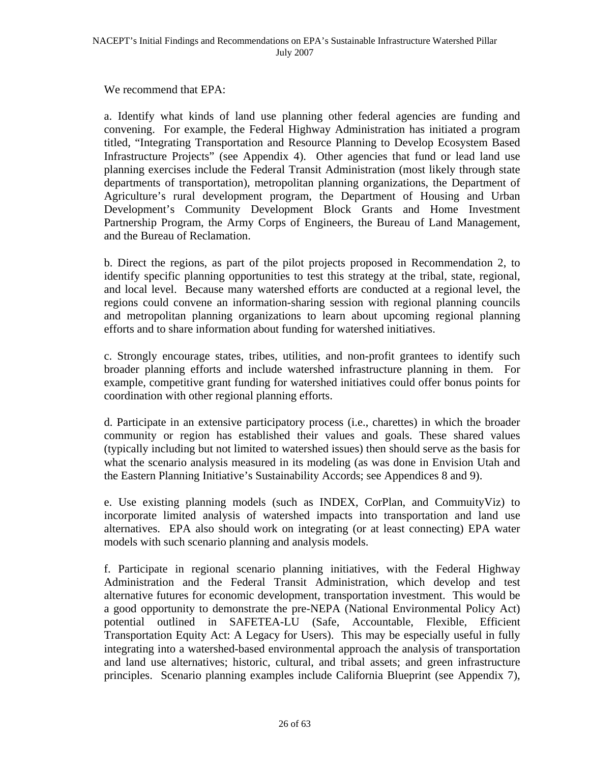We recommend that EPA:

a. Identify what kinds of land use planning other federal agencies are funding and convening. For example, the Federal Highway Administration has initiated a program titled, "Integrating Transportation and Resource Planning to Develop Ecosystem Based Infrastructure Projects" (see Appendix 4). Other agencies that fund or lead land use planning exercises include the Federal Transit Administration (most likely through state departments of transportation), metropolitan planning organizations, the Department of Agriculture's rural development program, the Department of Housing and Urban Development's Community Development Block Grants and Home Investment Partnership Program, the Army Corps of Engineers, the Bureau of Land Management, and the Bureau of Reclamation.

b. Direct the regions, as part of the pilot projects proposed in Recommendation 2, to identify specific planning opportunities to test this strategy at the tribal, state, regional, and local level. Because many watershed efforts are conducted at a regional level, the regions could convene an information-sharing session with regional planning councils and metropolitan planning organizations to learn about upcoming regional planning efforts and to share information about funding for watershed initiatives.

c. Strongly encourage states, tribes, utilities, and non-profit grantees to identify such broader planning efforts and include watershed infrastructure planning in them. For example, competitive grant funding for watershed initiatives could offer bonus points for coordination with other regional planning efforts.

d. Participate in an extensive participatory process (i.e., charettes) in which the broader community or region has established their values and goals. These shared values (typically including but not limited to watershed issues) then should serve as the basis for what the scenario analysis measured in its modeling (as was done in Envision Utah and the Eastern Planning Initiative's Sustainability Accords; see Appendices 8 and 9).

e. Use existing planning models (such as INDEX, CorPlan, and CommuityViz) to incorporate limited analysis of watershed impacts into transportation and land use alternatives. EPA also should work on integrating (or at least connecting) EPA water models with such scenario planning and analysis models.

f. Participate in regional scenario planning initiatives, with the Federal Highway Administration and the Federal Transit Administration, which develop and test alternative futures for economic development, transportation investment. This would be a good opportunity to demonstrate the pre-NEPA (National Environmental Policy Act) potential outlined in SAFETEA-LU (Safe, Accountable, Flexible, Efficient Transportation Equity Act: A Legacy for Users). This may be especially useful in fully integrating into a watershed-based environmental approach the analysis of transportation and land use alternatives; historic, cultural, and tribal assets; and green infrastructure principles. Scenario planning examples include California Blueprint (see Appendix 7),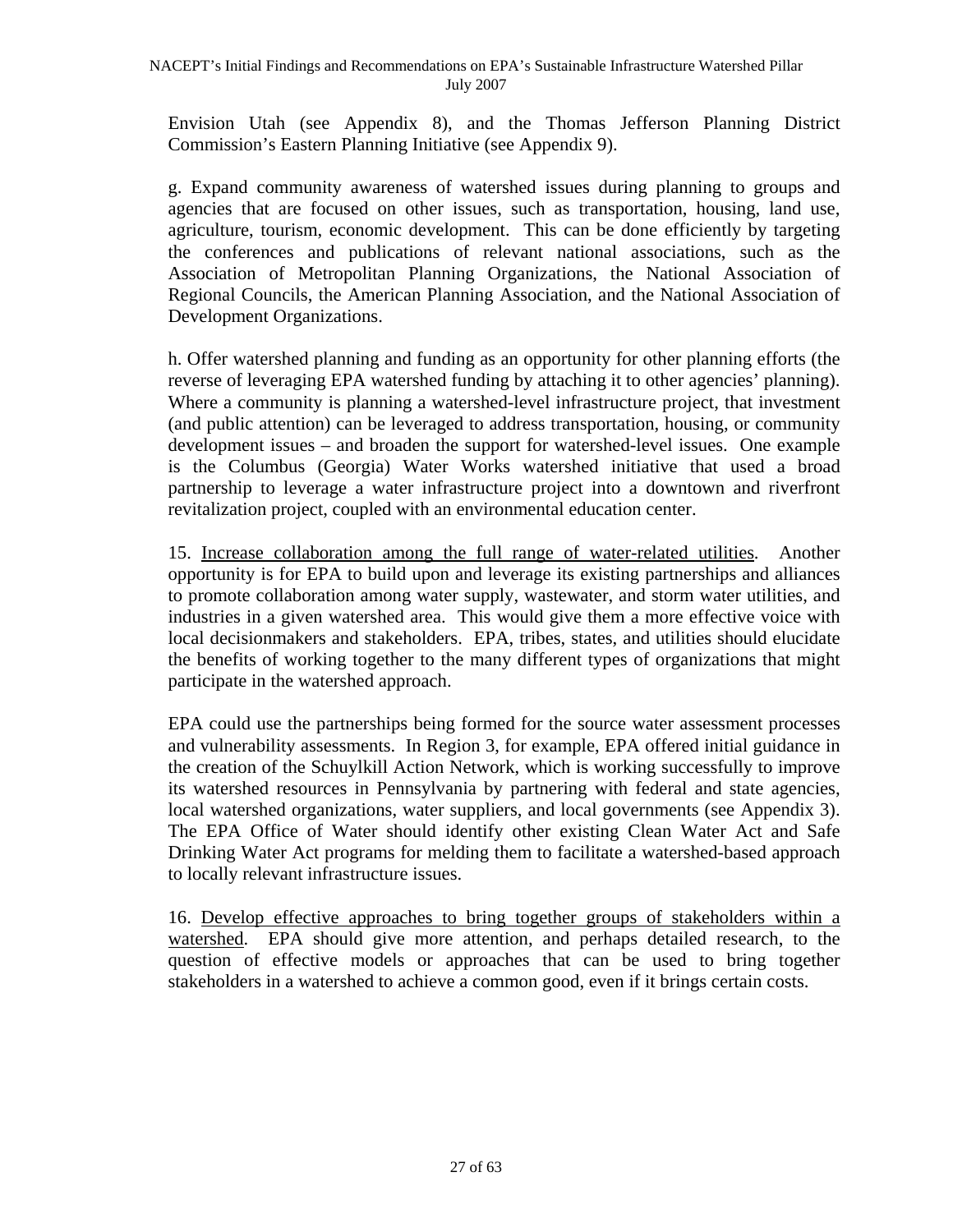Envision Utah (see Appendix 8), and the Thomas Jefferson Planning District Commission's Eastern Planning Initiative (see Appendix 9).

g. Expand community awareness of watershed issues during planning to groups and agencies that are focused on other issues, such as transportation, housing, land use, agriculture, tourism, economic development. This can be done efficiently by targeting the conferences and publications of relevant national associations, such as the Association of Metropolitan Planning Organizations, the National Association of Regional Councils, the American Planning Association, and the National Association of Development Organizations.

h. Offer watershed planning and funding as an opportunity for other planning efforts (the reverse of leveraging EPA watershed funding by attaching it to other agencies' planning). Where a community is planning a watershed-level infrastructure project, that investment (and public attention) can be leveraged to address transportation, housing, or community development issues – and broaden the support for watershed-level issues. One example is the Columbus (Georgia) Water Works watershed initiative that used a broad partnership to leverage a water infrastructure project into a downtown and riverfront revitalization project, coupled with an environmental education center.

15. <u>Increase collaboration among the full range of water-related utilities</u>. Another opportunity is for EPA to build upon and leverage its existing partnerships and alliances to promote collaboration among water supply, wastewater, and storm water utilities, and industries in a given watershed area. This would give them a more effective voice with local decisionmakers and stakeholders. EPA, tribes, states, and utilities should elucidate the benefits of working together to the many different types of organizations that might participate in the watershed approach.

EPA could use the partnerships being formed for the source water assessment processes and vulnerability assessments. In Region 3, for example, EPA offered initial guidance in the creation of the Schuylkill Action Network, which is working successfully to improve its watershed resources in Pennsylvania by partnering with federal and state agencies, local watershed organizations, water suppliers, and local governments (see Appendix 3). The EPA Office of Water should identify other existing Clean Water Act and Safe Drinking Water Act programs for melding them to facilitate a watershed-based approach to locally relevant infrastructure issues.

16. <u>Develop effective approaches to bring together groups of stakeholders within a watershed</u>. EPA should give more attention, and perhaps detailed research, to the question of effective models or approaches that can be used to bring together stakeholders in a watershed to achieve a common good, even if it brings certain costs.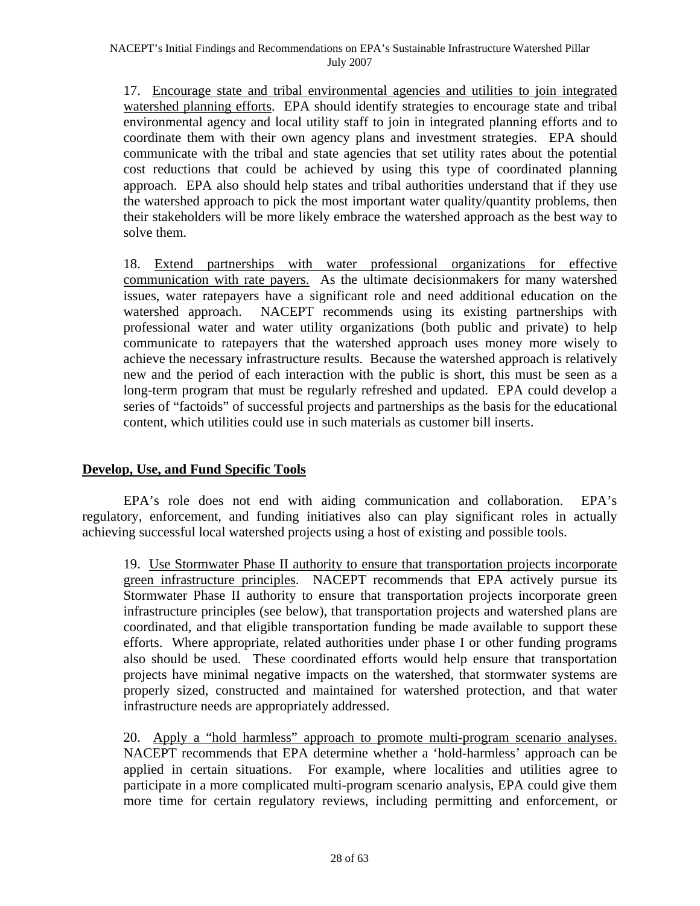17. Encourage state and tribal environmental agencies and utilities to join integrated watershed planning efforts. EPA should identify strategies to encourage state and tribal environmental agency and local utility staff to join in integrated planning efforts and to coordinate them with their own agency plans and investment strategies. EPA should communicate with the tribal and state agencies that set utility rates about the potential cost reductions that could be achieved by using this type of coordinated planning approach. EPA also should help states and tribal authorities understand that if they use the watershed approach to pick the most important water quality/quantity problems, then their stakeholders will be more likely embrace the watershed approach as the best way to solve them.

18. Extend partnerships with water professional organizations for effective communication with rate payers. As the ultimate decisionmakers for many watershed issues, water ratepayers have a significant role and need additional education on the watershed approach. NACEPT recommends using its existing partnerships with professional water and water utility organizations (both public and private) to help communicate to ratepayers that the watershed approach uses money more wisely to achieve the necessary infrastructure results. Because the watershed approach is relatively new and the period of each interaction with the public is short, this must be seen as a long-term program that must be regularly refreshed and updated. EPA could develop a series of "factoids" of successful projects and partnerships as the basis for the educational content, which utilities could use in such materials as customer bill inserts.

## Develop, Use, and Fund Specific Tools

EPA's role does not end with aiding communication and collaboration. EPA's regulatory, enforcement, and funding initiatives also can play significant roles in actually achieving successful local watershed projects using a host of existing and possible tools.

19. Use Stormwater Phase II authority to ensure that transportation projects incorporate green infrastructure principles. NACEPT recommends that EPA actively pursue its Stormwater Phase II authority to ensure that transportation projects incorporate green infrastructure principles (see below), that transportation projects and watershed plans are coordinated, and that eligible transportation funding be made available to support these efforts. Where appropriate, related authorities under phase I or other funding programs also should be used. These coordinated efforts would help ensure that transportation projects have minimal negative impacts on the watershed, that stormwater systems are properly sized, constructed and maintained for watershed protection, and that water infrastructure needs are appropriately addressed.

20. Apply a "hold harmless" approach to promote multi-program scenario analyses. NACEPT recommends that EPA determine whether a 'hold-harmless' approach can be applied in certain situations. For example, where localities and utilities agree to participate in a more complicated multi-program scenario analysis, EPA could give them more time for certain regulatory reviews, including permitting and enforcement, or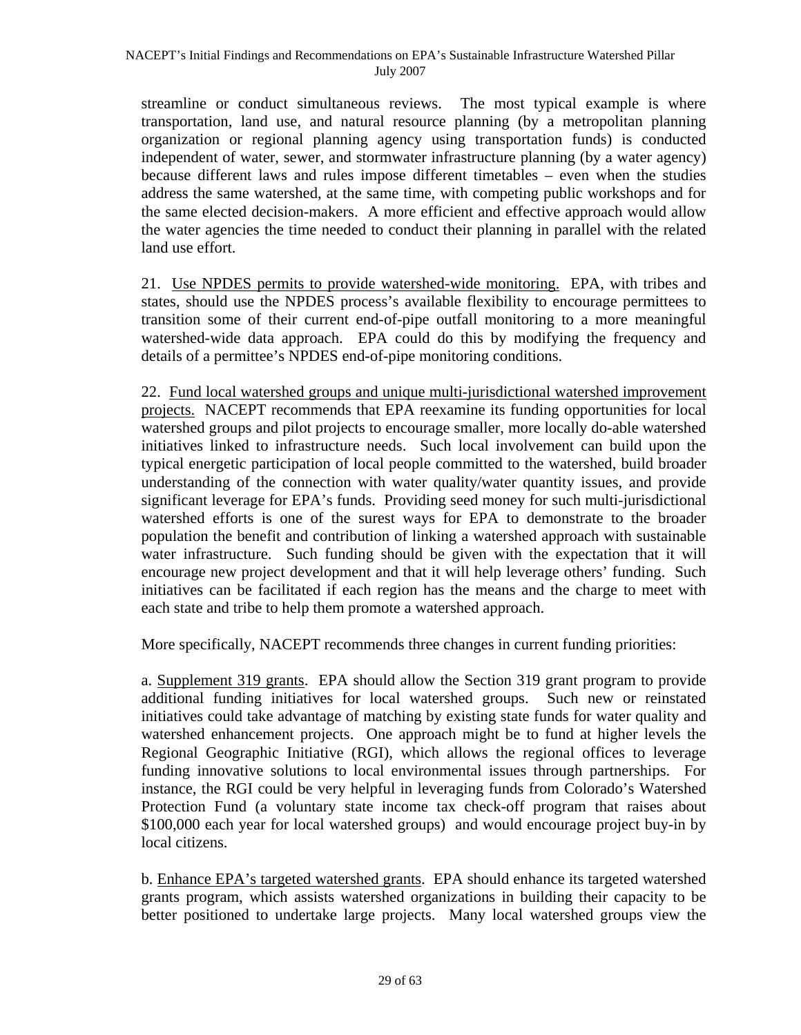streamline or conduct simultaneous reviews. The most typical example is where transportation, land use, and natural resource planning (by a metropolitan planning organization or regional planning agency using transportation funds) is conducted independent of water, sewer, and stormwater infrastructure planning (by a water agency) because different laws and rules impose different timetables – even when the studies address the same watershed, at the same time, with competing public workshops and for the same elected decision-makers. A more efficient and effective approach would allow the water agencies the time needed to conduct their planning in parallel with the related land use effort.

21. <u>Use NPDES permits to provide watershed-wide monitoring.</u> EPA, with tribes and states, should use the NPDES process's available flexibility to encourage permittees to transition some of their current end-of-pipe outfall monitoring to a more meaningful watershed-wide data approach. EPA could do this by modifying the frequency and details of a permittee's NPDES end-of-pipe monitoring conditions.

22. <u>Fund local watershed groups and unique multi-jurisdictional watershed improvement projects.</u> NACEPT recommends that EPA reexamine its funding opportunities for local watershed groups and pilot projects to encourage smaller, more locally do-able watershed initiatives linked to infrastructure needs. Such local involvement can build upon the typical energetic participation of local people committed to the watershed, build broader understanding of the connection with water quality/water quantity issues, and provide significant leverage for EPA's funds. Providing seed money for such multi-jurisdictional watershed efforts is one of the surest ways for EPA to demonstrate to the broader population the benefit and contribution of linking a watershed approach with sustainable water infrastructure. Such funding should be given with the expectation that it will encourage new project development and that it will help leverage others' funding. Such initiatives can be facilitated if each region has the means and the charge to meet with each state and tribe to help them promote a watershed approach.

More specifically, NACEPT recommends three changes in current funding priorities:

a. <u>Supplement 319 grants</u>. EPA should allow the Section 319 grant program to provide additional funding initiatives for local watershed groups. Such new or reinstated initiatives could take advantage of matching by existing state funds for water quality and watershed enhancement projects. One approach might be to fund at higher levels the Regional Geographic Initiative (RGI), which allows the regional offices to leverage funding innovative solutions to local environmental issues through partnerships. For instance, the RGI could be very helpful in leveraging funds from Colorado's Watershed Protection Fund (a voluntary state income tax check-off program that raises about $100,000 each year for local watershed groups) and would encourage project buy-in by local citizens.

b. <u>Enhance EPA's targeted watershed grants</u>. EPA should enhance its targeted watershed grants program, which assists watershed organizations in building their capacity to be better positioned to undertake large projects. Many local watershed groups view the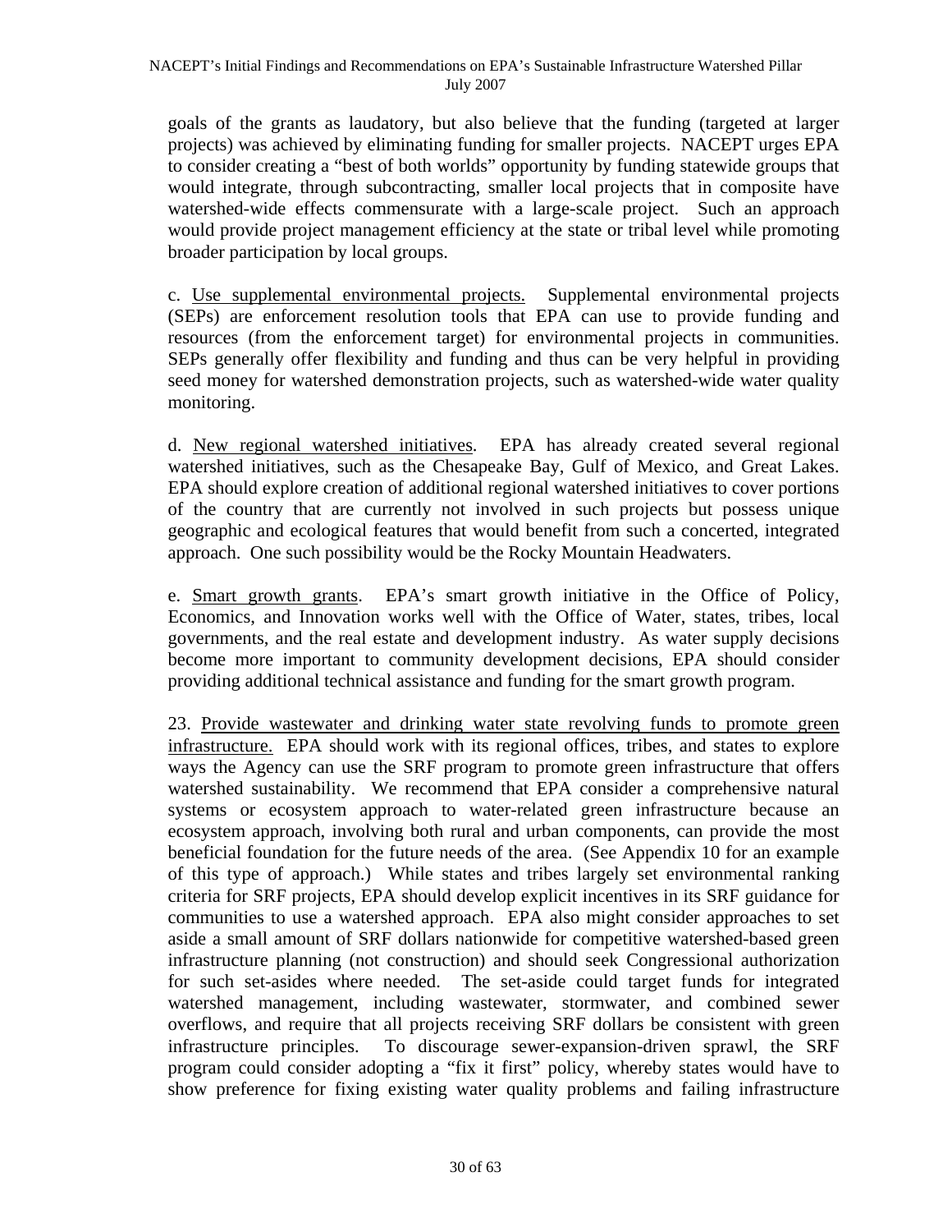goals of the grants as laudatory, but also believe that the funding (targeted at larger projects) was achieved by eliminating funding for smaller projects. NACEPT urges EPA to consider creating a "best of both worlds" opportunity by funding statewide groups that would integrate, through subcontracting, smaller local projects that in composite have watershed-wide effects commensurate with a large-scale project. Such an approach would provide project management efficiency at the state or tribal level while promoting broader participation by local groups.

c. Use supplemental environmental projects. Supplemental environmental projects (SEPs) are enforcement resolution tools that EPA can use to provide funding and resources (from the enforcement target) for environmental projects in communities. SEPs generally offer flexibility and funding and thus can be very helpful in providing seed money for watershed demonstration projects, such as watershed-wide water quality monitoring.

d. New regional watershed initiatives. EPA has already created several regional watershed initiatives, such as the Chesapeake Bay, Gulf of Mexico, and Great Lakes. EPA should explore creation of additional regional watershed initiatives to cover portions of the country that are currently not involved in such projects but possess unique geographic and ecological features that would benefit from such a concerted, integrated approach. One such possibility would be the Rocky Mountain Headwaters.

e. Smart growth grants. EPA's smart growth initiative in the Office of Policy, Economics, and Innovation works well with the Office of Water, states, tribes, local governments, and the real estate and development industry. As water supply decisions become more important to community development decisions, EPA should consider providing additional technical assistance and funding for the smart growth program.

23. Provide wastewater and drinking water state revolving funds to promote green infrastructure. EPA should work with its regional offices, tribes, and states to explore ways the Agency can use the SRF program to promote green infrastructure that offers watershed sustainability. We recommend that EPA consider a comprehensive natural systems or ecosystem approach to water-related green infrastructure because an ecosystem approach, involving both rural and urban components, can provide the most beneficial foundation for the future needs of the area. (See Appendix 10 for an example of this type of approach.) While states and tribes largely set environmental ranking criteria for SRF projects, EPA should develop explicit incentives in its SRF guidance for communities to use a watershed approach. EPA also might consider approaches to set aside a small amount of SRF dollars nationwide for competitive watershed-based green infrastructure planning (not construction) and should seek Congressional authorization for such set-asides where needed. The set-aside could target funds for integrated watershed management, including wastewater, stormwater, and combined sewer overflows, and require that all projects receiving SRF dollars be consistent with green infrastructure principles. To discourage sewer-expansion-driven sprawl, the SRF program could consider adopting a "fix it first" policy, whereby states would have to show preference for fixing existing water quality problems and failing infrastructure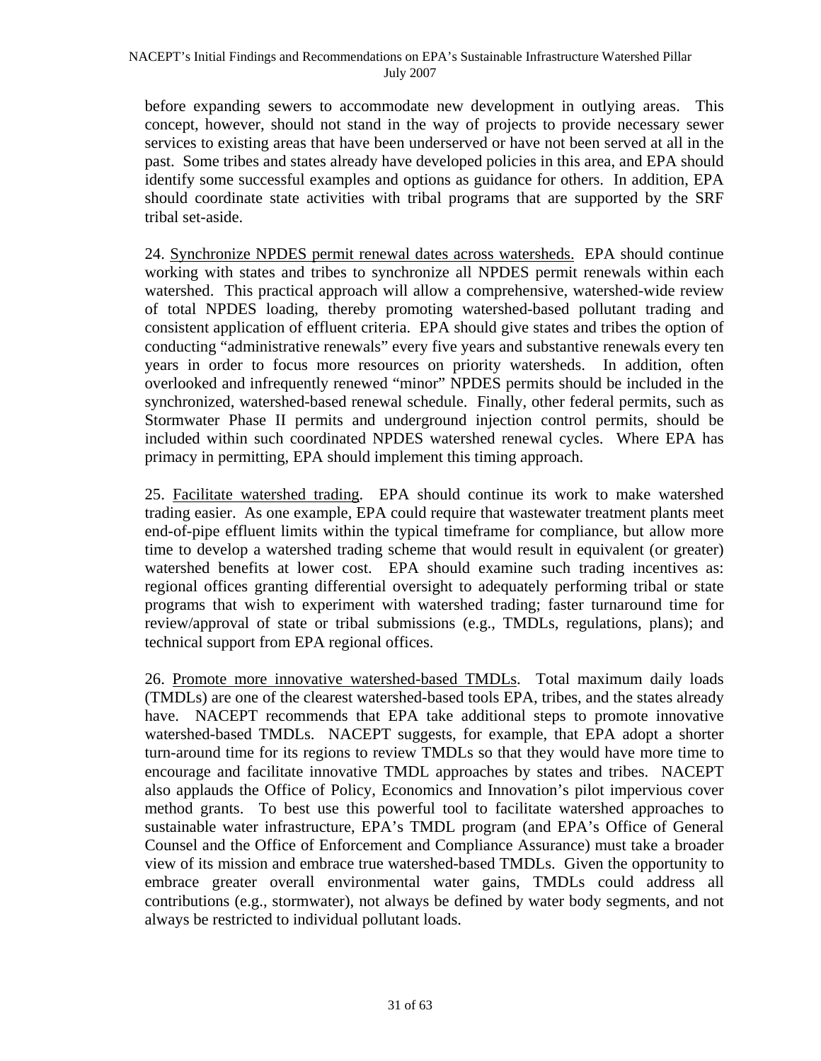before expanding sewers to accommodate new development in outlying areas. This concept, however, should not stand in the way of projects to provide necessary sewer services to existing areas that have been underserved or have not been served at all in the past. Some tribes and states already have developed policies in this area, and EPA should identify some successful examples and options as guidance for others. In addition, EPA should coordinate state activities with tribal programs that are supported by the SRF tribal set-aside.

24. <u>Synchronize NPDES permit renewal dates across watersheds.</u> EPA should continue working with states and tribes to synchronize all NPDES permit renewals within each watershed. This practical approach will allow a comprehensive, watershed-wide review of total NPDES loading, thereby promoting watershed-based pollutant trading and consistent application of effluent criteria. EPA should give states and tribes the option of conducting "administrative renewals" every five years and substantive renewals every ten years in order to focus more resources on priority watersheds. In addition, often overlooked and infrequently renewed "minor" NPDES permits should be included in the synchronized, watershed-based renewal schedule. Finally, other federal permits, such as Stormwater Phase II permits and underground injection control permits, should be included within such coordinated NPDES watershed renewal cycles. Where EPA has primacy in permitting, EPA should implement this timing approach.

25. <u>Facilitate watershed trading</u>. EPA should continue its work to make watershed trading easier. As one example, EPA could require that wastewater treatment plants meet end-of-pipe effluent limits within the typical timeframe for compliance, but allow more time to develop a watershed trading scheme that would result in equivalent (or greater) watershed benefits at lower cost. EPA should examine such trading incentives as: regional offices granting differential oversight to adequately performing tribal or state programs that wish to experiment with watershed trading; faster turnaround time for review/approval of state or tribal submissions (e.g., TMDLs, regulations, plans); and technical support from EPA regional offices.

26. <u>Promote more innovative watershed-based TMDLs</u>. Total maximum daily loads (TMDLs) are one of the clearest watershed-based tools EPA, tribes, and the states already have. NACEPT recommends that EPA take additional steps to promote innovative watershed-based TMDLs. NACEPT suggests, for example, that EPA adopt a shorter turn-around time for its regions to review TMDLs so that they would have more time to encourage and facilitate innovative TMDL approaches by states and tribes. NACEPT also applauds the Office of Policy, Economics and Innovation's pilot impervious cover method grants. To best use this powerful tool to facilitate watershed approaches to sustainable water infrastructure, EPA's TMDL program (and EPA's Office of General Counsel and the Office of Enforcement and Compliance Assurance) must take a broader view of its mission and embrace true watershed-based TMDLs. Given the opportunity to embrace greater overall environmental water gains, TMDLs could address all contributions (e.g., stormwater), not always be defined by water body segments, and not always be restricted to individual pollutant loads.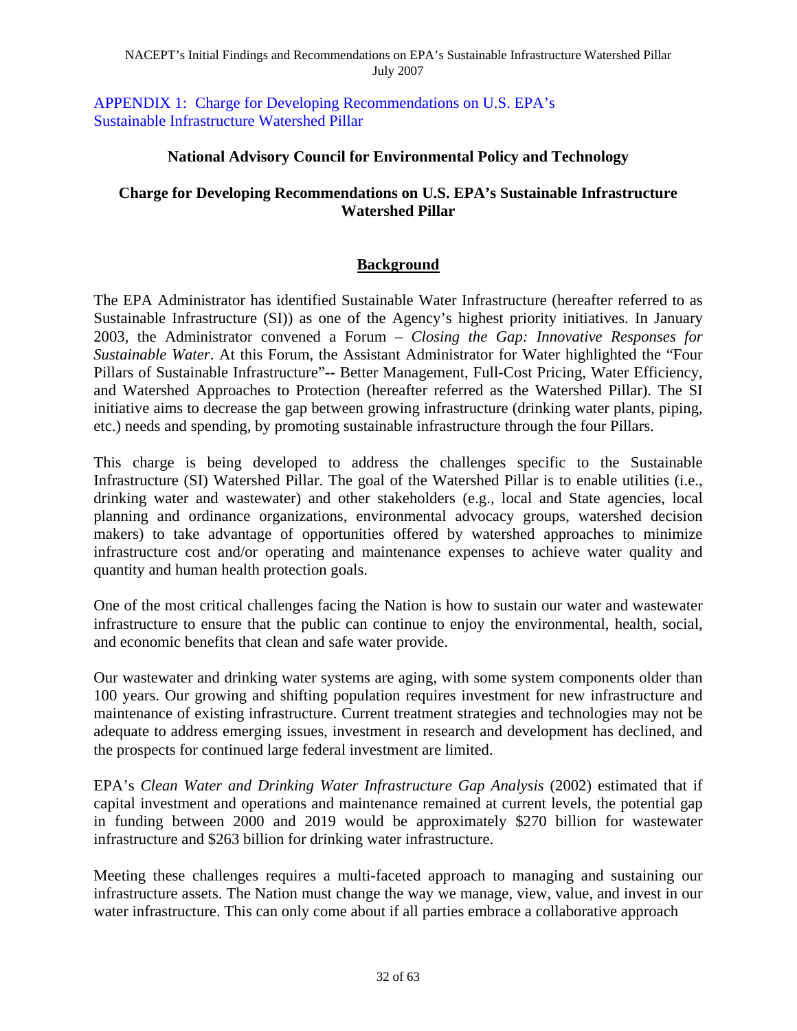## APPENDIX 1: Charge for Developing Recommendations on U.S. EPA's Sustainable Infrastructure Watershed Pillar

**National Advisory Council for Environmental Policy and Technology**

**Charge for Developing Recommendations on U.S. EPA's Sustainable Infrastructure Watershed Pillar**

### Background

The EPA Administrator has identified Sustainable Water Infrastructure (hereafter referred to as Sustainable Infrastructure (SI)) as one of the Agency's highest priority initiatives. In January 2003, the Administrator convened a Forum – *Closing the Gap: Innovative Responses for Sustainable Water*. At this Forum, the Assistant Administrator for Water highlighted the "Four Pillars of Sustainable Infrastructure"-- Better Management, Full-Cost Pricing, Water Efficiency, and Watershed Approaches to Protection (hereafter referred as the Watershed Pillar). The SI initiative aims to decrease the gap between growing infrastructure (drinking water plants, piping, etc.) needs and spending, by promoting sustainable infrastructure through the four Pillars.

This charge is being developed to address the challenges specific to the Sustainable Infrastructure (SI) Watershed Pillar. The goal of the Watershed Pillar is to enable utilities (i.e., drinking water and wastewater) and other stakeholders (e.g., local and State agencies, local planning and ordinance organizations, environmental advocacy groups, watershed decision makers) to take advantage of opportunities offered by watershed approaches to minimize infrastructure cost and/or operating and maintenance expenses to achieve water quality and quantity and human health protection goals.

One of the most critical challenges facing the Nation is how to sustain our water and wastewater infrastructure to ensure that the public can continue to enjoy the environmental, health, social, and economic benefits that clean and safe water provide.

Our wastewater and drinking water systems are aging, with some system components older than 100 years. Our growing and shifting population requires investment for new infrastructure and maintenance of existing infrastructure. Current treatment strategies and technologies may not be adequate to address emerging issues, investment in research and development has declined, and the prospects for continued large federal investment are limited.

EPA's *Clean Water and Drinking Water Infrastructure Gap Analysis* (2002) estimated that if capital investment and operations and maintenance remained at current levels, the potential gap in funding between 2000 and 2019 would be approximately $270 billion for wastewater infrastructure and $263 billion for drinking water infrastructure.

Meeting these challenges requires a multi-faceted approach to managing and sustaining our infrastructure assets. The Nation must change the way we manage, view, value, and invest in our water infrastructure. This can only come about if all parties embrace a collaborative approach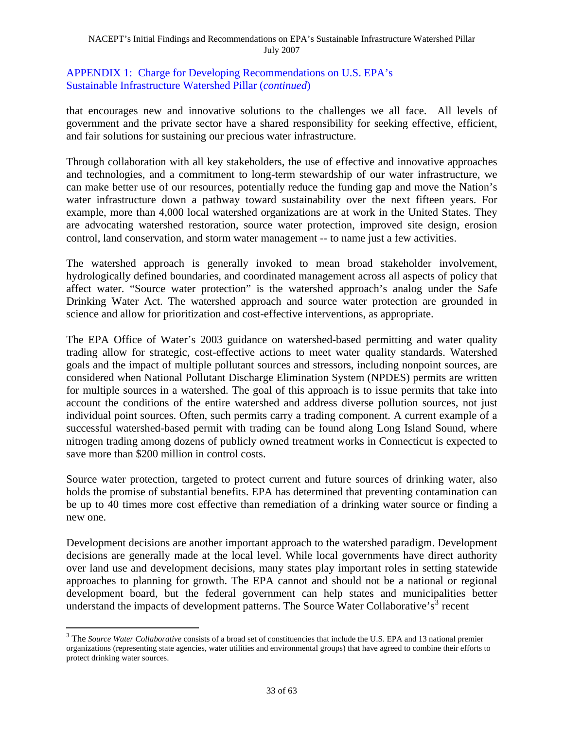## APPENDIX 1: Charge for Developing Recommendations on U.S. EPA's Sustainable Infrastructure Watershed Pillar (*continued*)

that encourages new and innovative solutions to the challenges we all face. All levels of government and the private sector have a shared responsibility for seeking effective, efficient, and fair solutions for sustaining our precious water infrastructure.

Through collaboration with all key stakeholders, the use of effective and innovative approaches and technologies, and a commitment to long-term stewardship of our water infrastructure, we can make better use of our resources, potentially reduce the funding gap and move the Nation's water infrastructure down a pathway toward sustainability over the next fifteen years. For example, more than 4,000 local watershed organizations are at work in the United States. They are advocating watershed restoration, source water protection, improved site design, erosion control, land conservation, and storm water management -- to name just a few activities.

The watershed approach is generally invoked to mean broad stakeholder involvement, hydrologically defined boundaries, and coordinated management across all aspects of policy that affect water. "Source water protection" is the watershed approach's analog under the Safe Drinking Water Act. The watershed approach and source water protection are grounded in science and allow for prioritization and cost-effective interventions, as appropriate.

The EPA Office of Water's 2003 guidance on watershed-based permitting and water quality trading allow for strategic, cost-effective actions to meet water quality standards. Watershed goals and the impact of multiple pollutant sources and stressors, including nonpoint sources, are considered when National Pollutant Discharge Elimination System (NPDES) permits are written for multiple sources in a watershed. The goal of this approach is to issue permits that take into account the conditions of the entire watershed and address diverse pollution sources, not just individual point sources. Often, such permits carry a trading component. A current example of a successful watershed-based permit with trading can be found along Long Island Sound, where nitrogen trading among dozens of publicly owned treatment works in Connecticut is expected to save more than $200 million in control costs.

Source water protection, targeted to protect current and future sources of drinking water, also holds the promise of substantial benefits. EPA has determined that preventing contamination can be up to 40 times more cost effective than remediation of a drinking water source or finding a new one.

Development decisions are another important approach to the watershed paradigm. Development decisions are generally made at the local level. While local governments have direct authority over land use and development decisions, many states play important roles in setting statewide approaches to planning for growth. The EPA cannot and should not be a national or regional development board, but the federal government can help states and municipalities better understand the impacts of development patterns. The Source Water Collaborative's[3] recent

[3] The *Source Water Collaborative* consists of a broad set of constituencies that include the U.S. EPA and 13 national premier organizations (representing state agencies, water utilities and environmental groups) that have agreed to combine their efforts to protect drinking water sources.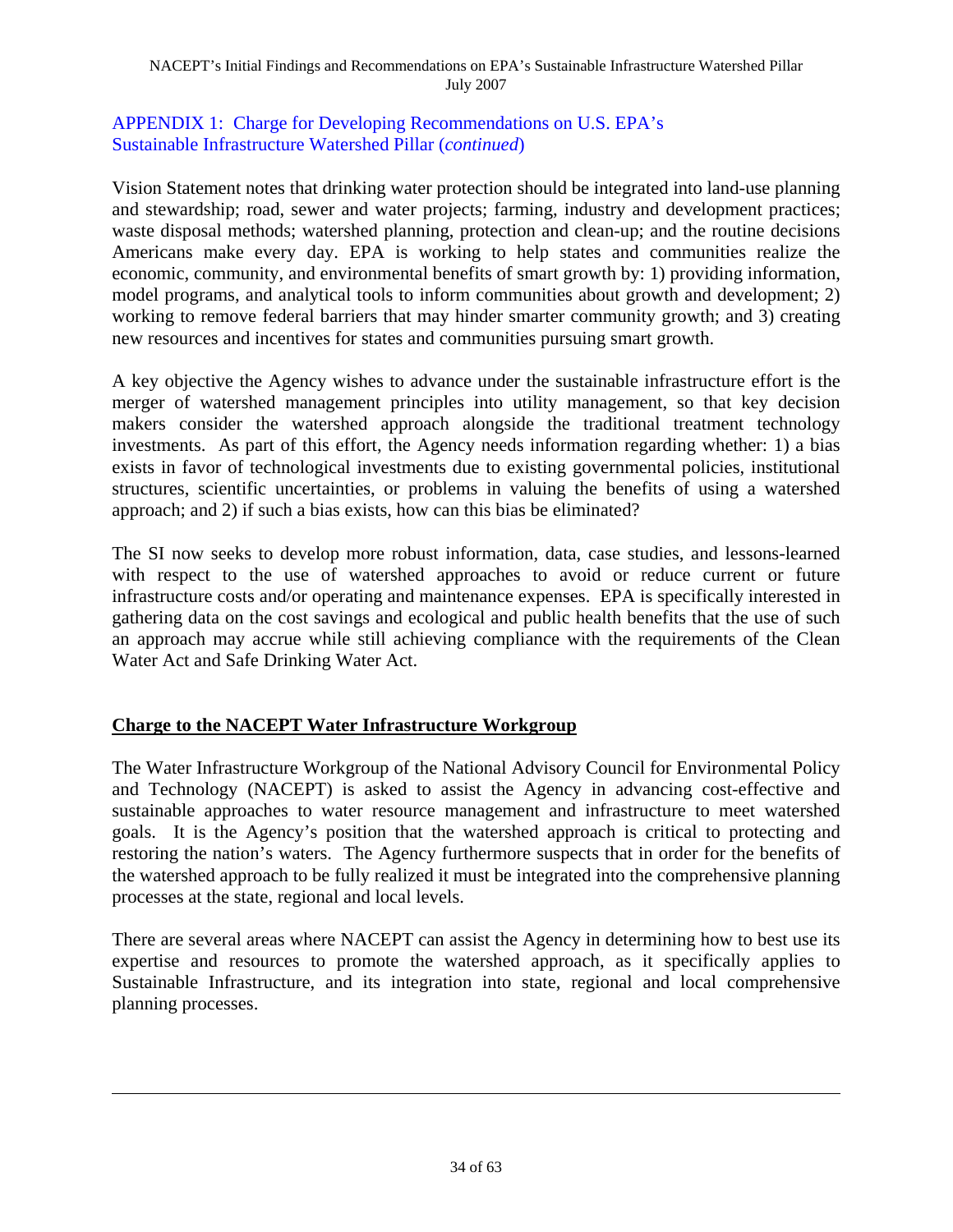## APPENDIX 1: Charge for Developing Recommendations on U.S. EPA's Sustainable Infrastructure Watershed Pillar (*continued*)

Vision Statement notes that drinking water protection should be integrated into land-use planning and stewardship; road, sewer and water projects; farming, industry and development practices; waste disposal methods; watershed planning, protection and clean-up; and the routine decisions Americans make every day. EPA is working to help states and communities realize the economic, community, and environmental benefits of smart growth by: 1) providing information, model programs, and analytical tools to inform communities about growth and development; 2) working to remove federal barriers that may hinder smarter community growth; and 3) creating new resources and incentives for states and communities pursuing smart growth.

A key objective the Agency wishes to advance under the sustainable infrastructure effort is the merger of watershed management principles into utility management, so that key decision makers consider the watershed approach alongside the traditional treatment technology investments. As part of this effort, the Agency needs information regarding whether: 1) a bias exists in favor of technological investments due to existing governmental policies, institutional structures, scientific uncertainties, or problems in valuing the benefits of using a watershed approach; and 2) if such a bias exists, how can this bias be eliminated?

The SI now seeks to develop more robust information, data, case studies, and lessons-learned with respect to the use of watershed approaches to avoid or reduce current or future infrastructure costs and/or operating and maintenance expenses. EPA is specifically interested in gathering data on the cost savings and ecological and public health benefits that the use of such an approach may accrue while still achieving compliance with the requirements of the Clean Water Act and Safe Drinking Water Act.

**Charge to the NACEPT Water Infrastructure Workgroup**

The Water Infrastructure Workgroup of the National Advisory Council for Environmental Policy and Technology (NACEPT) is asked to assist the Agency in advancing cost-effective and sustainable approaches to water resource management and infrastructure to meet watershed goals. It is the Agency's position that the watershed approach is critical to protecting and restoring the nation's waters. The Agency furthermore suspects that in order for the benefits of the watershed approach to be fully realized it must be integrated into the comprehensive planning processes at the state, regional and local levels.

There are several areas where NACEPT can assist the Agency in determining how to best use its expertise and resources to promote the watershed approach, as it specifically applies to Sustainable Infrastructure, and its integration into state, regional and local comprehensive planning processes.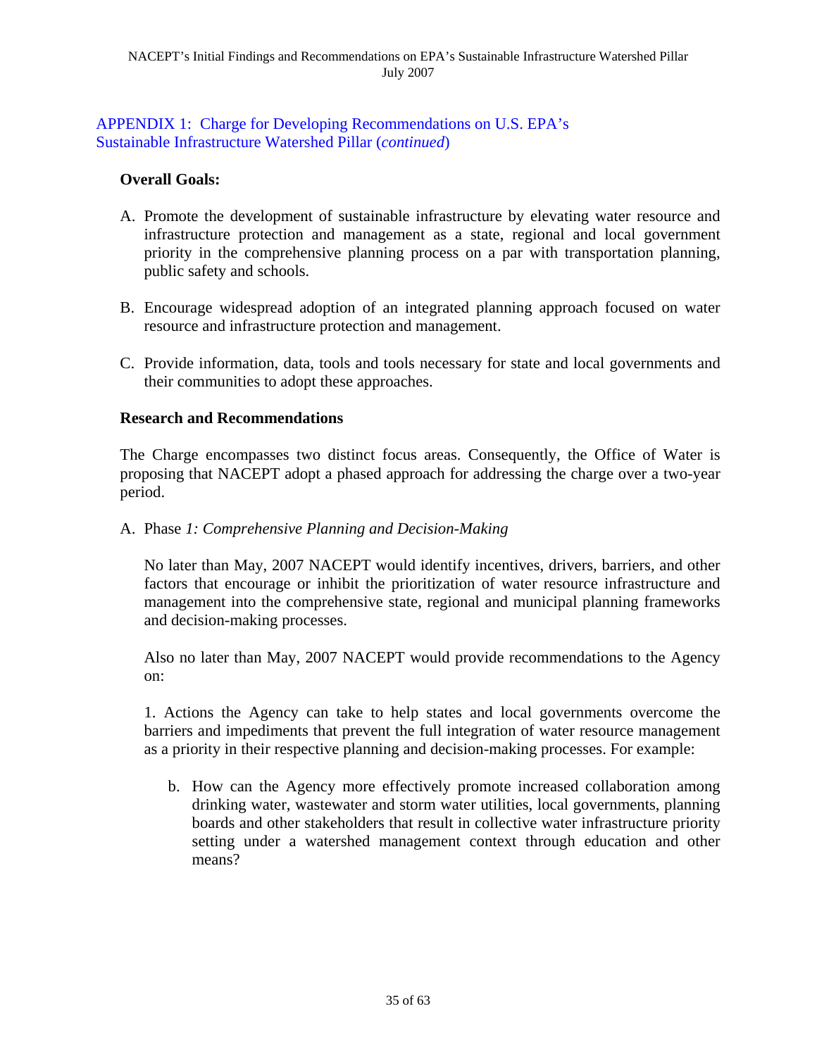## APPENDIX 1: Charge for Developing Recommendations on U.S. EPA's Sustainable Infrastructure Watershed Pillar (*continued*)

**Overall Goals:**

A. Promote the development of sustainable infrastructure by elevating water resource and infrastructure protection and management as a state, regional and local government priority in the comprehensive planning process on a par with transportation planning, public safety and schools.

B. Encourage widespread adoption of an integrated planning approach focused on water resource and infrastructure protection and management.

C. Provide information, data, tools and tools necessary for state and local governments and their communities to adopt these approaches.

**Research and Recommendations**

The Charge encompasses two distinct focus areas. Consequently, the Office of Water is proposing that NACEPT adopt a phased approach for addressing the charge over a two-year period.

A. Phase *1: Comprehensive Planning and Decision-Making*

No later than May, 2007 NACEPT would identify incentives, drivers, barriers, and other factors that encourage or inhibit the prioritization of water resource infrastructure and management into the comprehensive state, regional and municipal planning frameworks and decision-making processes.

Also no later than May, 2007 NACEPT would provide recommendations to the Agency on:

1. Actions the Agency can take to help states and local governments overcome the barriers and impediments that prevent the full integration of water resource management as a priority in their respective planning and decision-making processes. For example:

   b. How can the Agency more effectively promote increased collaboration among drinking water, wastewater and storm water utilities, local governments, planning boards and other stakeholders that result in collective water infrastructure priority setting under a watershed management context through education and other means?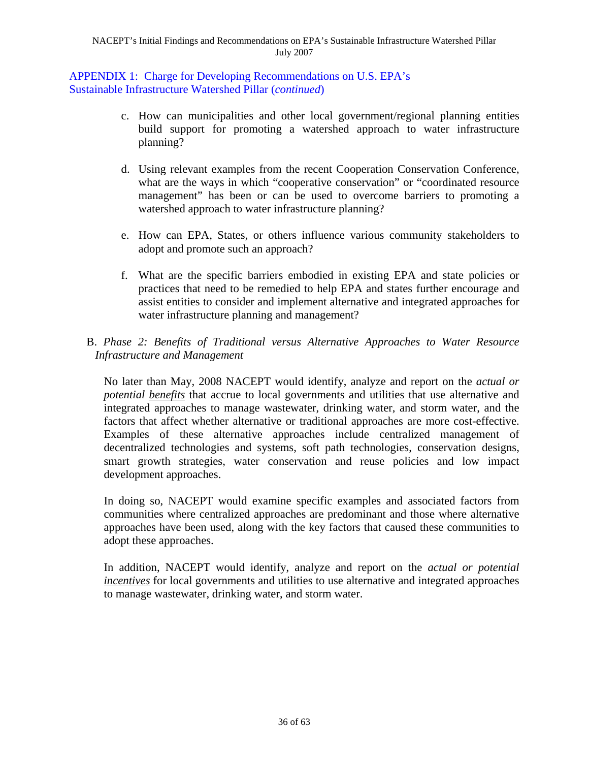## APPENDIX 1: Charge for Developing Recommendations on U.S. EPA's Sustainable Infrastructure Watershed Pillar (*continued*)

c. How can municipalities and other local government/regional planning entities build support for promoting a watershed approach to water infrastructure planning?

d. Using relevant examples from the recent Cooperation Conservation Conference, what are the ways in which "cooperative conservation" or "coordinated resource management" has been or can be used to overcome barriers to promoting a watershed approach to water infrastructure planning?

e. How can EPA, States, or others influence various community stakeholders to adopt and promote such an approach?

f. What are the specific barriers embodied in existing EPA and state policies or practices that need to be remedied to help EPA and states further encourage and assist entities to consider and implement alternative and integrated approaches for water infrastructure planning and management?

B. *Phase 2: Benefits of Traditional versus Alternative Approaches to Water Resource Infrastructure and Management*

No later than May, 2008 NACEPT would identify, analyze and report on the *actual or potential* ***benefits*** that accrue to local governments and utilities that use alternative and integrated approaches to manage wastewater, drinking water, and storm water, and the factors that affect whether alternative or traditional approaches are more cost-effective. Examples of these alternative approaches include centralized management of decentralized technologies and systems, soft path technologies, conservation designs, smart growth strategies, water conservation and reuse policies and low impact development approaches.

In doing so, NACEPT would examine specific examples and associated factors from communities where centralized approaches are predominant and those where alternative approaches have been used, along with the key factors that caused these communities to adopt these approaches.

In addition, NACEPT would identify, analyze and report on the *actual or potential* ***incentives*** for local governments and utilities to use alternative and integrated approaches to manage wastewater, drinking water, and storm water.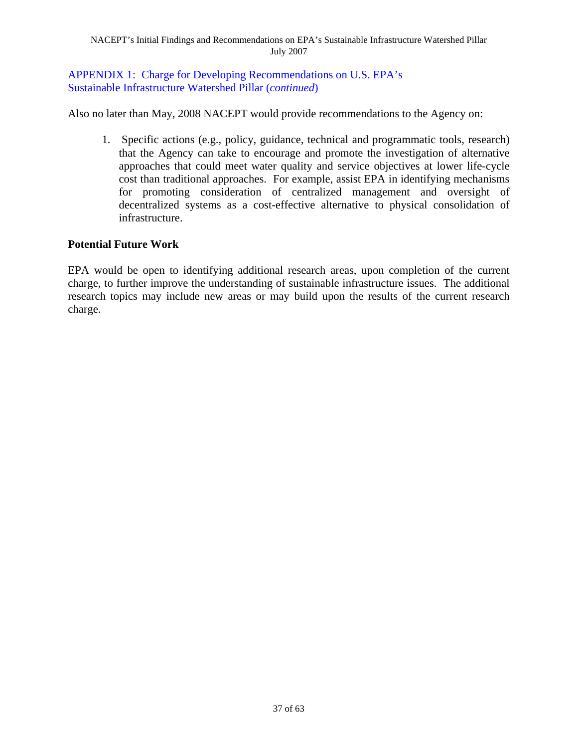APPENDIX 1: Charge for Developing Recommendations on U.S. EPA's Sustainable Infrastructure Watershed Pillar (*continued*)

Also no later than May, 2008 NACEPT would provide recommendations to the Agency on:

1. Specific actions (e.g., policy, guidance, technical and programmatic tools, research) that the Agency can take to encourage and promote the investigation of alternative approaches that could meet water quality and service objectives at lower life-cycle cost than traditional approaches. For example, assist EPA in identifying mechanisms for promoting consideration of centralized management and oversight of decentralized systems as a cost-effective alternative to physical consolidation of infrastructure.

**Potential Future Work**

EPA would be open to identifying additional research areas, upon completion of the current charge, to further improve the understanding of sustainable infrastructure issues. The additional research topics may include new areas or may build upon the results of the current research charge.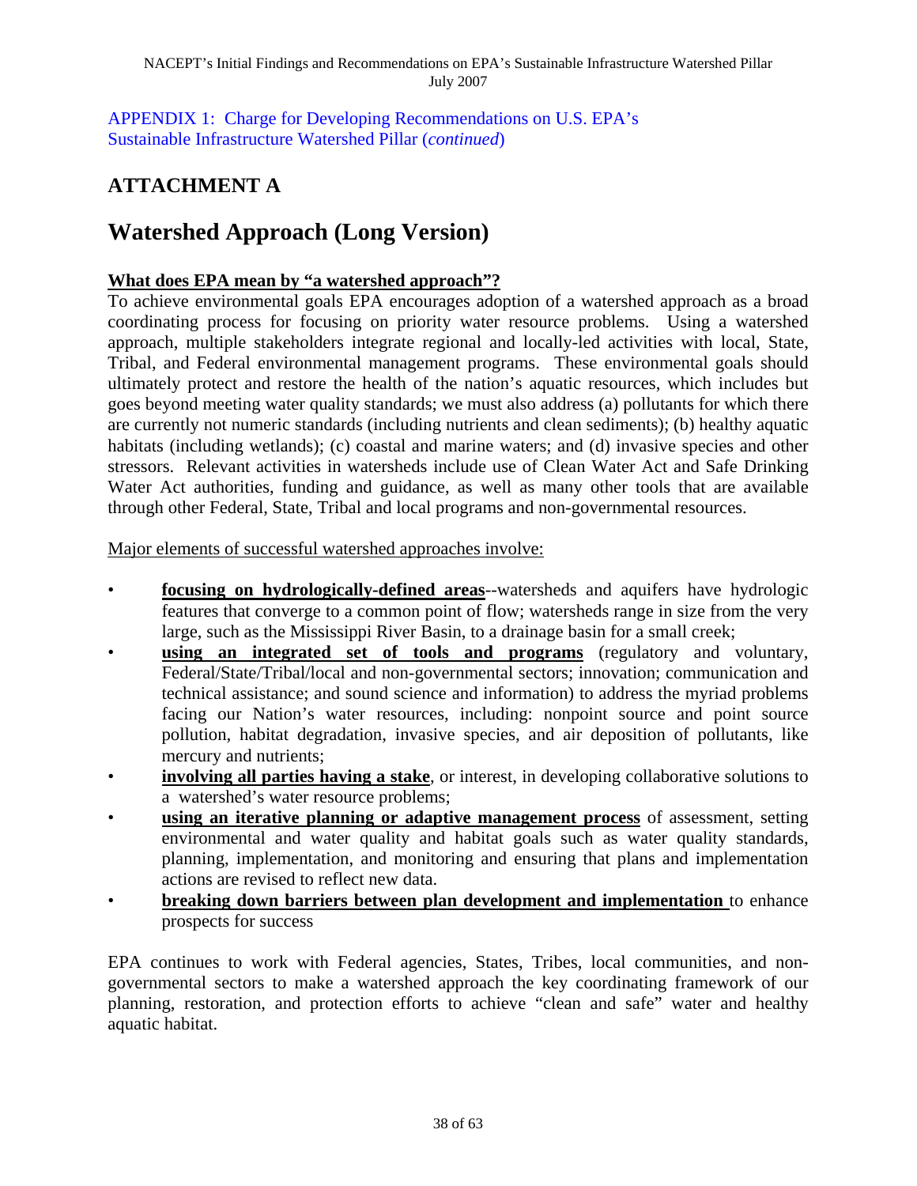APPENDIX 1: Charge for Developing Recommendations on U.S. EPA's Sustainable Infrastructure Watershed Pillar (*continued*)

## ATTACHMENT A

# Watershed Approach (Long Version)

**What does EPA mean by "a watershed approach"?**

To achieve environmental goals EPA encourages adoption of a watershed approach as a broad coordinating process for focusing on priority water resource problems. Using a watershed approach, multiple stakeholders integrate regional and locally-led activities with local, State, Tribal, and Federal environmental management programs. These environmental goals should ultimately protect and restore the health of the nation's aquatic resources, which includes but goes beyond meeting water quality standards; we must also address (a) pollutants for which there are currently not numeric standards (including nutrients and clean sediments); (b) healthy aquatic habitats (including wetlands); (c) coastal and marine waters; and (d) invasive species and other stressors. Relevant activities in watersheds include use of Clean Water Act and Safe Drinking Water Act authorities, funding and guidance, as well as many other tools that are available through other Federal, State, Tribal and local programs and non-governmental resources.

Major elements of successful watershed approaches involve:

- **focusing on hydrologically-defined areas**--watersheds and aquifers have hydrologic features that converge to a common point of flow; watersheds range in size from the very large, such as the Mississippi River Basin, to a drainage basin for a small creek;
- **using an integrated set of tools and programs** (regulatory and voluntary, Federal/State/Tribal/local and non-governmental sectors; innovation; communication and technical assistance; and sound science and information) to address the myriad problems facing our Nation's water resources, including: nonpoint source and point source pollution, habitat degradation, invasive species, and air deposition of pollutants, like mercury and nutrients;
- **involving all parties having a stake**, or interest, in developing collaborative solutions to a watershed's water resource problems;
- **using an iterative planning or adaptive management process** of assessment, setting environmental and water quality and habitat goals such as water quality standards, planning, implementation, and monitoring and ensuring that plans and implementation actions are revised to reflect new data.
- **breaking down barriers between plan development and implementation** to enhance prospects for success

EPA continues to work with Federal agencies, States, Tribes, local communities, and non-governmental sectors to make a watershed approach the key coordinating framework of our planning, restoration, and protection efforts to achieve "clean and safe" water and healthy aquatic habitat.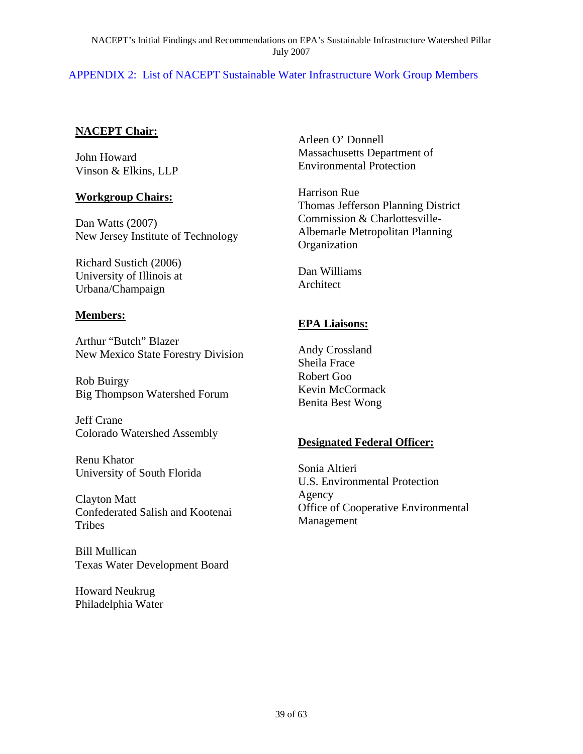## APPENDIX 2: List of NACEPT Sustainable Water Infrastructure Work Group Members

**NACEPT Chair:**

John Howard
Vinson & Elkins, LLP

**Workgroup Chairs:**

Dan Watts (2007)
New Jersey Institute of Technology

Richard Sustich (2006)
University of Illinois at Urbana/Champaign

**Members:**

Arthur "Butch" Blazer
New Mexico State Forestry Division

Rob Buirgy
Big Thompson Watershed Forum

Jeff Crane
Colorado Watershed Assembly

Renu Khator
University of South Florida

Clayton Matt
Confederated Salish and Kootenai Tribes

Bill Mullican
Texas Water Development Board

Howard Neukrug
Philadelphia Water

Arleen O' Donnell
Massachusetts Department of Environmental Protection

Harrison Rue
Thomas Jefferson Planning District Commission & Charlottesville-Albemarle Metropolitan Planning Organization

Dan Williams
Architect

**EPA Liaisons:**

Andy Crossland
Sheila Frace
Robert Goo
Kevin McCormack
Benita Best Wong

**Designated Federal Officer:**

Sonia Altieri
U.S. Environmental Protection Agency
Office of Cooperative Environmental Management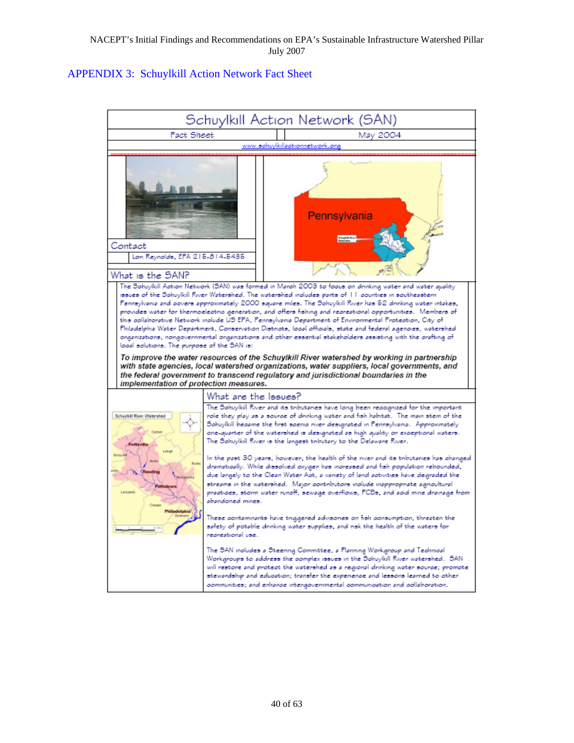# APPENDIX 3: Schuylkill Action Network Fact Sheet

## Schuylkill Action Network (SAN)

Fact Sheet | May 2004

www.schuylkillactionnetwork.org

Pennsylvania

### Contact

Lori Reynolds, EPA 215-814-5435

### What is the SAN?

The Schuylkill Action Network (SAN) was formed in March 2003 to focus on drinking water and water quality issues of the Schuylkill River Watershed. The watershed includes parts of 11 counties in southeastern Pennsylvania and covers approximately 2000 square miles. The Schuylkill River has 52 drinking water intakes, provides water for thermoelectric generation, and offers fishing and recreational opportunities. Members of this collaborative Network include US EPA, Pennsylvania Department of Environmental Protection, City of Philadelphia Water Department, Conservation Districts, local officials, state and federal agencies, watershed organizations, nongovernmental organizations and other essential stakeholders assisting with the crafting of local solutions. The purpose of the SAN is:

***To improve the water resources of the Schuylkill River watershed by working in partnership with state agencies, local watershed organizations, water suppliers, local governments, and the federal government to transcend regulatory and jurisdictional boundaries in the implementation of protection measures.***

Schuylkill River Watershed

Carbon

Pottsville

Schuylkill

Lehigh

Berks

Bucks

Reading

Montgomery

Pottstown

Lancaster

Chester

Philadelphia

Delaware

### What are the Issues?

The Schuylkill River and its tributaries have long been recognized for the important role they play as a source of drinking water and fish habitat. The main stem of the Schuylkill became the first scenic river designated in Pennsylvania. Approximately one-quarter of the watershed is designated as high quality or exceptional waters. The Schuylkill River is the largest tributary to the Delaware River.

In the past 30 years, however, the health of the river and its tributaries has changed dramatically. While dissolved oxygen has increased and fish population rebounded, due largely to the Clean Water Act, a variety of land activities have degraded the streams in the watershed. Major contributors include inappropriate agricultural practices, storm water runoff, sewage overflows, PCBs, and acid mine drainage from abandoned mines.

These contaminants have triggered advisories on fish consumption, threaten the safety of potable drinking water supplies, and risk the health of the waters for recreational use.

The SAN includes a Steering Committee, a Planning Workgroup and Technical Workgroups to address the complex issues in the Schuylkill River watershed. SAN will restore and protect the watershed as a regional drinking water source; promote stewardship and education; transfer the experience and lessons learned to other communities; and enhance intergovernmental communication and collaboration.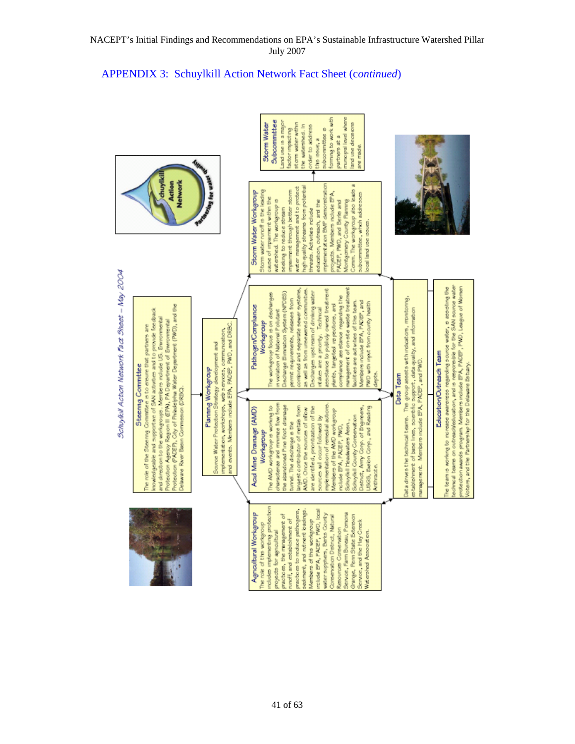## APPENDIX 3: Schuylkill Action Network Fact Sheet (*continued*)

*Schuylkill Action Network Fact Sheet – May 2004*

Schuylkill Action Network

Partnering for water quality

**Steering Committee**

The role of the Steering Committee is to ensure that partners are knowledgeable and supportive of SAN activities and to provide feedback and direction to the workgroups. Members include U.S. Environmental Protection Agency Region III (EPA), PA Department of Environmental Protection (PADEP), City of Philadelphia Water Department (PWD), and the Delaware River Basin Commission (DRBC).

**Planning Workgroup**

Source Water Protection Strategy development and implementation, workshops, web services, communication, and events. Members include EPA, PADEP, PWD, and DRBC.

**Agricultural Workgroup**

The role of this workgroup includes implementing protection projects for agricultural practices, the management of runoff, and establishment of practices to reduce pathogens, sediment, and nutrient loadings. Members of this workgroup include EPA, PADEP, PWD, local water suppliers, Berks County Conservation District, Natural Resources Conservation Service, Farm Bureau, Pomona Grange, Penn State Extension Service, and the Hay Creek Watershed Association.

**Acid Mine Drainage (AMD) Workgroup**

The AMD workgroup is working to characterize and minimize flow from the abandoned Pine Knot drainage tunnel. The discharge is the largest contributor of metals from AMD. Once the sources of inflow are identified, prioritization of the sources will occur followed by implementation of remedial actions. Members of the AMD workgroup include EPA, PADEP, PWD, Schuylkill Headwaters Assn., Schuylkill County Conservation District, Army Corp. of Engineers, USGS, Bebon Corp., and Reading Anthracite.

**Pathogen/Compliance Workgroup**

The workgroup focus is on discharges in violation of National Pollutant Discharge Elimination System (NPDES) permit requirements, releases from combined and separate sewer systems, as well as from unsewered communities. Discharges upstream of drinking water intakes are a priority. Technical assistance to publicly owned treatment plants, targeted inspections, and compliance assistance regarding the management of on-site waste treatment facilities are activities of the team. Members include EPA, PADEP, and PWD with input from county health depts.

**Storm Water Workgroup**

Storm water runoff is the leading cause of impairment within the watershed. The workgroup is seeking to reduce stream impairment through better storm water management and to protect high quality streams from potential threats. Activities include education, outreach, and the implementation BMP demonstration projects. Members include EPA, PADEP, PWD, and Berks and Montgomery County Planning Comm. The workgroup also leads a subcommittee, which addresses local land use issues.

**Storm Water Subcommittee**

Land use is a major factor impacting storm water within the watershed. In order to address the issue, a subcommittee is forming to work with partners at a municipal level where land use decisions are made.

**Data Team**

Data drives the technical teams. The group assists with indicators, monitoring, establishment of base lines, scientific support, data quality, and information management. Members include EPA, PADEP, and PWD.

**Education/Outreach Team**

The team is working to increase awareness regarding source water, is assisting the technical teams on outreach/education, and is responsible for the SAN source water protection awards program. Members include EPA, PADEP, PWD, League of Women Voters, and the Partnership for the Delaware Estuary.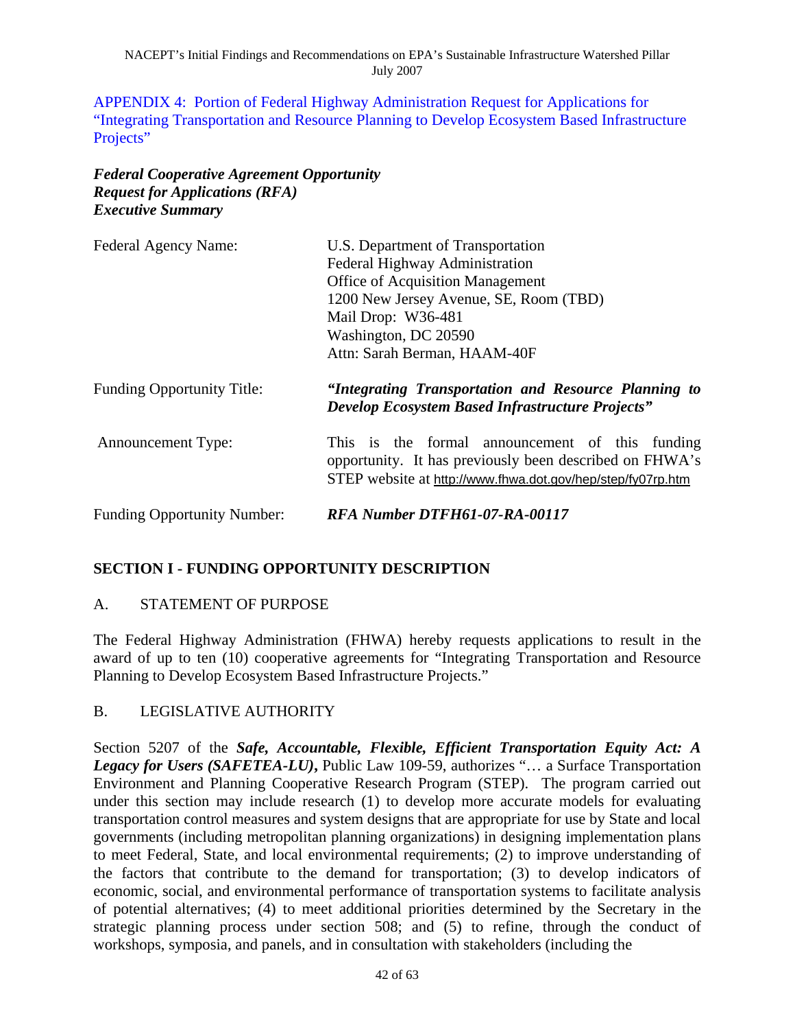## APPENDIX 4: Portion of Federal Highway Administration Request for Applications for "Integrating Transportation and Resource Planning to Develop Ecosystem Based Infrastructure Projects"

***Federal Cooperative Agreement Opportunity***
***Request for Applications (RFA)***
***Executive Summary***

| | |
|---|---|
| Federal Agency Name: | U.S. Department of Transportation<br>Federal Highway Administration<br>Office of Acquisition Management<br>1200 New Jersey Avenue, SE, Room (TBD)<br>Mail Drop: W36-481<br>Washington, DC 20590<br>Attn: Sarah Berman, HAAM-40F |
| Funding Opportunity Title: | ***"Integrating Transportation and Resource Planning to Develop Ecosystem Based Infrastructure Projects"*** |
| Announcement Type: | This is the formal announcement of this funding opportunity. It has previously been described on FHWA's STEP website at http://www.fhwa.dot.gov/hep/step/fy07rp.htm |
| Funding Opportunity Number: | ***RFA Number DTFH61-07-RA-00117*** |

## SECTION I - FUNDING OPPORTUNITY DESCRIPTION

### A. STATEMENT OF PURPOSE

The Federal Highway Administration (FHWA) hereby requests applications to result in the award of up to ten (10) cooperative agreements for "Integrating Transportation and Resource Planning to Develop Ecosystem Based Infrastructure Projects."

### B. LEGISLATIVE AUTHORITY

Section 5207 of the ***Safe, Accountable, Flexible, Efficient Transportation Equity Act: A Legacy for Users (SAFETEA-LU)***, Public Law 109-59, authorizes "… a Surface Transportation Environment and Planning Cooperative Research Program (STEP). The program carried out under this section may include research (1) to develop more accurate models for evaluating transportation control measures and system designs that are appropriate for use by State and local governments (including metropolitan planning organizations) in designing implementation plans to meet Federal, State, and local environmental requirements; (2) to improve understanding of the factors that contribute to the demand for transportation; (3) to develop indicators of economic, social, and environmental performance of transportation systems to facilitate analysis of potential alternatives; (4) to meet additional priorities determined by the Secretary in the strategic planning process under section 508; and (5) to refine, through the conduct of workshops, symposia, and panels, and in consultation with stakeholders (including the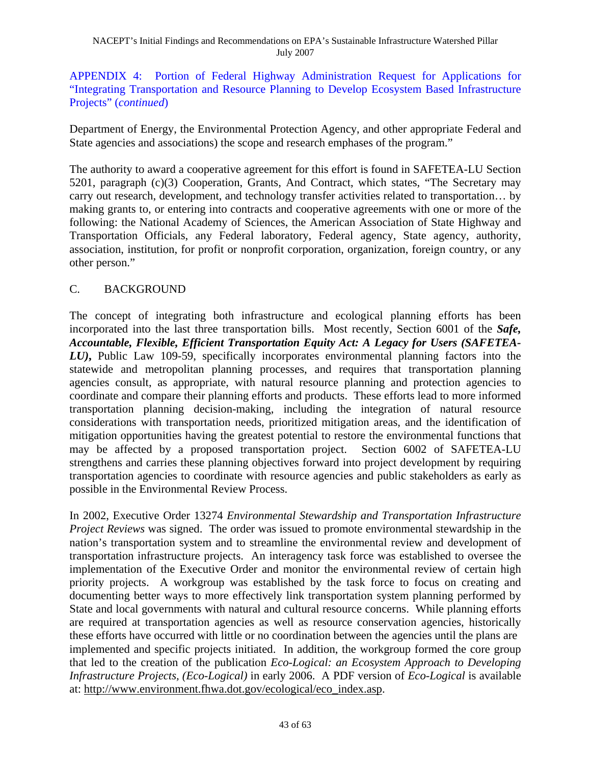APPENDIX 4: Portion of Federal Highway Administration Request for Applications for "Integrating Transportation and Resource Planning to Develop Ecosystem Based Infrastructure Projects" (*continued*)

Department of Energy, the Environmental Protection Agency, and other appropriate Federal and State agencies and associations) the scope and research emphases of the program."

The authority to award a cooperative agreement for this effort is found in SAFETEA-LU Section 5201, paragraph (c)(3) Cooperation, Grants, And Contract, which states, "The Secretary may carry out research, development, and technology transfer activities related to transportation… by making grants to, or entering into contracts and cooperative agreements with one or more of the following: the National Academy of Sciences, the American Association of State Highway and Transportation Officials, any Federal laboratory, Federal agency, State agency, authority, association, institution, for profit or nonprofit corporation, organization, foreign country, or any other person."

## C. BACKGROUND

The concept of integrating both infrastructure and ecological planning efforts has been incorporated into the last three transportation bills. Most recently, Section 6001 of the ***Safe, Accountable, Flexible, Efficient Transportation Equity Act: A Legacy for Users (SAFETEA-LU)***, Public Law 109-59, specifically incorporates environmental planning factors into the statewide and metropolitan planning processes, and requires that transportation planning agencies consult, as appropriate, with natural resource planning and protection agencies to coordinate and compare their planning efforts and products. These efforts lead to more informed transportation planning decision-making, including the integration of natural resource considerations with transportation needs, prioritized mitigation areas, and the identification of mitigation opportunities having the greatest potential to restore the environmental functions that may be affected by a proposed transportation project. Section 6002 of SAFETEA-LU strengthens and carries these planning objectives forward into project development by requiring transportation agencies to coordinate with resource agencies and public stakeholders as early as possible in the Environmental Review Process.

In 2002, Executive Order 13274 *Environmental Stewardship and Transportation Infrastructure Project Reviews* was signed. The order was issued to promote environmental stewardship in the nation's transportation system and to streamline the environmental review and development of transportation infrastructure projects. An interagency task force was established to oversee the implementation of the Executive Order and monitor the environmental review of certain high priority projects. A workgroup was established by the task force to focus on creating and documenting better ways to more effectively link transportation system planning performed by State and local governments with natural and cultural resource concerns. While planning efforts are required at transportation agencies as well as resource conservation agencies, historically these efforts have occurred with little or no coordination between the agencies until the plans are implemented and specific projects initiated. In addition, the workgroup formed the core group that led to the creation of the publication *Eco-Logical: an Ecosystem Approach to Developing Infrastructure Projects, (Eco-Logical)* in early 2006. A PDF version of *Eco-Logical* is available at: http://www.environment.fhwa.dot.gov/ecological/eco_index.asp.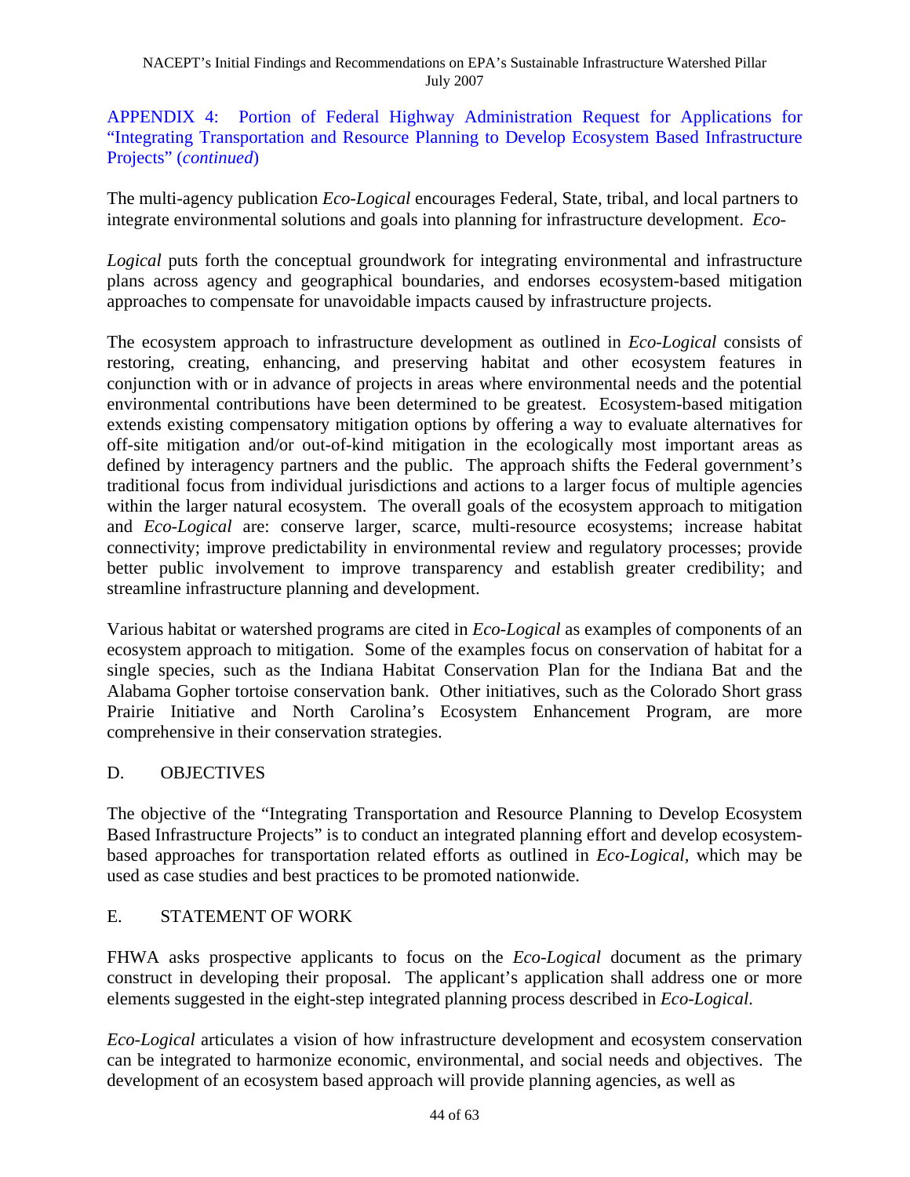## APPENDIX 4: Portion of Federal Highway Administration Request for Applications for "Integrating Transportation and Resource Planning to Develop Ecosystem Based Infrastructure Projects" (*continued*)

The multi-agency publication *Eco-Logical* encourages Federal, State, tribal, and local partners to integrate environmental solutions and goals into planning for infrastructure development. *Eco-Logical* puts forth the conceptual groundwork for integrating environmental and infrastructure plans across agency and geographical boundaries, and endorses ecosystem-based mitigation approaches to compensate for unavoidable impacts caused by infrastructure projects.

The ecosystem approach to infrastructure development as outlined in *Eco-Logical* consists of restoring, creating, enhancing, and preserving habitat and other ecosystem features in conjunction with or in advance of projects in areas where environmental needs and the potential environmental contributions have been determined to be greatest. Ecosystem-based mitigation extends existing compensatory mitigation options by offering a way to evaluate alternatives for off-site mitigation and/or out-of-kind mitigation in the ecologically most important areas as defined by interagency partners and the public. The approach shifts the Federal government's traditional focus from individual jurisdictions and actions to a larger focus of multiple agencies within the larger natural ecosystem. The overall goals of the ecosystem approach to mitigation and *Eco-Logical* are: conserve larger, scarce, multi-resource ecosystems; increase habitat connectivity; improve predictability in environmental review and regulatory processes; provide better public involvement to improve transparency and establish greater credibility; and streamline infrastructure planning and development.

Various habitat or watershed programs are cited in *Eco-Logical* as examples of components of an ecosystem approach to mitigation. Some of the examples focus on conservation of habitat for a single species, such as the Indiana Habitat Conservation Plan for the Indiana Bat and the Alabama Gopher tortoise conservation bank. Other initiatives, such as the Colorado Short grass Prairie Initiative and North Carolina's Ecosystem Enhancement Program, are more comprehensive in their conservation strategies.

### D. OBJECTIVES

The objective of the "Integrating Transportation and Resource Planning to Develop Ecosystem Based Infrastructure Projects" is to conduct an integrated planning effort and develop ecosystem-based approaches for transportation related efforts as outlined in *Eco-Logical,* which may be used as case studies and best practices to be promoted nationwide.

### E. STATEMENT OF WORK

FHWA asks prospective applicants to focus on the *Eco-Logical* document as the primary construct in developing their proposal. The applicant's application shall address one or more elements suggested in the eight-step integrated planning process described in *Eco-Logical.*

*Eco-Logical* articulates a vision of how infrastructure development and ecosystem conservation can be integrated to harmonize economic, environmental, and social needs and objectives. The development of an ecosystem based approach will provide planning agencies, as well as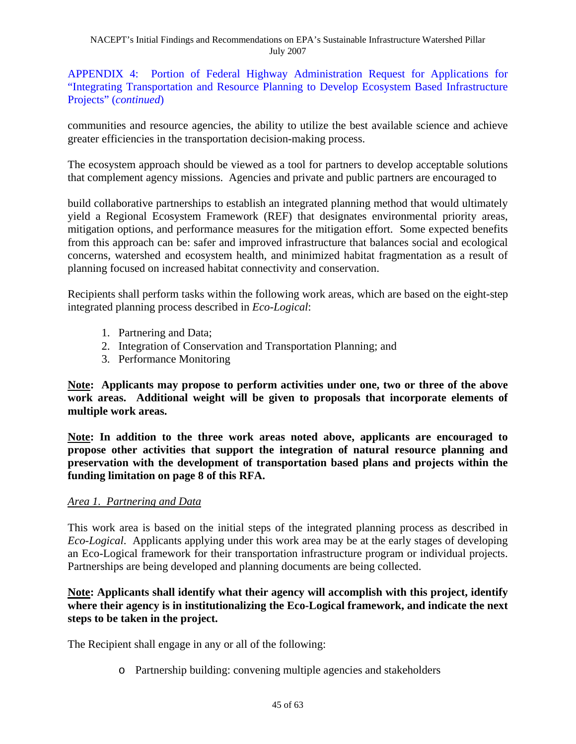APPENDIX 4: Portion of Federal Highway Administration Request for Applications for "Integrating Transportation and Resource Planning to Develop Ecosystem Based Infrastructure Projects" (*continued*)

communities and resource agencies, the ability to utilize the best available science and achieve greater efficiencies in the transportation decision-making process.

The ecosystem approach should be viewed as a tool for partners to develop acceptable solutions that complement agency missions. Agencies and private and public partners are encouraged to

build collaborative partnerships to establish an integrated planning method that would ultimately yield a Regional Ecosystem Framework (REF) that designates environmental priority areas, mitigation options, and performance measures for the mitigation effort. Some expected benefits from this approach can be: safer and improved infrastructure that balances social and ecological concerns, watershed and ecosystem health, and minimized habitat fragmentation as a result of planning focused on increased habitat connectivity and conservation.

Recipients shall perform tasks within the following work areas, which are based on the eight-step integrated planning process described in *Eco-Logical*:

1. Partnering and Data;
2. Integration of Conservation and Transportation Planning; and
3. Performance Monitoring

**Note: Applicants may propose to perform activities under one, two or three of the above work areas. Additional weight will be given to proposals that incorporate elements of multiple work areas.**

**Note: In addition to the three work areas noted above, applicants are encouraged to propose other activities that support the integration of natural resource planning and preservation with the development of transportation based plans and projects within the funding limitation on page 8 of this RFA.**

*Area 1. Partnering and Data*

This work area is based on the initial steps of the integrated planning process as described in *Eco-Logical*. Applicants applying under this work area may be at the early stages of developing an Eco-Logical framework for their transportation infrastructure program or individual projects. Partnerships are being developed and planning documents are being collected.

**Note: Applicants shall identify what their agency will accomplish with this project, identify where their agency is in institutionalizing the Eco-Logical framework, and indicate the next steps to be taken in the project.**

The Recipient shall engage in any or all of the following:

- Partnership building: convening multiple agencies and stakeholders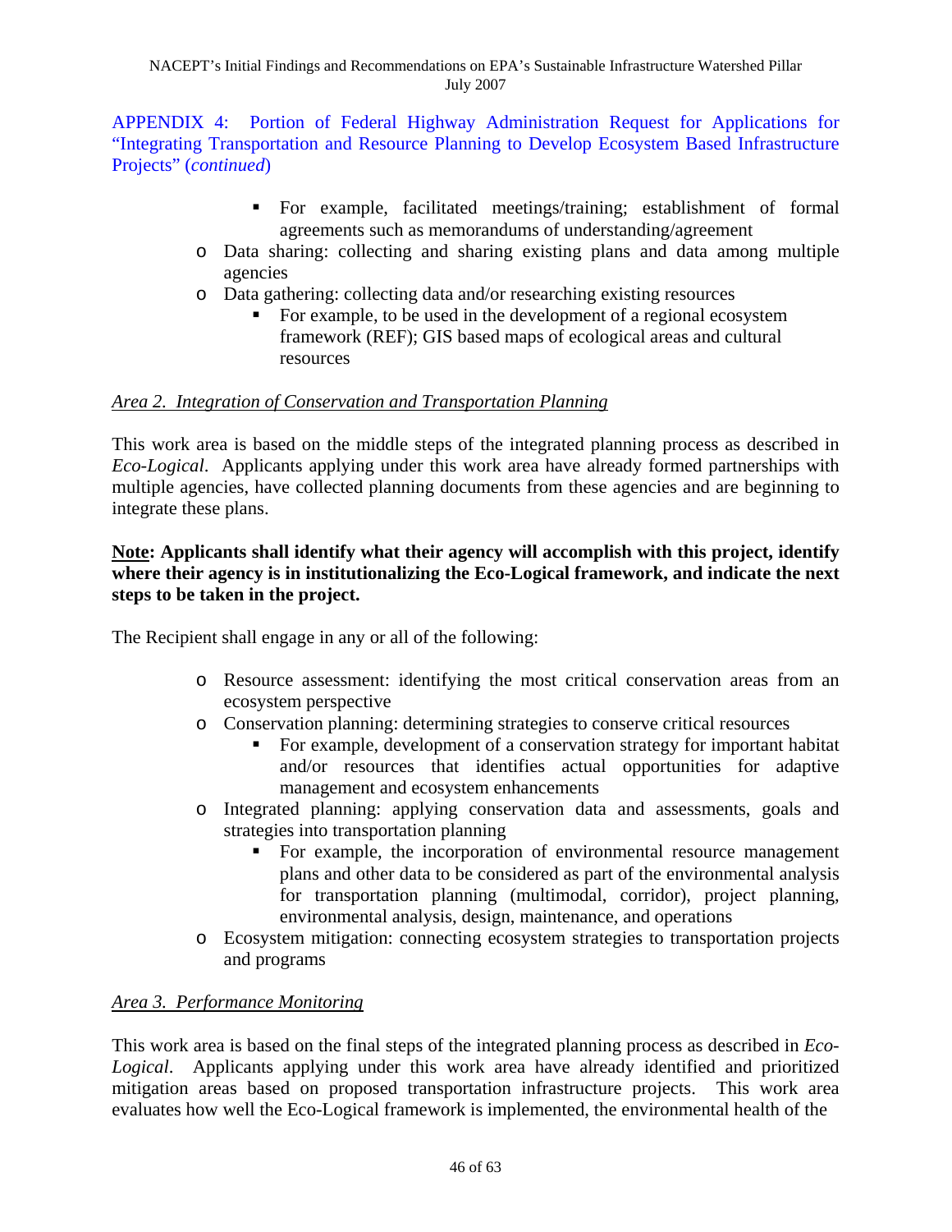APPENDIX 4: Portion of Federal Highway Administration Request for Applications for "Integrating Transportation and Resource Planning to Develop Ecosystem Based Infrastructure Projects" (*continued*)

    - For example, facilitated meetings/training; establishment of formal agreements such as memorandums of understanding/agreement
- Data sharing: collecting and sharing existing plans and data among multiple agencies
- Data gathering: collecting data and/or researching existing resources
    - For example, to be used in the development of a regional ecosystem framework (REF); GIS based maps of ecological areas and cultural resources

*Area 2. Integration of Conservation and Transportation Planning*

This work area is based on the middle steps of the integrated planning process as described in *Eco-Logical*. Applicants applying under this work area have already formed partnerships with multiple agencies, have collected planning documents from these agencies and are beginning to integrate these plans.

**Note: Applicants shall identify what their agency will accomplish with this project, identify where their agency is in institutionalizing the Eco-Logical framework, and indicate the next steps to be taken in the project.**

The Recipient shall engage in any or all of the following:

- Resource assessment: identifying the most critical conservation areas from an ecosystem perspective
- Conservation planning: determining strategies to conserve critical resources
    - For example, development of a conservation strategy for important habitat and/or resources that identifies actual opportunities for adaptive management and ecosystem enhancements
- Integrated planning: applying conservation data and assessments, goals and strategies into transportation planning
    - For example, the incorporation of environmental resource management plans and other data to be considered as part of the environmental analysis for transportation planning (multimodal, corridor), project planning, environmental analysis, design, maintenance, and operations
- Ecosystem mitigation: connecting ecosystem strategies to transportation projects and programs

*Area 3. Performance Monitoring*

This work area is based on the final steps of the integrated planning process as described in *Eco-Logical*. Applicants applying under this work area have already identified and prioritized mitigation areas based on proposed transportation infrastructure projects. This work area evaluates how well the Eco-Logical framework is implemented, the environmental health of the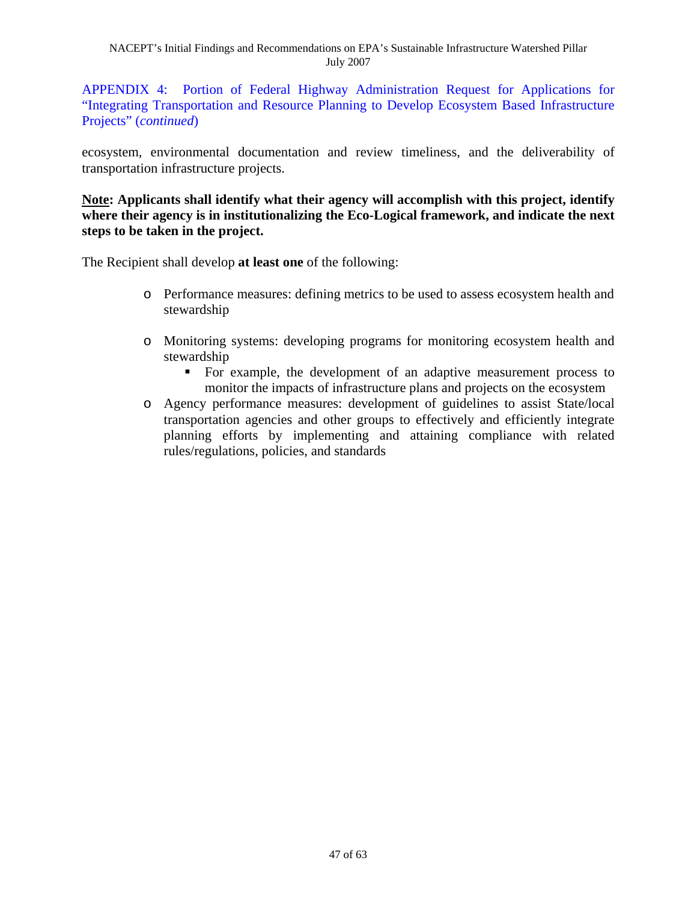APPENDIX 4: Portion of Federal Highway Administration Request for Applications for "Integrating Transportation and Resource Planning to Develop Ecosystem Based Infrastructure Projects" (*continued*)

ecosystem, environmental documentation and review timeliness, and the deliverability of transportation infrastructure projects.

**Note: Applicants shall identify what their agency will accomplish with this project, identify where their agency is in institutionalizing the Eco-Logical framework, and indicate the next steps to be taken in the project.**

The Recipient shall develop **at least one** of the following:

- Performance measures: defining metrics to be used to assess ecosystem health and stewardship
- Monitoring systems: developing programs for monitoring ecosystem health and stewardship
  - For example, the development of an adaptive measurement process to monitor the impacts of infrastructure plans and projects on the ecosystem
- Agency performance measures: development of guidelines to assist State/local transportation agencies and other groups to effectively and efficiently integrate planning efforts by implementing and attaining compliance with related rules/regulations, policies, and standards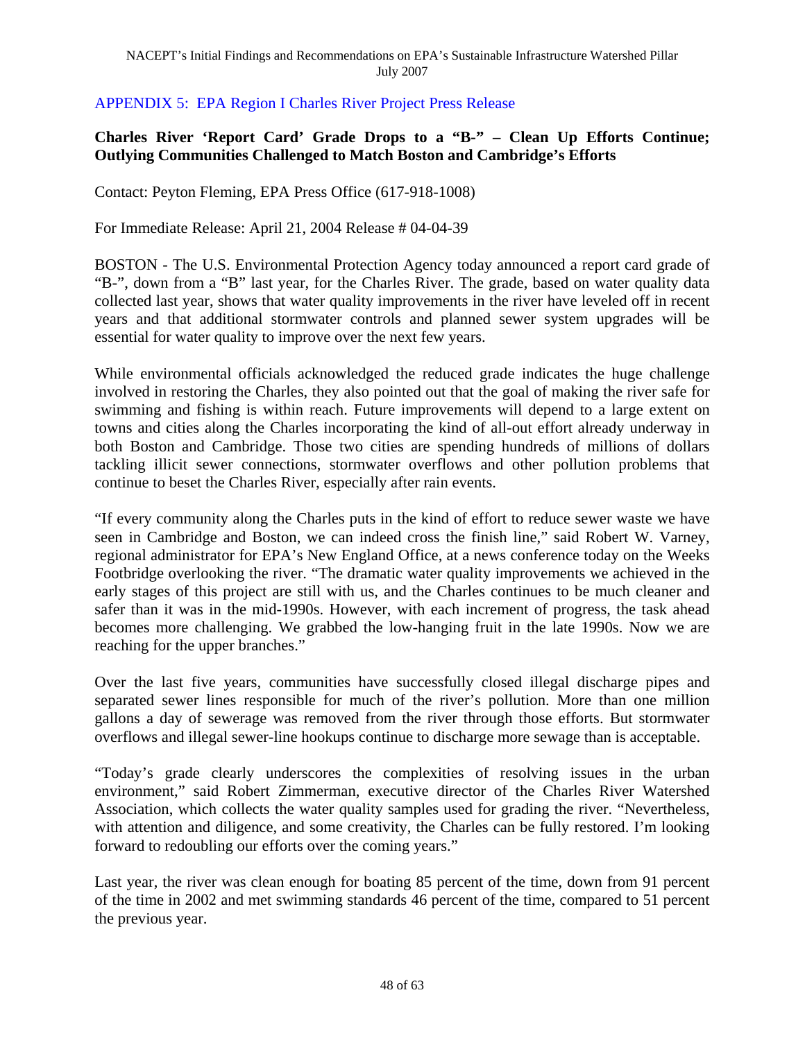## APPENDIX 5: EPA Region I Charles River Project Press Release

**Charles River 'Report Card' Grade Drops to a "B-" – Clean Up Efforts Continue; Outlying Communities Challenged to Match Boston and Cambridge's Efforts**

Contact: Peyton Fleming, EPA Press Office (617-918-1008)

For Immediate Release: April 21, 2004 Release # 04-04-39

BOSTON - The U.S. Environmental Protection Agency today announced a report card grade of "B-", down from a "B" last year, for the Charles River. The grade, based on water quality data collected last year, shows that water quality improvements in the river have leveled off in recent years and that additional stormwater controls and planned sewer system upgrades will be essential for water quality to improve over the next few years.

While environmental officials acknowledged the reduced grade indicates the huge challenge involved in restoring the Charles, they also pointed out that the goal of making the river safe for swimming and fishing is within reach. Future improvements will depend to a large extent on towns and cities along the Charles incorporating the kind of all-out effort already underway in both Boston and Cambridge. Those two cities are spending hundreds of millions of dollars tackling illicit sewer connections, stormwater overflows and other pollution problems that continue to beset the Charles River, especially after rain events.

"If every community along the Charles puts in the kind of effort to reduce sewer waste we have seen in Cambridge and Boston, we can indeed cross the finish line," said Robert W. Varney, regional administrator for EPA's New England Office, at a news conference today on the Weeks Footbridge overlooking the river. "The dramatic water quality improvements we achieved in the early stages of this project are still with us, and the Charles continues to be much cleaner and safer than it was in the mid-1990s. However, with each increment of progress, the task ahead becomes more challenging. We grabbed the low-hanging fruit in the late 1990s. Now we are reaching for the upper branches."

Over the last five years, communities have successfully closed illegal discharge pipes and separated sewer lines responsible for much of the river's pollution. More than one million gallons a day of sewerage was removed from the river through those efforts. But stormwater overflows and illegal sewer-line hookups continue to discharge more sewage than is acceptable.

"Today's grade clearly underscores the complexities of resolving issues in the urban environment," said Robert Zimmerman, executive director of the Charles River Watershed Association, which collects the water quality samples used for grading the river. "Nevertheless, with attention and diligence, and some creativity, the Charles can be fully restored. I'm looking forward to redoubling our efforts over the coming years."

Last year, the river was clean enough for boating 85 percent of the time, down from 91 percent of the time in 2002 and met swimming standards 46 percent of the time, compared to 51 percent the previous year.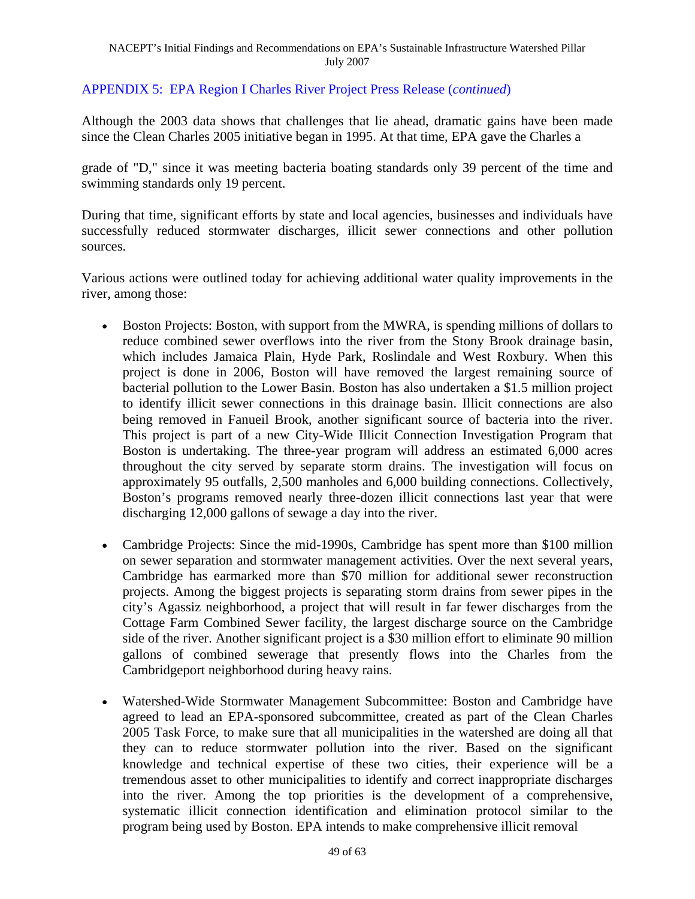## APPENDIX 5: EPA Region I Charles River Project Press Release (*continued*)

Although the 2003 data shows that challenges that lie ahead, dramatic gains have been made since the Clean Charles 2005 initiative began in 1995. At that time, EPA gave the Charles a

grade of "D," since it was meeting bacteria boating standards only 39 percent of the time and swimming standards only 19 percent.

During that time, significant efforts by state and local agencies, businesses and individuals have successfully reduced stormwater discharges, illicit sewer connections and other pollution sources.

Various actions were outlined today for achieving additional water quality improvements in the river, among those:

- Boston Projects: Boston, with support from the MWRA, is spending millions of dollars to reduce combined sewer overflows into the river from the Stony Brook drainage basin, which includes Jamaica Plain, Hyde Park, Roslindale and West Roxbury. When this project is done in 2006, Boston will have removed the largest remaining source of bacterial pollution to the Lower Basin. Boston has also undertaken a $1.5 million project to identify illicit sewer connections in this drainage basin. Illicit connections are also being removed in Fanueil Brook, another significant source of bacteria into the river. This project is part of a new City-Wide Illicit Connection Investigation Program that Boston is undertaking. The three-year program will address an estimated 6,000 acres throughout the city served by separate storm drains. The investigation will focus on approximately 95 outfalls, 2,500 manholes and 6,000 building connections. Collectively, Boston's programs removed nearly three-dozen illicit connections last year that were discharging 12,000 gallons of sewage a day into the river.

- Cambridge Projects: Since the mid-1990s, Cambridge has spent more than $100 million on sewer separation and stormwater management activities. Over the next several years, Cambridge has earmarked more than $70 million for additional sewer reconstruction projects. Among the biggest projects is separating storm drains from sewer pipes in the city's Agassiz neighborhood, a project that will result in far fewer discharges from the Cottage Farm Combined Sewer facility, the largest discharge source on the Cambridge side of the river. Another significant project is a $30 million effort to eliminate 90 million gallons of combined sewerage that presently flows into the Charles from the Cambridgeport neighborhood during heavy rains.

- Watershed-Wide Stormwater Management Subcommittee: Boston and Cambridge have agreed to lead an EPA-sponsored subcommittee, created as part of the Clean Charles 2005 Task Force, to make sure that all municipalities in the watershed are doing all that they can to reduce stormwater pollution into the river. Based on the significant knowledge and technical expertise of these two cities, their experience will be a tremendous asset to other municipalities to identify and correct inappropriate discharges into the river. Among the top priorities is the development of a comprehensive, systematic illicit connection identification and elimination protocol similar to the program being used by Boston. EPA intends to make comprehensive illicit removal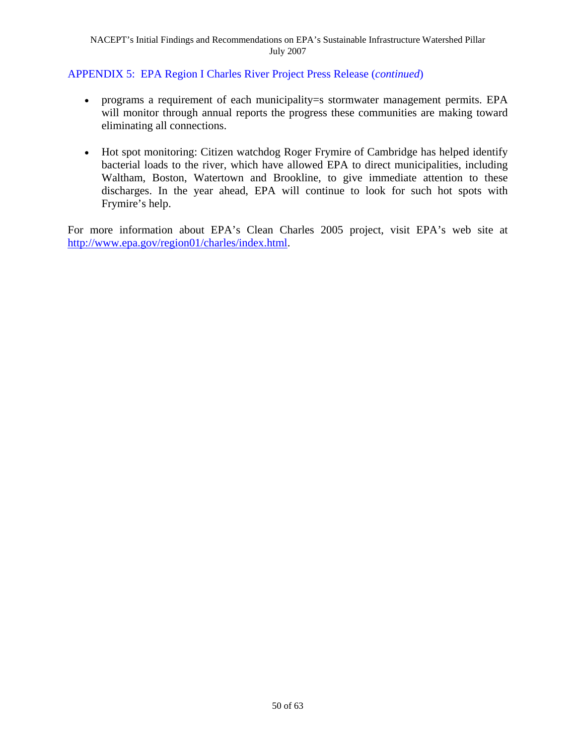APPENDIX 5: EPA Region I Charles River Project Press Release (*continued*)

- programs a requirement of each municipality=s stormwater management permits. EPA will monitor through annual reports the progress these communities are making toward eliminating all connections.

- Hot spot monitoring: Citizen watchdog Roger Frymire of Cambridge has helped identify bacterial loads to the river, which have allowed EPA to direct municipalities, including Waltham, Boston, Watertown and Brookline, to give immediate attention to these discharges. In the year ahead, EPA will continue to look for such hot spots with Frymire's help.

For more information about EPA's Clean Charles 2005 project, visit EPA's web site at http://www.epa.gov/region01/charles/index.html.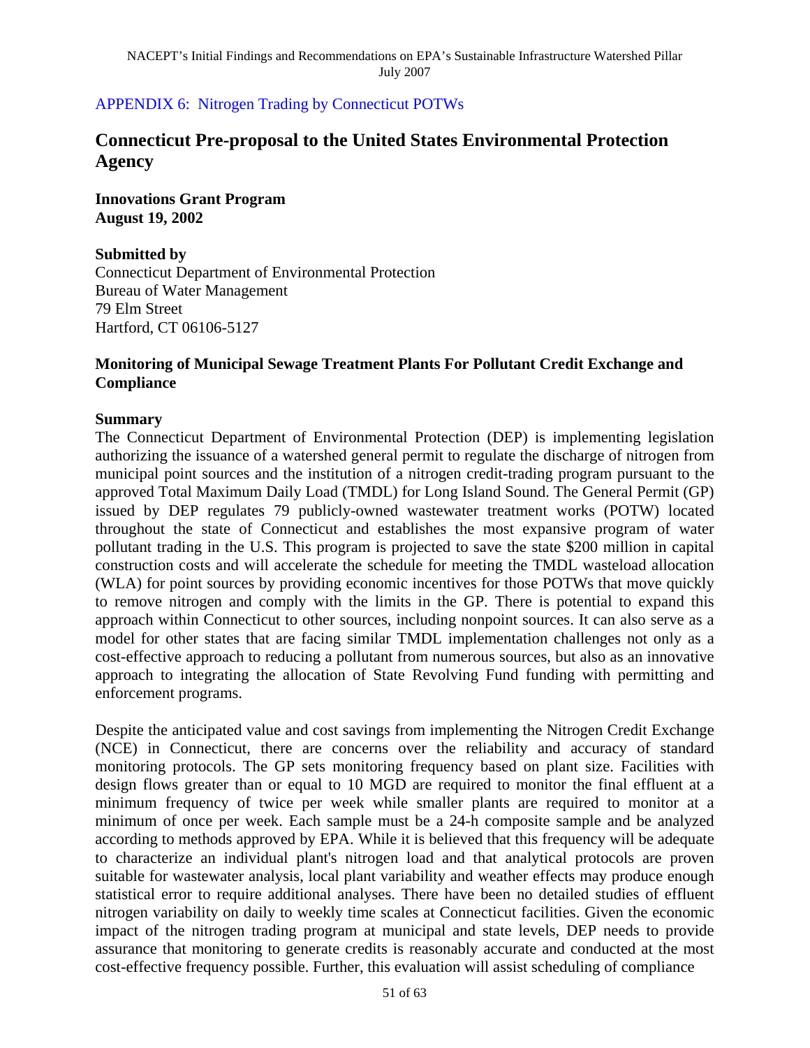APPENDIX 6: Nitrogen Trading by Connecticut POTWs

# Connecticut Pre-proposal to the United States Environmental Protection Agency

**Innovations Grant Program**
**August 19, 2002**

**Submitted by**
Connecticut Department of Environmental Protection
Bureau of Water Management
79 Elm Street
Hartford, CT 06106-5127

**Monitoring of Municipal Sewage Treatment Plants For Pollutant Credit Exchange and Compliance**

**Summary**
The Connecticut Department of Environmental Protection (DEP) is implementing legislation authorizing the issuance of a watershed general permit to regulate the discharge of nitrogen from municipal point sources and the institution of a nitrogen credit-trading program pursuant to the approved Total Maximum Daily Load (TMDL) for Long Island Sound. The General Permit (GP) issued by DEP regulates 79 publicly-owned wastewater treatment works (POTW) located throughout the state of Connecticut and establishes the most expansive program of water pollutant trading in the U.S. This program is projected to save the state $200 million in capital construction costs and will accelerate the schedule for meeting the TMDL wasteload allocation (WLA) for point sources by providing economic incentives for those POTWs that move quickly to remove nitrogen and comply with the limits in the GP. There is potential to expand this approach within Connecticut to other sources, including nonpoint sources. It can also serve as a model for other states that are facing similar TMDL implementation challenges not only as a cost-effective approach to reducing a pollutant from numerous sources, but also as an innovative approach to integrating the allocation of State Revolving Fund funding with permitting and enforcement programs.

Despite the anticipated value and cost savings from implementing the Nitrogen Credit Exchange (NCE) in Connecticut, there are concerns over the reliability and accuracy of standard monitoring protocols. The GP sets monitoring frequency based on plant size. Facilities with design flows greater than or equal to 10 MGD are required to monitor the final effluent at a minimum frequency of twice per week while smaller plants are required to monitor at a minimum of once per week. Each sample must be a 24-h composite sample and be analyzed according to methods approved by EPA. While it is believed that this frequency will be adequate to characterize an individual plant's nitrogen load and that analytical protocols are proven suitable for wastewater analysis, local plant variability and weather effects may produce enough statistical error to require additional analyses. There have been no detailed studies of effluent nitrogen variability on daily to weekly time scales at Connecticut facilities. Given the economic impact of the nitrogen trading program at municipal and state levels, DEP needs to provide assurance that monitoring to generate credits is reasonably accurate and conducted at the most cost-effective frequency possible. Further, this evaluation will assist scheduling of compliance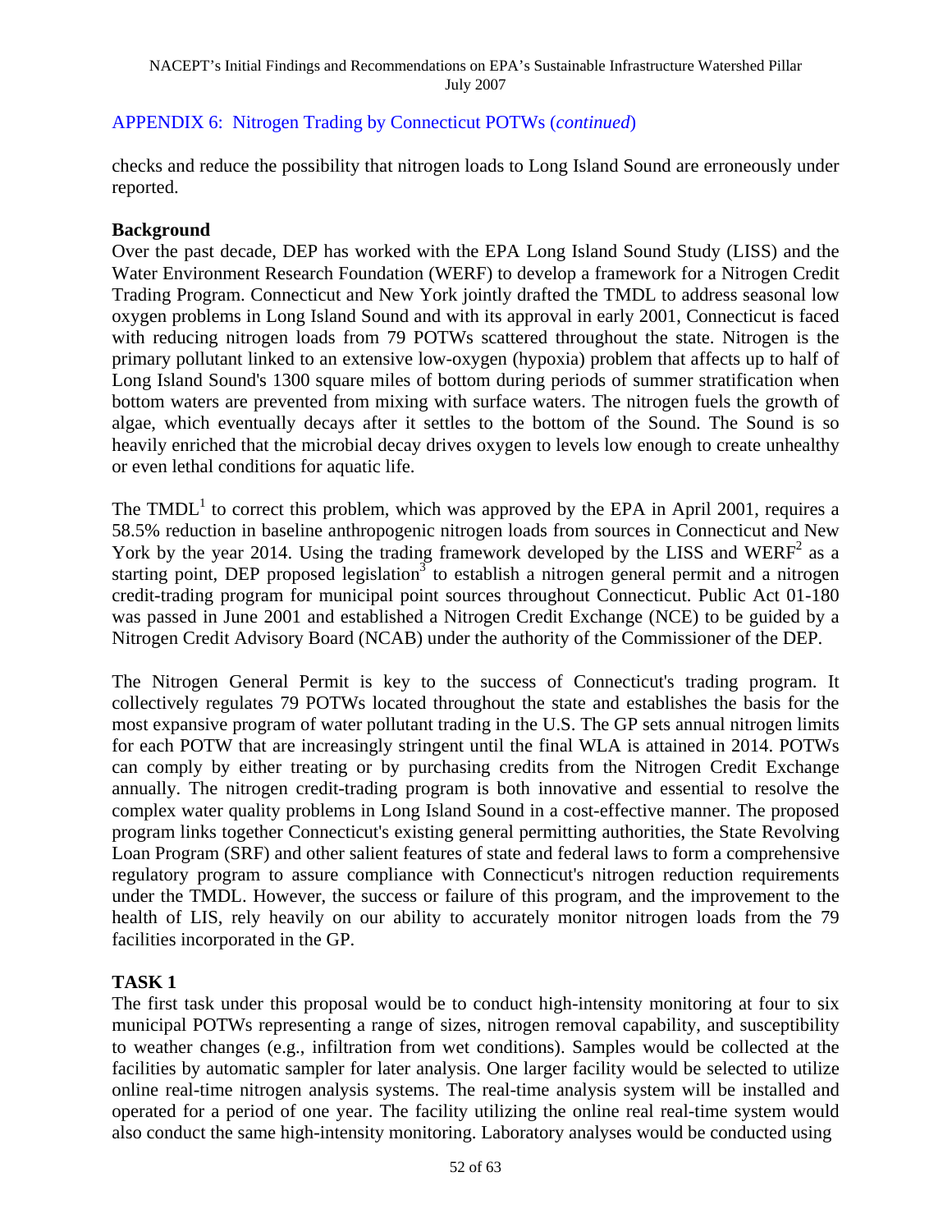## APPENDIX 6: Nitrogen Trading by Connecticut POTWs (*continued*)

checks and reduce the possibility that nitrogen loads to Long Island Sound are erroneously under reported.

**Background**

Over the past decade, DEP has worked with the EPA Long Island Sound Study (LISS) and the Water Environment Research Foundation (WERF) to develop a framework for a Nitrogen Credit Trading Program. Connecticut and New York jointly drafted the TMDL to address seasonal low oxygen problems in Long Island Sound and with its approval in early 2001, Connecticut is faced with reducing nitrogen loads from 79 POTWs scattered throughout the state. Nitrogen is the primary pollutant linked to an extensive low-oxygen (hypoxia) problem that affects up to half of Long Island Sound's 1300 square miles of bottom during periods of summer stratification when bottom waters are prevented from mixing with surface waters. The nitrogen fuels the growth of algae, which eventually decays after it settles to the bottom of the Sound. The Sound is so heavily enriched that the microbial decay drives oxygen to levels low enough to create unhealthy or even lethal conditions for aquatic life.

The TMDL[1] to correct this problem, which was approved by the EPA in April 2001, requires a 58.5% reduction in baseline anthropogenic nitrogen loads from sources in Connecticut and New York by the year 2014. Using the trading framework developed by the LISS and WERF[2] as a starting point, DEP proposed legislation[3] to establish a nitrogen general permit and a nitrogen credit-trading program for municipal point sources throughout Connecticut. Public Act 01-180 was passed in June 2001 and established a Nitrogen Credit Exchange (NCE) to be guided by a Nitrogen Credit Advisory Board (NCAB) under the authority of the Commissioner of the DEP.

The Nitrogen General Permit is key to the success of Connecticut's trading program. It collectively regulates 79 POTWs located throughout the state and establishes the basis for the most expansive program of water pollutant trading in the U.S. The GP sets annual nitrogen limits for each POTW that are increasingly stringent until the final WLA is attained in 2014. POTWs can comply by either treating or by purchasing credits from the Nitrogen Credit Exchange annually. The nitrogen credit-trading program is both innovative and essential to resolve the complex water quality problems in Long Island Sound in a cost-effective manner. The proposed program links together Connecticut's existing general permitting authorities, the State Revolving Loan Program (SRF) and other salient features of state and federal laws to form a comprehensive regulatory program to assure compliance with Connecticut's nitrogen reduction requirements under the TMDL. However, the success or failure of this program, and the improvement to the health of LIS, rely heavily on our ability to accurately monitor nitrogen loads from the 79 facilities incorporated in the GP.

**TASK 1**

The first task under this proposal would be to conduct high-intensity monitoring at four to six municipal POTWs representing a range of sizes, nitrogen removal capability, and susceptibility to weather changes (e.g., infiltration from wet conditions). Samples would be collected at the facilities by automatic sampler for later analysis. One larger facility would be selected to utilize online real-time nitrogen analysis systems. The real-time analysis system will be installed and operated for a period of one year. The facility utilizing the online real real-time system would also conduct the same high-intensity monitoring. Laboratory analyses would be conducted using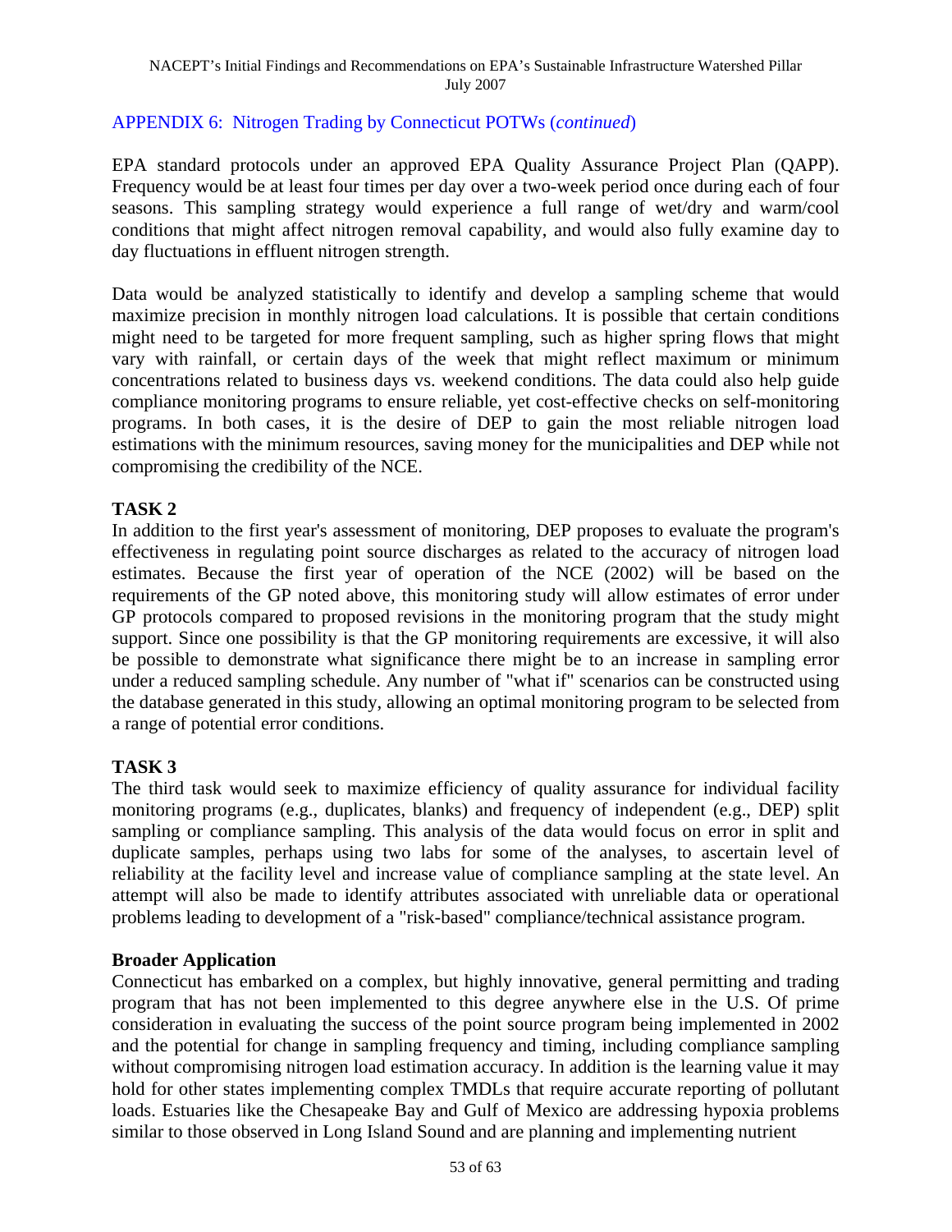## APPENDIX 6: Nitrogen Trading by Connecticut POTWs (*continued*)

EPA standard protocols under an approved EPA Quality Assurance Project Plan (QAPP). Frequency would be at least four times per day over a two-week period once during each of four seasons. This sampling strategy would experience a full range of wet/dry and warm/cool conditions that might affect nitrogen removal capability, and would also fully examine day to day fluctuations in effluent nitrogen strength.

Data would be analyzed statistically to identify and develop a sampling scheme that would maximize precision in monthly nitrogen load calculations. It is possible that certain conditions might need to be targeted for more frequent sampling, such as higher spring flows that might vary with rainfall, or certain days of the week that might reflect maximum or minimum concentrations related to business days vs. weekend conditions. The data could also help guide compliance monitoring programs to ensure reliable, yet cost-effective checks on self-monitoring programs. In both cases, it is the desire of DEP to gain the most reliable nitrogen load estimations with the minimum resources, saving money for the municipalities and DEP while not compromising the credibility of the NCE.

**TASK 2**

In addition to the first year's assessment of monitoring, DEP proposes to evaluate the program's effectiveness in regulating point source discharges as related to the accuracy of nitrogen load estimates. Because the first year of operation of the NCE (2002) will be based on the requirements of the GP noted above, this monitoring study will allow estimates of error under GP protocols compared to proposed revisions in the monitoring program that the study might support. Since one possibility is that the GP monitoring requirements are excessive, it will also be possible to demonstrate what significance there might be to an increase in sampling error under a reduced sampling schedule. Any number of "what if" scenarios can be constructed using the database generated in this study, allowing an optimal monitoring program to be selected from a range of potential error conditions.

**TASK 3**

The third task would seek to maximize efficiency of quality assurance for individual facility monitoring programs (e.g., duplicates, blanks) and frequency of independent (e.g., DEP) split sampling or compliance sampling. This analysis of the data would focus on error in split and duplicate samples, perhaps using two labs for some of the analyses, to ascertain level of reliability at the facility level and increase value of compliance sampling at the state level. An attempt will also be made to identify attributes associated with unreliable data or operational problems leading to development of a "risk-based" compliance/technical assistance program.

**Broader Application**

Connecticut has embarked on a complex, but highly innovative, general permitting and trading program that has not been implemented to this degree anywhere else in the U.S. Of prime consideration in evaluating the success of the point source program being implemented in 2002 and the potential for change in sampling frequency and timing, including compliance sampling without compromising nitrogen load estimation accuracy. In addition is the learning value it may hold for other states implementing complex TMDLs that require accurate reporting of pollutant loads. Estuaries like the Chesapeake Bay and Gulf of Mexico are addressing hypoxia problems similar to those observed in Long Island Sound and are planning and implementing nutrient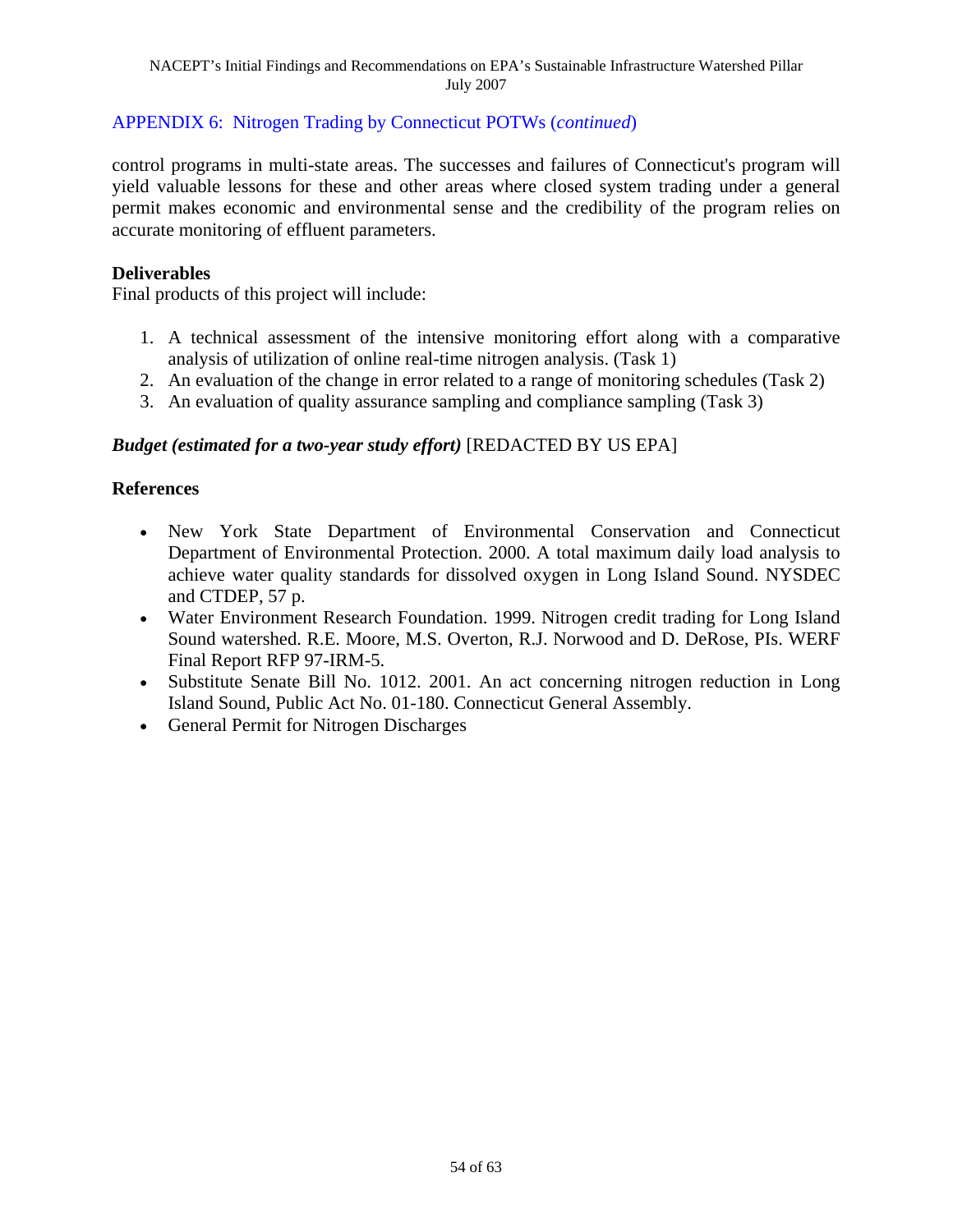APPENDIX 6: Nitrogen Trading by Connecticut POTWs (*continued*)

control programs in multi-state areas. The successes and failures of Connecticut's program will yield valuable lessons for these and other areas where closed system trading under a general permit makes economic and environmental sense and the credibility of the program relies on accurate monitoring of effluent parameters.

**Deliverables**
Final products of this project will include:

1. A technical assessment of the intensive monitoring effort along with a comparative analysis of utilization of online real-time nitrogen analysis. (Task 1)
2. An evaluation of the change in error related to a range of monitoring schedules (Task 2)
3. An evaluation of quality assurance sampling and compliance sampling (Task 3)

***Budget (estimated for a two-year study effort)*** [REDACTED BY US EPA]

**References**

- New York State Department of Environmental Conservation and Connecticut Department of Environmental Protection. 2000. A total maximum daily load analysis to achieve water quality standards for dissolved oxygen in Long Island Sound. NYSDEC and CTDEP, 57 p.
- Water Environment Research Foundation. 1999. Nitrogen credit trading for Long Island Sound watershed. R.E. Moore, M.S. Overton, R.J. Norwood and D. DeRose, PIs. WERF Final Report RFP 97-IRM-5.
- Substitute Senate Bill No. 1012. 2001. An act concerning nitrogen reduction in Long Island Sound, Public Act No. 01-180. Connecticut General Assembly.
- General Permit for Nitrogen Discharges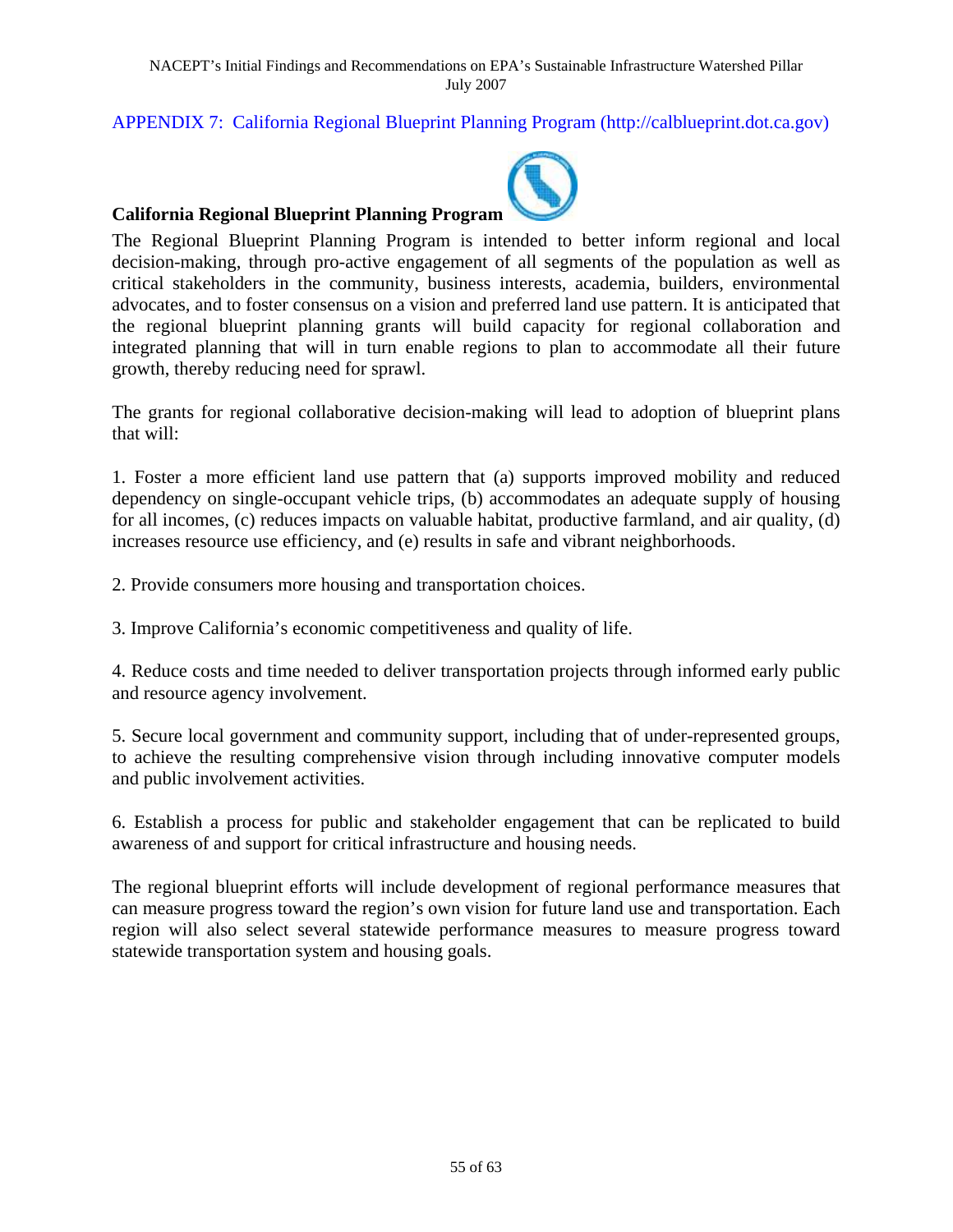## APPENDIX 7: California Regional Blueprint Planning Program (http://calblueprint.dot.ca.gov)

### California Regional Blueprint Planning Program

The Regional Blueprint Planning Program is intended to better inform regional and local decision-making, through pro-active engagement of all segments of the population as well as critical stakeholders in the community, business interests, academia, builders, environmental advocates, and to foster consensus on a vision and preferred land use pattern. It is anticipated that the regional blueprint planning grants will build capacity for regional collaboration and integrated planning that will in turn enable regions to plan to accommodate all their future growth, thereby reducing need for sprawl.

The grants for regional collaborative decision-making will lead to adoption of blueprint plans that will:

1. Foster a more efficient land use pattern that (a) supports improved mobility and reduced dependency on single-occupant vehicle trips, (b) accommodates an adequate supply of housing for all incomes, (c) reduces impacts on valuable habitat, productive farmland, and air quality, (d) increases resource use efficiency, and (e) results in safe and vibrant neighborhoods.

2. Provide consumers more housing and transportation choices.

3. Improve California's economic competitiveness and quality of life.

4. Reduce costs and time needed to deliver transportation projects through informed early public and resource agency involvement.

5. Secure local government and community support, including that of under-represented groups, to achieve the resulting comprehensive vision through including innovative computer models and public involvement activities.

6. Establish a process for public and stakeholder engagement that can be replicated to build awareness of and support for critical infrastructure and housing needs.

The regional blueprint efforts will include development of regional performance measures that can measure progress toward the region's own vision for future land use and transportation. Each region will also select several statewide performance measures to measure progress toward statewide transportation system and housing goals.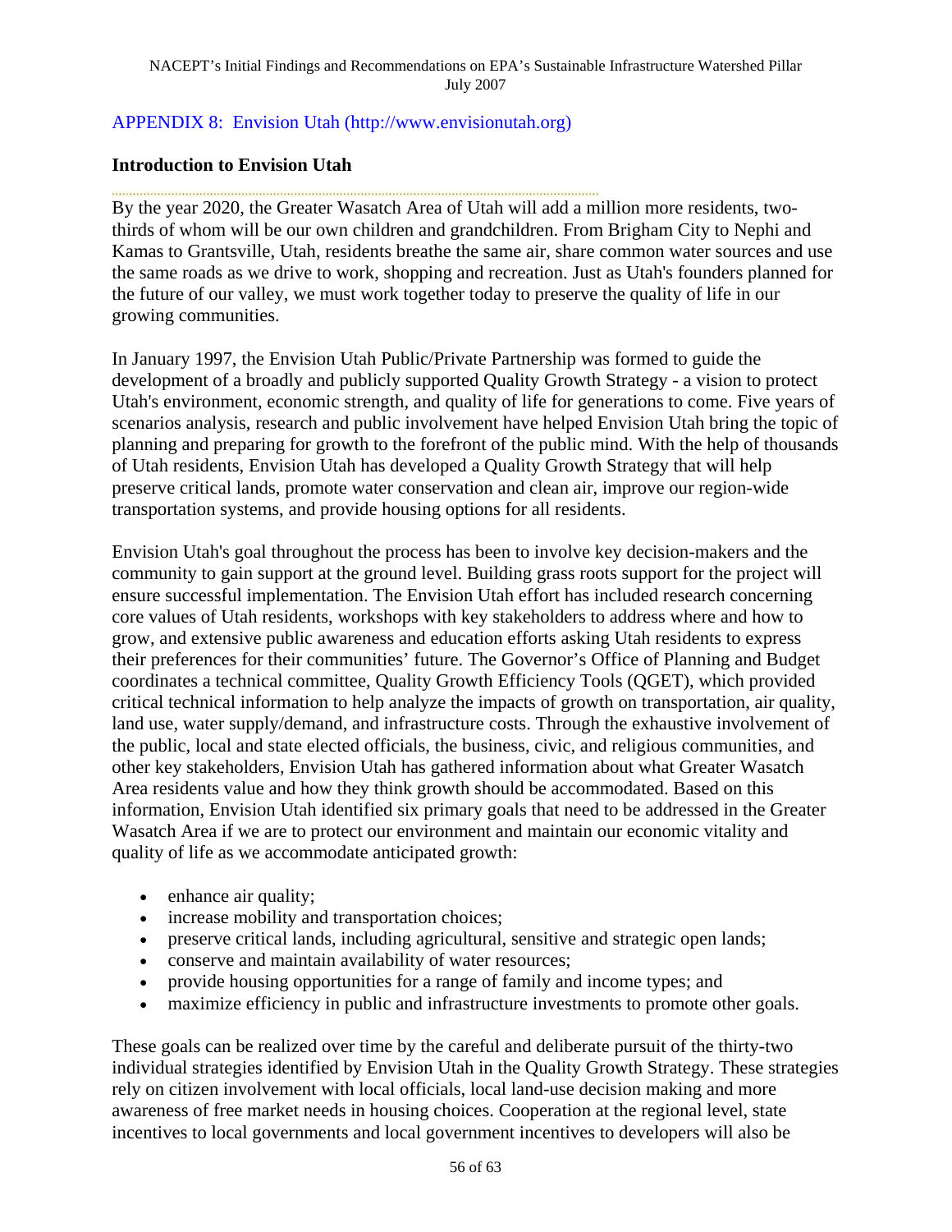## APPENDIX 8: Envision Utah (http://www.envisionutah.org)

### Introduction to Envision Utah

By the year 2020, the Greater Wasatch Area of Utah will add a million more residents, two-thirds of whom will be our own children and grandchildren. From Brigham City to Nephi and Kamas to Grantsville, Utah, residents breathe the same air, share common water sources and use the same roads as we drive to work, shopping and recreation. Just as Utah's founders planned for the future of our valley, we must work together today to preserve the quality of life in our growing communities.

In January 1997, the Envision Utah Public/Private Partnership was formed to guide the development of a broadly and publicly supported Quality Growth Strategy - a vision to protect Utah's environment, economic strength, and quality of life for generations to come. Five years of scenarios analysis, research and public involvement have helped Envision Utah bring the topic of planning and preparing for growth to the forefront of the public mind. With the help of thousands of Utah residents, Envision Utah has developed a Quality Growth Strategy that will help preserve critical lands, promote water conservation and clean air, improve our region-wide transportation systems, and provide housing options for all residents.

Envision Utah's goal throughout the process has been to involve key decision-makers and the community to gain support at the ground level. Building grass roots support for the project will ensure successful implementation. The Envision Utah effort has included research concerning core values of Utah residents, workshops with key stakeholders to address where and how to grow, and extensive public awareness and education efforts asking Utah residents to express their preferences for their communities' future. The Governor's Office of Planning and Budget coordinates a technical committee, Quality Growth Efficiency Tools (QGET), which provided critical technical information to help analyze the impacts of growth on transportation, air quality, land use, water supply/demand, and infrastructure costs. Through the exhaustive involvement of the public, local and state elected officials, the business, civic, and religious communities, and other key stakeholders, Envision Utah has gathered information about what Greater Wasatch Area residents value and how they think growth should be accommodated. Based on this information, Envision Utah identified six primary goals that need to be addressed in the Greater Wasatch Area if we are to protect our environment and maintain our economic vitality and quality of life as we accommodate anticipated growth:

- enhance air quality;
- increase mobility and transportation choices;
- preserve critical lands, including agricultural, sensitive and strategic open lands;
- conserve and maintain availability of water resources;
- provide housing opportunities for a range of family and income types; and
- maximize efficiency in public and infrastructure investments to promote other goals.

These goals can be realized over time by the careful and deliberate pursuit of the thirty-two individual strategies identified by Envision Utah in the Quality Growth Strategy. These strategies rely on citizen involvement with local officials, local land-use decision making and more awareness of free market needs in housing choices. Cooperation at the regional level, state incentives to local governments and local government incentives to developers will also be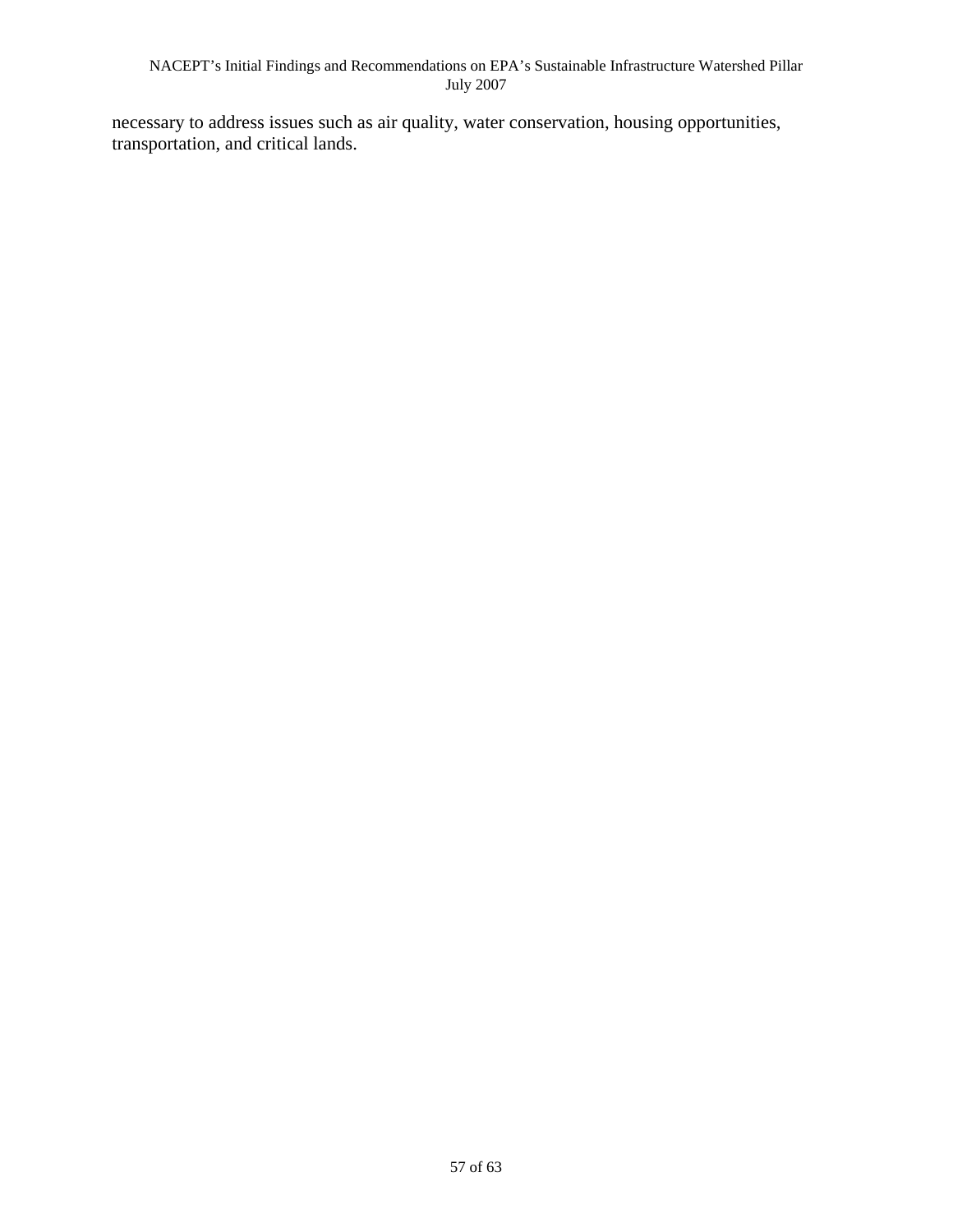necessary to address issues such as air quality, water conservation, housing opportunities, transportation, and critical lands.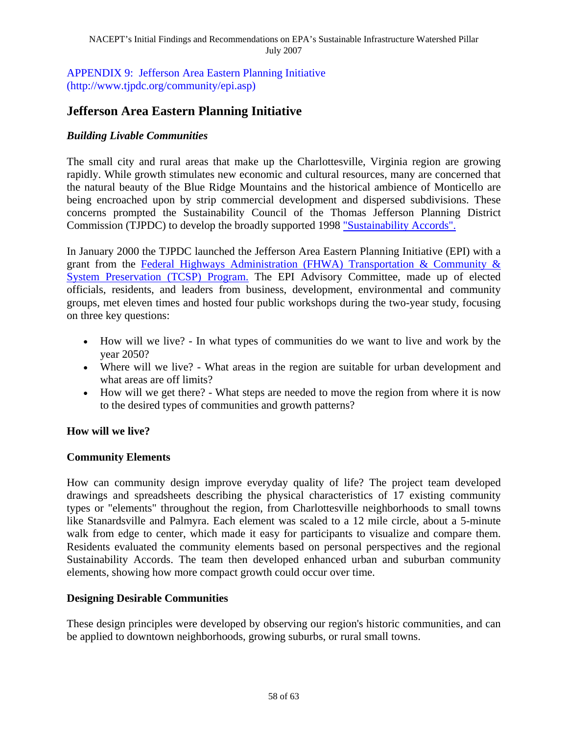APPENDIX 9: Jefferson Area Eastern Planning Initiative
(http://www.tjpdc.org/community/epi.asp)

## Jefferson Area Eastern Planning Initiative

### *Building Livable Communities*

The small city and rural areas that make up the Charlottesville, Virginia region are growing rapidly. While growth stimulates new economic and cultural resources, many are concerned that the natural beauty of the Blue Ridge Mountains and the historical ambience of Monticello are being encroached upon by strip commercial development and dispersed subdivisions. These concerns prompted the Sustainability Council of the Thomas Jefferson Planning District Commission (TJPDC) to develop the broadly supported 1998 "Sustainability Accords".

In January 2000 the TJPDC launched the Jefferson Area Eastern Planning Initiative (EPI) with a grant from the Federal Highways Administration (FHWA) Transportation & Community & System Preservation (TCSP) Program. The EPI Advisory Committee, made up of elected officials, residents, and leaders from business, development, environmental and community groups, met eleven times and hosted four public workshops during the two-year study, focusing on three key questions:

- How will we live? - In what types of communities do we want to live and work by the year 2050?
- Where will we live? - What areas in the region are suitable for urban development and what areas are off limits?
- How will we get there? - What steps are needed to move the region from where it is now to the desired types of communities and growth patterns?

**How will we live?**

**Community Elements**

How can community design improve everyday quality of life? The project team developed drawings and spreadsheets describing the physical characteristics of 17 existing community types or "elements" throughout the region, from Charlottesville neighborhoods to small towns like Stanardsville and Palmyra. Each element was scaled to a 12 mile circle, about a 5-minute walk from edge to center, which made it easy for participants to visualize and compare them. Residents evaluated the community elements based on personal perspectives and the regional Sustainability Accords. The team then developed enhanced urban and suburban community elements, showing how more compact growth could occur over time.

**Designing Desirable Communities**

These design principles were developed by observing our region's historic communities, and can be applied to downtown neighborhoods, growing suburbs, or rural small towns.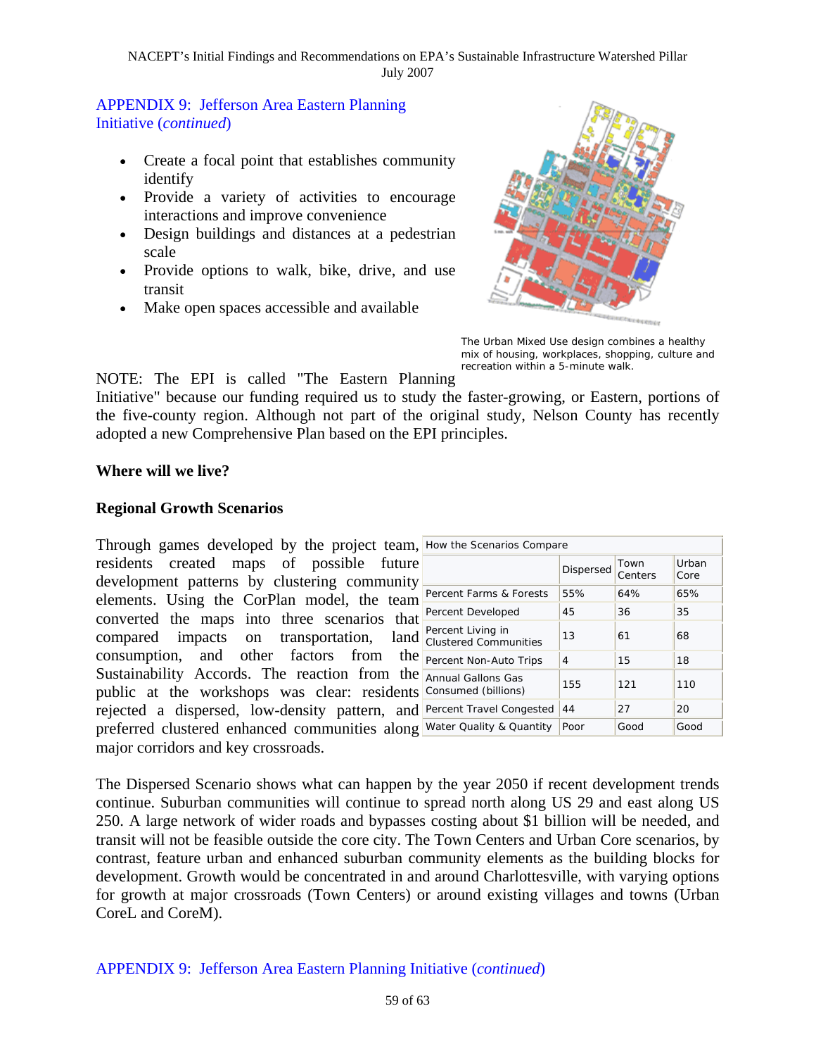## APPENDIX 9: Jefferson Area Eastern Planning Initiative (*continued*)

- Create a focal point that establishes community identify
- Provide a variety of activities to encourage interactions and improve convenience
- Design buildings and distances at a pedestrian scale
- Provide options to walk, bike, drive, and use transit
- Make open spaces accessible and available

The Urban Mixed Use design combines a healthy mix of housing, workplaces, shopping, culture and recreation within a 5-minute walk.

NOTE: The EPI is called "The Eastern Planning Initiative" because our funding required us to study the faster-growing, or Eastern, portions of the five-county region. Although not part of the original study, Nelson County has recently adopted a new Comprehensive Plan based on the EPI principles.

**Where will we live?**

**Regional Growth Scenarios**

Through games developed by the project team, residents created maps of possible future development patterns by clustering community elements. Using the CorPlan model, the team converted the maps into three scenarios that compared impacts on transportation, land consumption, and other factors from the Sustainability Accords. The reaction from the public at the workshops was clear: residents rejected a dispersed, low-density pattern, and preferred clustered enhanced communities along major corridors and key crossroads.

How the Scenarios Compare

| | Dispersed | Town Centers | Urban Core |
|---|---|---|---|
| Percent Farms & Forests | 55% | 64% | 65% |
| Percent Developed | 45 | 36 | 35 |
| Percent Living in Clustered Communities | 13 | 61 | 68 |
| Percent Non-Auto Trips | 4 | 15 | 18 |
| Annual Gallons Gas Consumed (billions) | 155 | 121 | 110 |
| Percent Travel Congested | 44 | 27 | 20 |
| Water Quality & Quantity | Poor | Good | Good |

The Dispersed Scenario shows what can happen by the year 2050 if recent development trends continue. Suburban communities will continue to spread north along US 29 and east along US 250. A large network of wider roads and bypasses costing about $1 billion will be needed, and transit will not be feasible outside the core city. The Town Centers and Urban Core scenarios, by contrast, feature urban and enhanced suburban community elements as the building blocks for development. Growth would be concentrated in and around Charlottesville, with varying options for growth at major crossroads (Town Centers) or around existing villages and towns (Urban CoreL and CoreM).

## APPENDIX 9: Jefferson Area Eastern Planning Initiative (*continued*)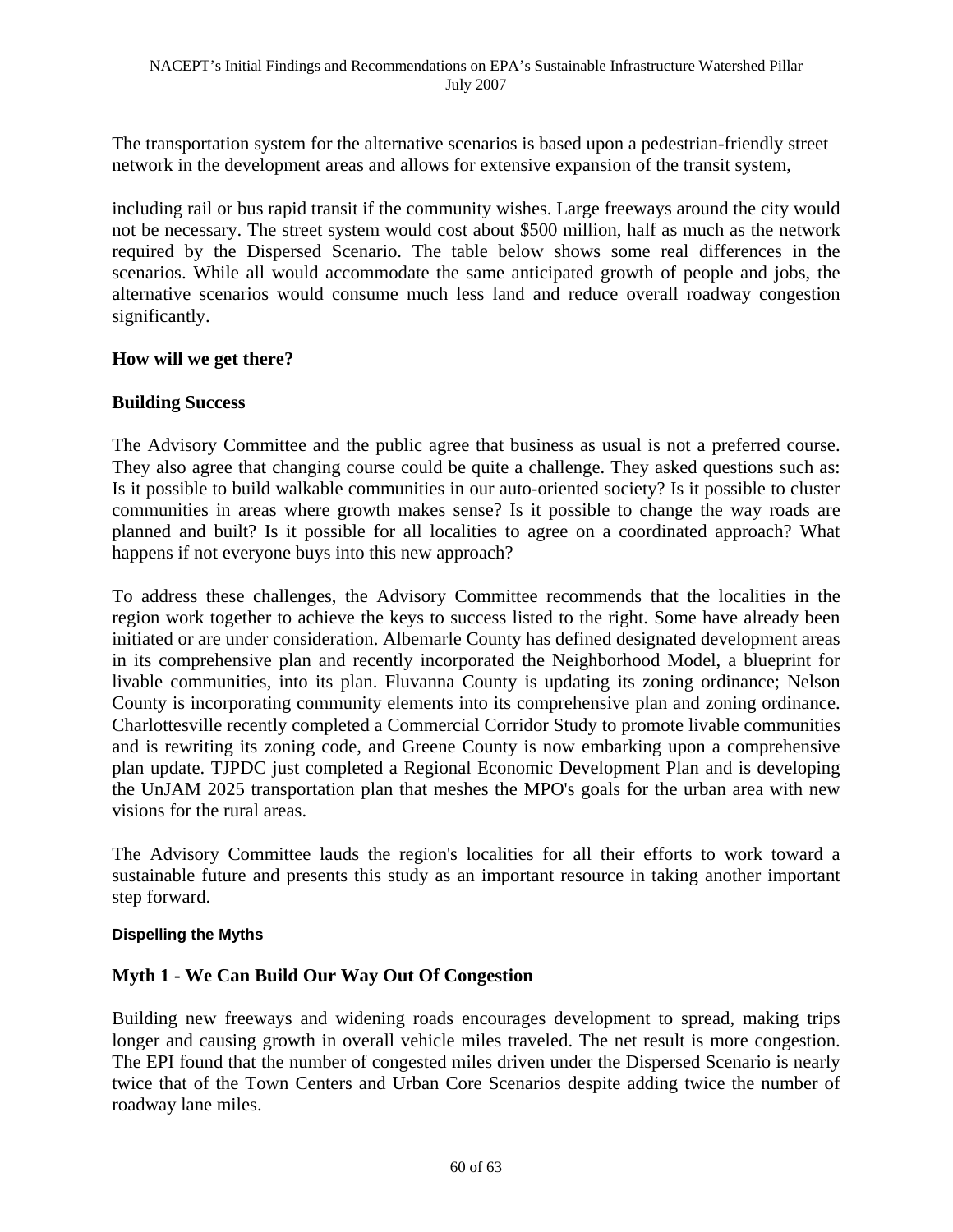The transportation system for the alternative scenarios is based upon a pedestrian-friendly street network in the development areas and allows for extensive expansion of the transit system,

including rail or bus rapid transit if the community wishes. Large freeways around the city would not be necessary. The street system would cost about $500 million, half as much as the network required by the Dispersed Scenario. The table below shows some real differences in the scenarios. While all would accommodate the same anticipated growth of people and jobs, the alternative scenarios would consume much less land and reduce overall roadway congestion significantly.

**How will we get there?**

**Building Success**

The Advisory Committee and the public agree that business as usual is not a preferred course. They also agree that changing course could be quite a challenge. They asked questions such as: Is it possible to build walkable communities in our auto-oriented society? Is it possible to cluster communities in areas where growth makes sense? Is it possible to change the way roads are planned and built? Is it possible for all localities to agree on a coordinated approach? What happens if not everyone buys into this new approach?

To address these challenges, the Advisory Committee recommends that the localities in the region work together to achieve the keys to success listed to the right. Some have already been initiated or are under consideration. Albemarle County has defined designated development areas in its comprehensive plan and recently incorporated the Neighborhood Model, a blueprint for livable communities, into its plan. Fluvanna County is updating its zoning ordinance; Nelson County is incorporating community elements into its comprehensive plan and zoning ordinance. Charlottesville recently completed a Commercial Corridor Study to promote livable communities and is rewriting its zoning code, and Greene County is now embarking upon a comprehensive plan update. TJPDC just completed a Regional Economic Development Plan and is developing the UnJAM 2025 transportation plan that meshes the MPO's goals for the urban area with new visions for the rural areas.

The Advisory Committee lauds the region's localities for all their efforts to work toward a sustainable future and presents this study as an important resource in taking another important step forward.

**Dispelling the Myths**

**Myth 1 - We Can Build Our Way Out Of Congestion**

Building new freeways and widening roads encourages development to spread, making trips longer and causing growth in overall vehicle miles traveled. The net result is more congestion. The EPI found that the number of congested miles driven under the Dispersed Scenario is nearly twice that of the Town Centers and Urban Core Scenarios despite adding twice the number of roadway lane miles.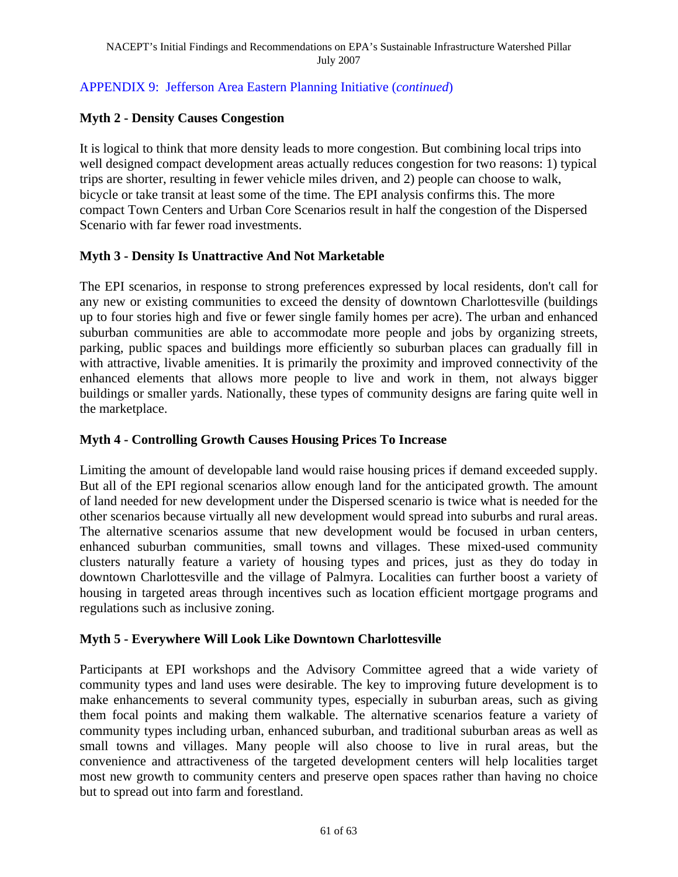## APPENDIX 9: Jefferson Area Eastern Planning Initiative (*continued*)

### Myth 2 - Density Causes Congestion

It is logical to think that more density leads to more congestion. But combining local trips into well designed compact development areas actually reduces congestion for two reasons: 1) typical trips are shorter, resulting in fewer vehicle miles driven, and 2) people can choose to walk, bicycle or take transit at least some of the time. The EPI analysis confirms this. The more compact Town Centers and Urban Core Scenarios result in half the congestion of the Dispersed Scenario with far fewer road investments.

### Myth 3 - Density Is Unattractive And Not Marketable

The EPI scenarios, in response to strong preferences expressed by local residents, don't call for any new or existing communities to exceed the density of downtown Charlottesville (buildings up to four stories high and five or fewer single family homes per acre). The urban and enhanced suburban communities are able to accommodate more people and jobs by organizing streets, parking, public spaces and buildings more efficiently so suburban places can gradually fill in with attractive, livable amenities. It is primarily the proximity and improved connectivity of the enhanced elements that allows more people to live and work in them, not always bigger buildings or smaller yards. Nationally, these types of community designs are faring quite well in the marketplace.

### Myth 4 - Controlling Growth Causes Housing Prices To Increase

Limiting the amount of developable land would raise housing prices if demand exceeded supply. But all of the EPI regional scenarios allow enough land for the anticipated growth. The amount of land needed for new development under the Dispersed scenario is twice what is needed for the other scenarios because virtually all new development would spread into suburbs and rural areas. The alternative scenarios assume that new development would be focused in urban centers, enhanced suburban communities, small towns and villages. These mixed-used community clusters naturally feature a variety of housing types and prices, just as they do today in downtown Charlottesville and the village of Palmyra. Localities can further boost a variety of housing in targeted areas through incentives such as location efficient mortgage programs and regulations such as inclusive zoning.

### Myth 5 - Everywhere Will Look Like Downtown Charlottesville

Participants at EPI workshops and the Advisory Committee agreed that a wide variety of community types and land uses were desirable. The key to improving future development is to make enhancements to several community types, especially in suburban areas, such as giving them focal points and making them walkable. The alternative scenarios feature a variety of community types including urban, enhanced suburban, and traditional suburban areas as well as small towns and villages. Many people will also choose to live in rural areas, but the convenience and attractiveness of the targeted development centers will help localities target most new growth to community centers and preserve open spaces rather than having no choice but to spread out into farm and forestland.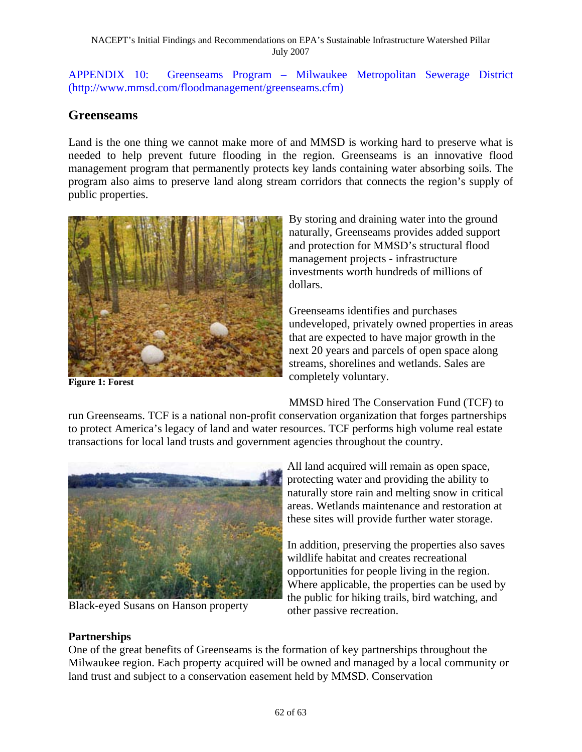APPENDIX 10: Greenseams Program – Milwaukee Metropolitan Sewerage District (http://www.mmsd.com/floodmanagement/greenseams.cfm)

## Greenseams

Land is the one thing we cannot make more of and MMSD is working hard to preserve what is needed to help prevent future flooding in the region. Greenseams is an innovative flood management program that permanently protects key lands containing water absorbing soils. The program also aims to preserve land along stream corridors that connects the region's supply of public properties.

**Figure 1: Forest**

By storing and draining water into the ground naturally, Greenseams provides added support and protection for MMSD's structural flood management projects - infrastructure investments worth hundreds of millions of dollars.

Greenseams identifies and purchases undeveloped, privately owned properties in areas that are expected to have major growth in the next 20 years and parcels of open space along streams, shorelines and wetlands. Sales are completely voluntary.

MMSD hired The Conservation Fund (TCF) to run Greenseams. TCF is a national non-profit conservation organization that forges partnerships to protect America's legacy of land and water resources. TCF performs high volume real estate transactions for local land trusts and government agencies throughout the country.

Black-eyed Susans on Hanson property

All land acquired will remain as open space, protecting water and providing the ability to naturally store rain and melting snow in critical areas. Wetlands maintenance and restoration at these sites will provide further water storage.

In addition, preserving the properties also saves wildlife habitat and creates recreational opportunities for people living in the region. Where applicable, the properties can be used by the public for hiking trails, bird watching, and other passive recreation.

**Partnerships**

One of the great benefits of Greenseams is the formation of key partnerships throughout the Milwaukee region. Each property acquired will be owned and managed by a local community or land trust and subject to a conservation easement held by MMSD. Conservation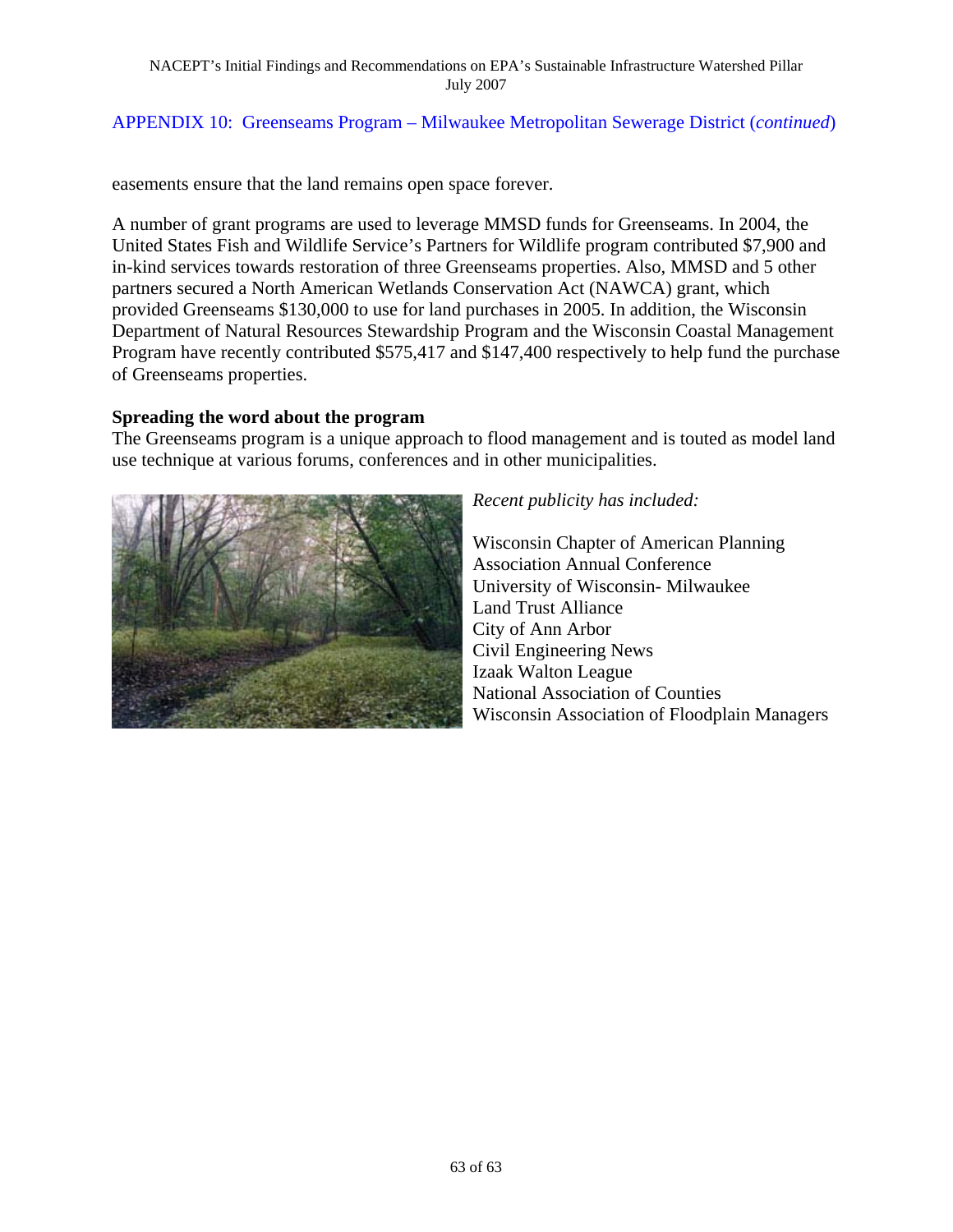APPENDIX 10: Greenseams Program – Milwaukee Metropolitan Sewerage District (*continued*)

easements ensure that the land remains open space forever.

A number of grant programs are used to leverage MMSD funds for Greenseams. In 2004, the United States Fish and Wildlife Service's Partners for Wildlife program contributed $7,900 and in-kind services towards restoration of three Greenseams properties. Also, MMSD and 5 other partners secured a North American Wetlands Conservation Act (NAWCA) grant, which provided Greenseams $130,000 to use for land purchases in 2005. In addition, the Wisconsin Department of Natural Resources Stewardship Program and the Wisconsin Coastal Management Program have recently contributed $575,417 and $147,400 respectively to help fund the purchase of Greenseams properties.

**Spreading the word about the program**

The Greenseams program is a unique approach to flood management and is touted as model land use technique at various forums, conferences and in other municipalities.

*Recent publicity has included:*

Wisconsin Chapter of American Planning Association Annual Conference
University of Wisconsin- Milwaukee
Land Trust Alliance
City of Ann Arbor
Civil Engineering News
Izaak Walton League
National Association of Counties
Wisconsin Association of Floodplain Managers